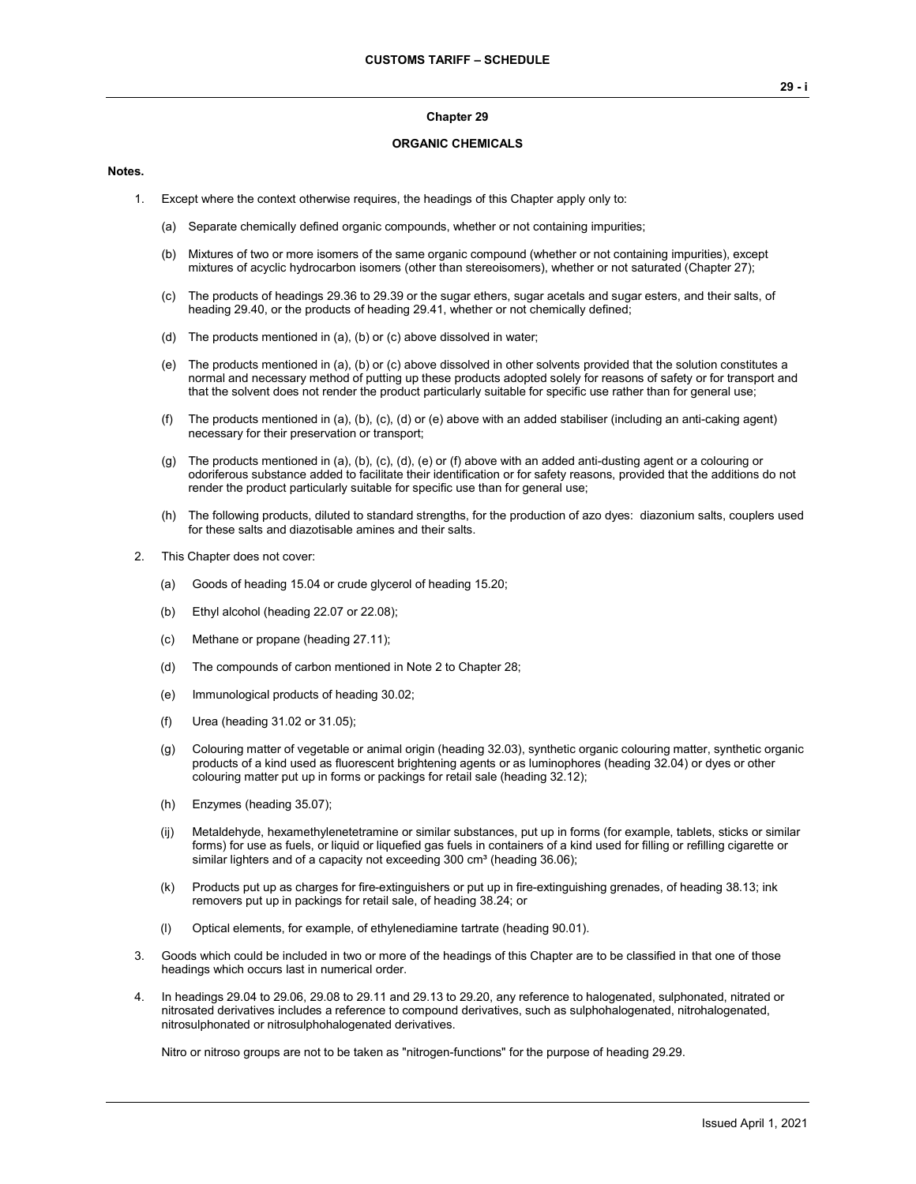## Chapter 29

## ORGANIC CHEMICALS

**Notes.**

1. Except where the context otherwise requires, the headings of this Chapter apply only to:

   (a) Separate chemically defined organic compounds, whether or not containing impurities;

   (b) Mixtures of two or more isomers of the same organic compound (whether or not containing impurities), except mixtures of acyclic hydrocarbon isomers (other than stereoisomers), whether or not saturated (Chapter 27);

   (c) The products of headings 29.36 to 29.39 or the sugar ethers, sugar acetals and sugar esters, and their salts, of heading 29.40, or the products of heading 29.41, whether or not chemically defined;

   (d) The products mentioned in (a), (b) or (c) above dissolved in water;

   (e) The products mentioned in (a), (b) or (c) above dissolved in other solvents provided that the solution constitutes a normal and necessary method of putting up these products adopted solely for reasons of safety or for transport and that the solvent does not render the product particularly suitable for specific use rather than for general use;

   (f) The products mentioned in (a), (b), (c), (d) or (e) above with an added stabiliser (including an anti-caking agent) necessary for their preservation or transport;

   (g) The products mentioned in (a), (b), (c), (d), (e) or (f) above with an added anti-dusting agent or a colouring or odoriferous substance added to facilitate their identification or for safety reasons, provided that the additions do not render the product particularly suitable for specific use than for general use;

   (h) The following products, diluted to standard strengths, for the production of azo dyes: diazonium salts, couplers used for these salts and diazotisable amines and their salts.

2. This Chapter does not cover:

   (a) Goods of heading 15.04 or crude glycerol of heading 15.20;

   (b) Ethyl alcohol (heading 22.07 or 22.08);

   (c) Methane or propane (heading 27.11);

   (d) The compounds of carbon mentioned in Note 2 to Chapter 28;

   (e) Immunological products of heading 30.02;

   (f) Urea (heading 31.02 or 31.05);

   (g) Colouring matter of vegetable or animal origin (heading 32.03), synthetic organic colouring matter, synthetic organic products of a kind used as fluorescent brightening agents or as luminophores (heading 32.04) or dyes or other colouring matter put up in forms or packings for retail sale (heading 32.12);

   (h) Enzymes (heading 35.07);

   (ij) Metaldehyde, hexamethylenetetramine or similar substances, put up in forms (for example, tablets, sticks or similar forms) for use as fuels, or liquid or liquefied gas fuels in containers of a kind used for filling or refilling cigarette or similar lighters and of a capacity not exceeding 300 $cm^3$ (heading 36.06);

   (k) Products put up as charges for fire-extinguishers or put up in fire-extinguishing grenades, of heading 38.13; ink removers put up in packings for retail sale, of heading 38.24; or

   (l) Optical elements, for example, of ethylenediamine tartrate (heading 90.01).

3. Goods which could be included in two or more of the headings of this Chapter are to be classified in that one of those headings which occurs last in numerical order.

4. In headings 29.04 to 29.06, 29.08 to 29.11 and 29.13 to 29.20, any reference to halogenated, sulphonated, nitrated or nitrosated derivatives includes a reference to compound derivatives, such as sulphohalogenated, nitrohalogenated, nitrosulphonated or nitrosulphohalogenated derivatives.

   Nitro or nitroso groups are not to be taken as "nitrogen-functions" for the purpose of heading 29.29.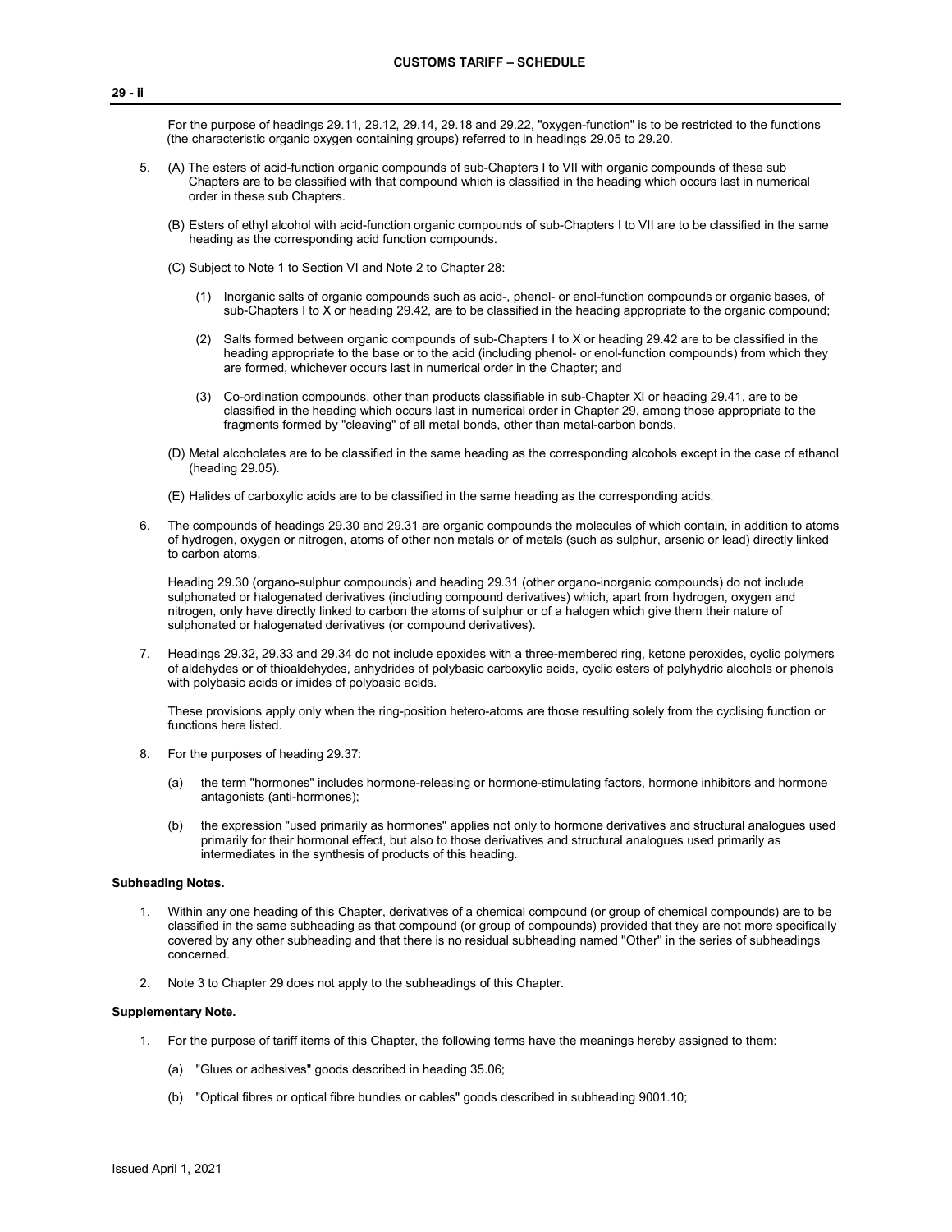For the purpose of headings 29.11, 29.12, 29.14, 29.18 and 29.22, "oxygen-function" is to be restricted to the functions (the characteristic organic oxygen containing groups) referred to in headings 29.05 to 29.20.

5. (A) The esters of acid-function organic compounds of sub-Chapters I to VII with organic compounds of these sub Chapters are to be classified with that compound which is classified in the heading which occurs last in numerical order in these sub Chapters.

   (B) Esters of ethyl alcohol with acid-function organic compounds of sub-Chapters I to VII are to be classified in the same heading as the corresponding acid function compounds.

   (C) Subject to Note 1 to Section VI and Note 2 to Chapter 28:

   (1) Inorganic salts of organic compounds such as acid-, phenol- or enol-function compounds or organic bases, of sub-Chapters I to X or heading 29.42, are to be classified in the heading appropriate to the organic compound;

   (2) Salts formed between organic compounds of sub-Chapters I to X or heading 29.42 are to be classified in the heading appropriate to the base or to the acid (including phenol- or enol-function compounds) from which they are formed, whichever occurs last in numerical order in the Chapter; and

   (3) Co-ordination compounds, other than products classifiable in sub-Chapter XI or heading 29.41, are to be classified in the heading which occurs last in numerical order in Chapter 29, among those appropriate to the fragments formed by "cleaving" of all metal bonds, other than metal-carbon bonds.

   (D) Metal alcoholates are to be classified in the same heading as the corresponding alcohols except in the case of ethanol (heading 29.05).

   (E) Halides of carboxylic acids are to be classified in the same heading as the corresponding acids.

6. The compounds of headings 29.30 and 29.31 are organic compounds the molecules of which contain, in addition to atoms of hydrogen, oxygen or nitrogen, atoms of other non metals or of metals (such as sulphur, arsenic or lead) directly linked to carbon atoms.

   Heading 29.30 (organo-sulphur compounds) and heading 29.31 (other organo-inorganic compounds) do not include sulphonated or halogenated derivatives (including compound derivatives) which, apart from hydrogen, oxygen and nitrogen, only have directly linked to carbon the atoms of sulphur or of a halogen which give them their nature of sulphonated or halogenated derivatives (or compound derivatives).

7. Headings 29.32, 29.33 and 29.34 do not include epoxides with a three-membered ring, ketone peroxides, cyclic polymers of aldehydes or of thioaldehydes, anhydrides of polybasic carboxylic acids, cyclic esters of polyhydric alcohols or phenols with polybasic acids or imides of polybasic acids.

   These provisions apply only when the ring-position hetero-atoms are those resulting solely from the cyclising function or functions here listed.

8. For the purposes of heading 29.37:

   (a) the term "hormones" includes hormone-releasing or hormone-stimulating factors, hormone inhibitors and hormone antagonists (anti-hormones);

   (b) the expression "used primarily as hormones" applies not only to hormone derivatives and structural analogues used primarily for their hormonal effect, but also to those derivatives and structural analogues used primarily as intermediates in the synthesis of products of this heading.

**Subheading Notes.**

1. Within any one heading of this Chapter, derivatives of a chemical compound (or group of chemical compounds) are to be classified in the same subheading as that compound (or group of compounds) provided that they are not more specifically covered by any other subheading and that there is no residual subheading named "Other" in the series of subheadings concerned.

2. Note 3 to Chapter 29 does not apply to the subheadings of this Chapter.

**Supplementary Note.**

1. For the purpose of tariff items of this Chapter, the following terms have the meanings hereby assigned to them:

   (a) "Glues or adhesives" goods described in heading 35.06;

   (b) "Optical fibres or optical fibre bundles or cables" goods described in subheading 9001.10;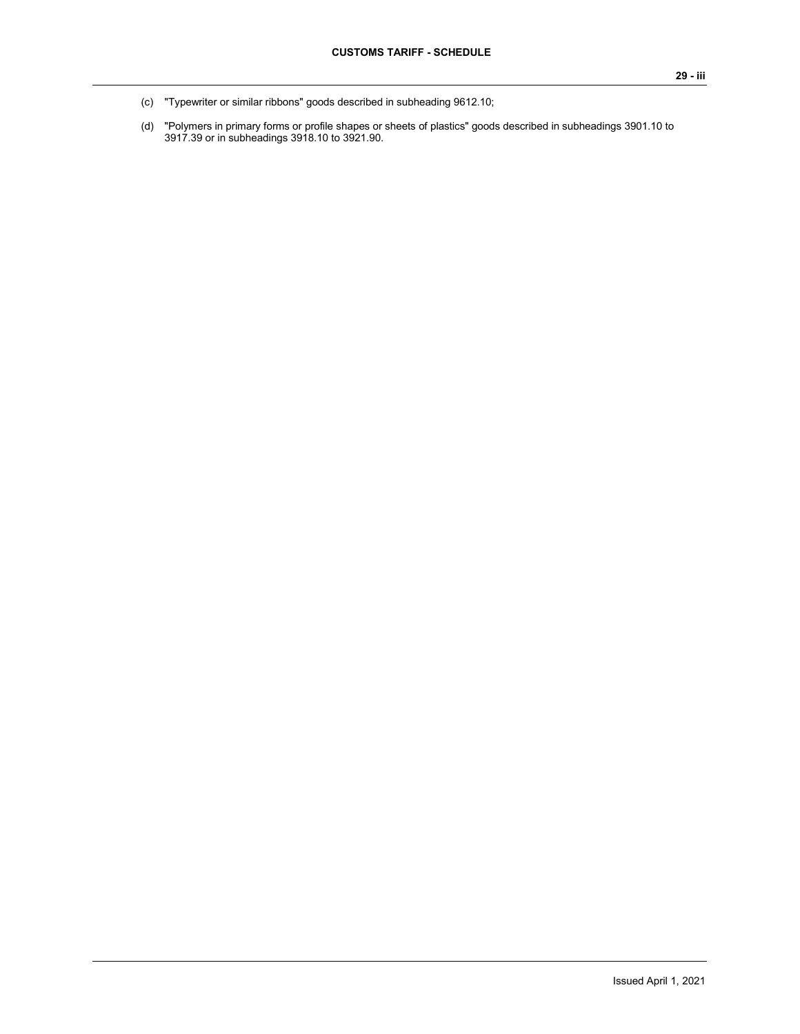(c) "Typewriter or similar ribbons" goods described in subheading 9612.10;

(d) "Polymers in primary forms or profile shapes or sheets of plastics" goods described in subheadings 3901.10 to 3917.39 or in subheadings 3918.10 to 3921.90.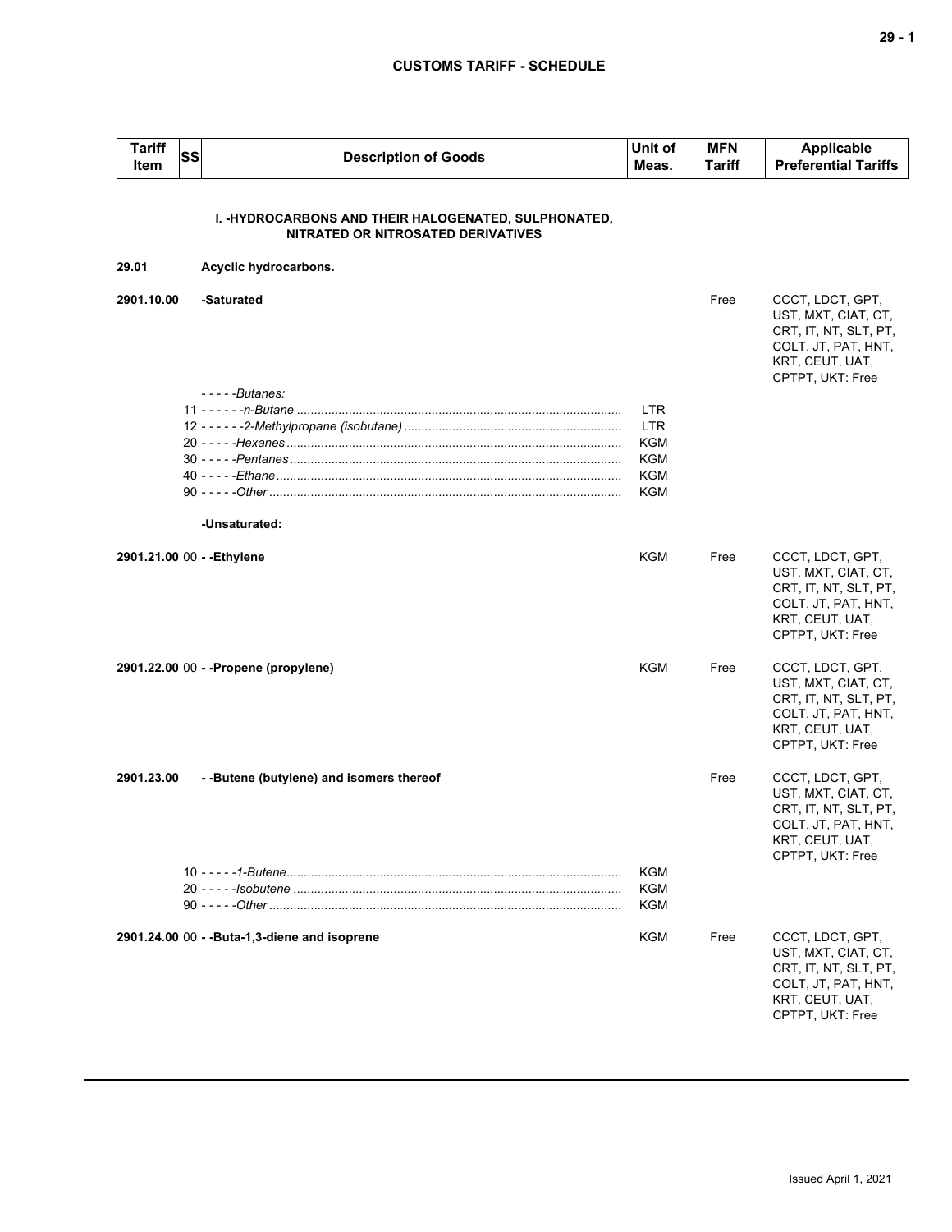| Tariff Item | SS | Description of Goods | Unit of Meas. | MFN Tariff | Applicable Preferential Tariffs |
|---|---|---|---|---|---|
| | | **I. -HYDROCARBONS AND THEIR HALOGENATED, SULPHONATED, NITRATED OR NITROSATED DERIVATIVES** | | | |
| **29.01** | | **Acyclic hydrocarbons.** | | | |
| **2901.10.00** | | **-Saturated** | | Free | CCCT, LDCT, GPT, UST, MXT, CIAT, CT, CRT, IT, NT, SLT, PT, COLT, JT, PAT, HNT, KRT, CEUT, UAT, CPTPT, UKT: Free |
| | | *- - - - -Butanes:* | | | |
| | 11 | *- - - - - -n-Butane* | LTR | | |
| | 12 | *- - - - - -2-Methylpropane (isobutane)* | LTR | | |
| | 20 | *- - - - -Hexanes* | KGM | | |
| | 30 | *- - - - -Pentanes* | KGM | | |
| | 40 | *- - - - -Ethane* | KGM | | |
| | 90 | *- - - - -Other* | KGM | | |
| | | **-Unsaturated:** | | | |
| **2901.21.00** | 00 | **- -Ethylene** | KGM | Free | CCCT, LDCT, GPT, UST, MXT, CIAT, CT, CRT, IT, NT, SLT, PT, COLT, JT, PAT, HNT, KRT, CEUT, UAT, CPTPT, UKT: Free |
| **2901.22.00** | 00 | **- -Propene (propylene)** | KGM | Free | CCCT, LDCT, GPT, UST, MXT, CIAT, CT, CRT, IT, NT, SLT, PT, COLT, JT, PAT, HNT, KRT, CEUT, UAT, CPTPT, UKT: Free |
| **2901.23.00** | | **- -Butene (butylene) and isomers thereof** | | Free | CCCT, LDCT, GPT, UST, MXT, CIAT, CT, CRT, IT, NT, SLT, PT, COLT, JT, PAT, HNT, KRT, CEUT, UAT, CPTPT, UKT: Free |
| | 10 | *- - - - -1-Butene* | KGM | | |
| | 20 | *- - - - -Isobutene* | KGM | | |
| | 90 | *- - - - -Other* | KGM | | |
| **2901.24.00** | 00 | **- -Buta-1,3-diene and isoprene** | KGM | Free | CCCT, LDCT, GPT, UST, MXT, CIAT, CT, CRT, IT, NT, SLT, PT, COLT, JT, PAT, HNT, KRT, CEUT, UAT, CPTPT, UKT: Free |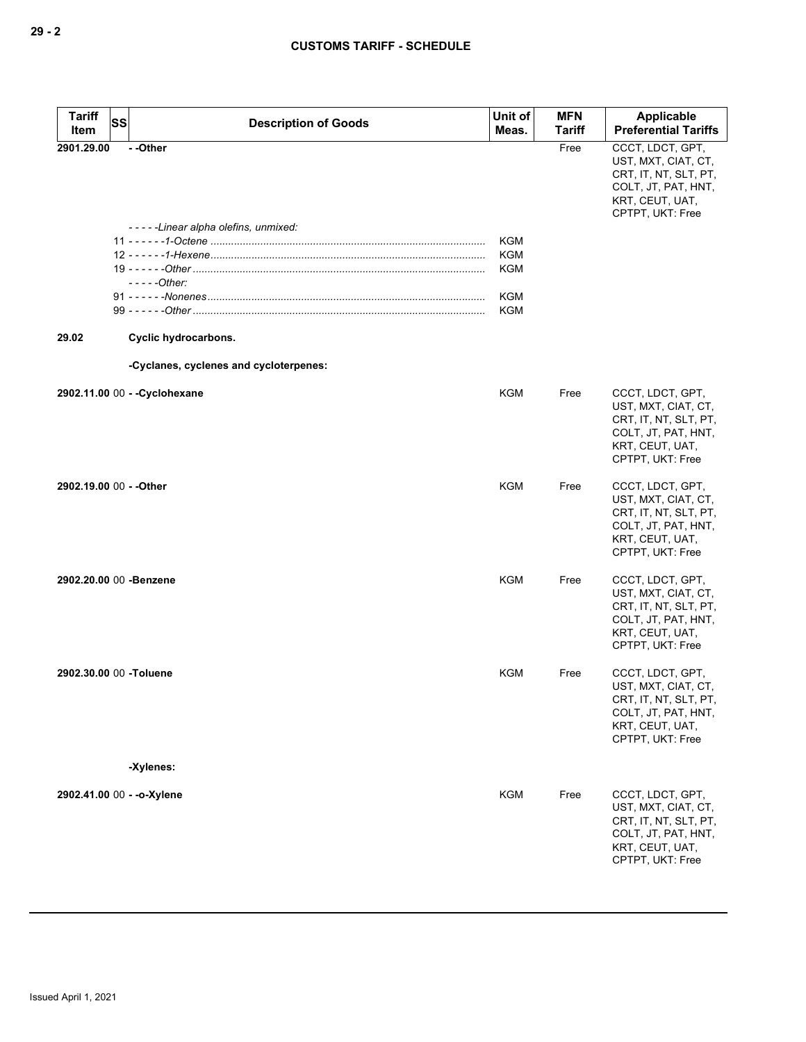| Tariff Item | SS | Description of Goods | Unit of Meas. | MFN Tariff | Applicable Preferential Tariffs |
|---|---|---|---|---|---|
| 2901.29.00 | | - -Other | | Free | CCCT, LDCT, GPT, UST, MXT, CIAT, CT, CRT, IT, NT, SLT, PT, COLT, JT, PAT, HNT, KRT, CEUT, UAT, CPTPT, UKT: Free |
| | | *- - - - -Linear alpha olefins, unmixed:* | | | |
| | 11 | *- - - - - -1-Octene* | KGM | | |
| | 12 | *- - - - - -1-Hexene* | KGM | | |
| | 19 | *- - - - - -Other* | KGM | | |
| | | *- - - - -Other:* | | | |
| | 91 | *- - - - - -Nonenes* | KGM | | |
| | 99 | *- - - - - -Other* | KGM | | |
| 29.02 | | **Cyclic hydrocarbons.** | | | |
| | | **-Cyclanes, cyclenes and cycloterpenes:** | | | |
| 2902.11.00 | 00 | - -Cyclohexane | KGM | Free | CCCT, LDCT, GPT, UST, MXT, CIAT, CT, CRT, IT, NT, SLT, PT, COLT, JT, PAT, HNT, KRT, CEUT, UAT, CPTPT, UKT: Free |
| 2902.19.00 | 00 | - -Other | KGM | Free | CCCT, LDCT, GPT, UST, MXT, CIAT, CT, CRT, IT, NT, SLT, PT, COLT, JT, PAT, HNT, KRT, CEUT, UAT, CPTPT, UKT: Free |
| 2902.20.00 | 00 | -Benzene | KGM | Free | CCCT, LDCT, GPT, UST, MXT, CIAT, CT, CRT, IT, NT, SLT, PT, COLT, JT, PAT, HNT, KRT, CEUT, UAT, CPTPT, UKT: Free |
| 2902.30.00 | 00 | -Toluene | KGM | Free | CCCT, LDCT, GPT, UST, MXT, CIAT, CT, CRT, IT, NT, SLT, PT, COLT, JT, PAT, HNT, KRT, CEUT, UAT, CPTPT, UKT: Free |
| | | **-Xylenes:** | | | |
| 2902.41.00 | 00 | - -o-Xylene | KGM | Free | CCCT, LDCT, GPT, UST, MXT, CIAT, CT, CRT, IT, NT, SLT, PT, COLT, JT, PAT, HNT, KRT, CEUT, UAT, CPTPT, UKT: Free |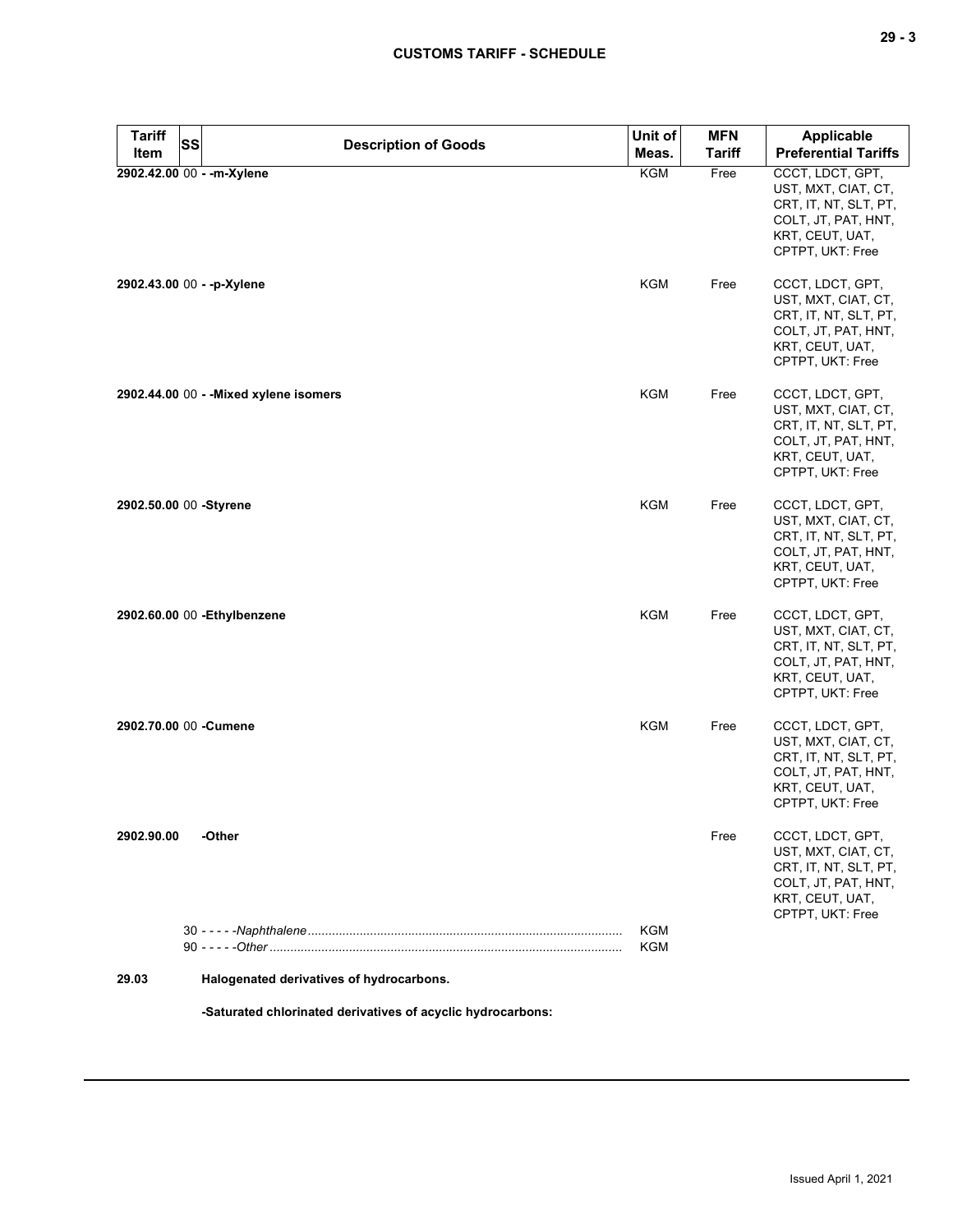| Tariff Item | SS | Description of Goods | Unit of Meas. | MFN Tariff | Applicable Preferential Tariffs |
|---|---|---|---|---|---|
| **2902.42.00** | 00 | **- -m-Xylene** | KGM | Free | CCCT, LDCT, GPT, UST, MXT, CIAT, CT, CRT, IT, NT, SLT, PT, COLT, JT, PAT, HNT, KRT, CEUT, UAT, CPTPT, UKT: Free |
| **2902.43.00** | 00 | **- -p-Xylene** | KGM | Free | CCCT, LDCT, GPT, UST, MXT, CIAT, CT, CRT, IT, NT, SLT, PT, COLT, JT, PAT, HNT, KRT, CEUT, UAT, CPTPT, UKT: Free |
| **2902.44.00** | 00 | **- -Mixed xylene isomers** | KGM | Free | CCCT, LDCT, GPT, UST, MXT, CIAT, CT, CRT, IT, NT, SLT, PT, COLT, JT, PAT, HNT, KRT, CEUT, UAT, CPTPT, UKT: Free |
| **2902.50.00** | 00 | **-Styrene** | KGM | Free | CCCT, LDCT, GPT, UST, MXT, CIAT, CT, CRT, IT, NT, SLT, PT, COLT, JT, PAT, HNT, KRT, CEUT, UAT, CPTPT, UKT: Free |
| **2902.60.00** | 00 | **-Ethylbenzene** | KGM | Free | CCCT, LDCT, GPT, UST, MXT, CIAT, CT, CRT, IT, NT, SLT, PT, COLT, JT, PAT, HNT, KRT, CEUT, UAT, CPTPT, UKT: Free |
| **2902.70.00** | 00 | **-Cumene** | KGM | Free | CCCT, LDCT, GPT, UST, MXT, CIAT, CT, CRT, IT, NT, SLT, PT, COLT, JT, PAT, HNT, KRT, CEUT, UAT, CPTPT, UKT: Free |
| **2902.90.00** | | **-Other** | | Free | CCCT, LDCT, GPT, UST, MXT, CIAT, CT, CRT, IT, NT, SLT, PT, COLT, JT, PAT, HNT, KRT, CEUT, UAT, CPTPT, UKT: Free |
| | 30 | - - - - -*Naphthalene* | KGM | | |
| | 90 | - - - - -*Other* | KGM | | |
| **29.03** | | **Halogenated derivatives of hydrocarbons.** | | | |
| | | **-Saturated chlorinated derivatives of acyclic hydrocarbons:** | | | |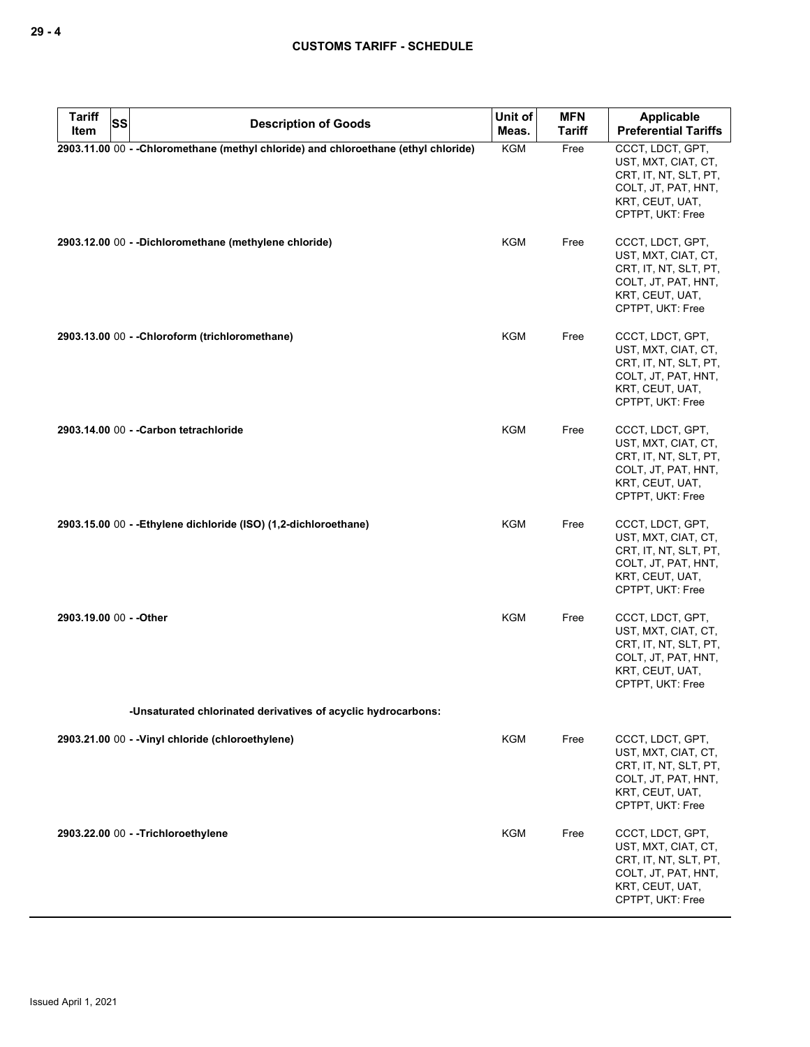| Tariff Item | SS | Description of Goods | Unit of Meas. | MFN Tariff | Applicable Preferential Tariffs |
|---|---|---|---|---|---|
| 2903.11.00 | 00 | - -Chloromethane (methyl chloride) and chloroethane (ethyl chloride) | KGM | Free | CCCT, LDCT, GPT, UST, MXT, CIAT, CT, CRT, IT, NT, SLT, PT, COLT, JT, PAT, HNT, KRT, CEUT, UAT, CPTPT, UKT: Free |
| 2903.12.00 | 00 | - -Dichloromethane (methylene chloride) | KGM | Free | CCCT, LDCT, GPT, UST, MXT, CIAT, CT, CRT, IT, NT, SLT, PT, COLT, JT, PAT, HNT, KRT, CEUT, UAT, CPTPT, UKT: Free |
| 2903.13.00 | 00 | - -Chloroform (trichloromethane) | KGM | Free | CCCT, LDCT, GPT, UST, MXT, CIAT, CT, CRT, IT, NT, SLT, PT, COLT, JT, PAT, HNT, KRT, CEUT, UAT, CPTPT, UKT: Free |
| 2903.14.00 | 00 | - -Carbon tetrachloride | KGM | Free | CCCT, LDCT, GPT, UST, MXT, CIAT, CT, CRT, IT, NT, SLT, PT, COLT, JT, PAT, HNT, KRT, CEUT, UAT, CPTPT, UKT: Free |
| 2903.15.00 | 00 | - -Ethylene dichloride (ISO) (1,2-dichloroethane) | KGM | Free | CCCT, LDCT, GPT, UST, MXT, CIAT, CT, CRT, IT, NT, SLT, PT, COLT, JT, PAT, HNT, KRT, CEUT, UAT, CPTPT, UKT: Free |
| 2903.19.00 | 00 | - -Other | KGM | Free | CCCT, LDCT, GPT, UST, MXT, CIAT, CT, CRT, IT, NT, SLT, PT, COLT, JT, PAT, HNT, KRT, CEUT, UAT, CPTPT, UKT: Free |
| | | -Unsaturated chlorinated derivatives of acyclic hydrocarbons: | | | |
| 2903.21.00 | 00 | - -Vinyl chloride (chloroethylene) | KGM | Free | CCCT, LDCT, GPT, UST, MXT, CIAT, CT, CRT, IT, NT, SLT, PT, COLT, JT, PAT, HNT, KRT, CEUT, UAT, CPTPT, UKT: Free |
| 2903.22.00 | 00 | - -Trichloroethylene | KGM | Free | CCCT, LDCT, GPT, UST, MXT, CIAT, CT, CRT, IT, NT, SLT, PT, COLT, JT, PAT, HNT, KRT, CEUT, UAT, CPTPT, UKT: Free |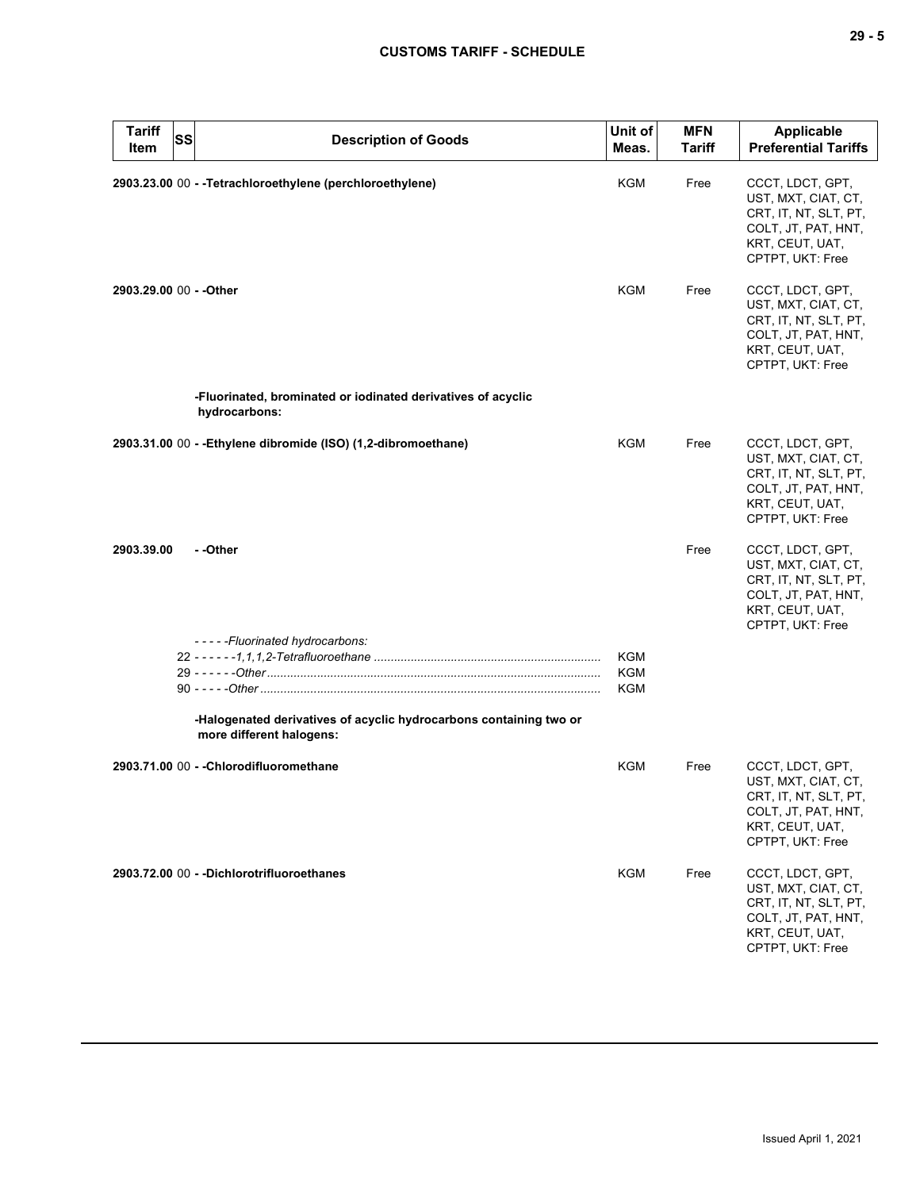| Tariff Item | SS | Description of Goods | Unit of Meas. | MFN Tariff | Applicable Preferential Tariffs |
|---|---|---|---|---|---|
| 2903.23.00 | 00 | - -Tetrachloroethylene (perchloroethylene) | KGM | Free | CCCT, LDCT, GPT, UST, MXT, CIAT, CT, CRT, IT, NT, SLT, PT, COLT, JT, PAT, HNT, KRT, CEUT, UAT, CPTPT, UKT: Free |
| 2903.29.00 | 00 | - -Other | KGM | Free | CCCT, LDCT, GPT, UST, MXT, CIAT, CT, CRT, IT, NT, SLT, PT, COLT, JT, PAT, HNT, KRT, CEUT, UAT, CPTPT, UKT: Free |
| | | -Fluorinated, brominated or iodinated derivatives of acyclic hydrocarbons: | | | |
| 2903.31.00 | 00 | - -Ethylene dibromide (ISO) (1,2-dibromoethane) | KGM | Free | CCCT, LDCT, GPT, UST, MXT, CIAT, CT, CRT, IT, NT, SLT, PT, COLT, JT, PAT, HNT, KRT, CEUT, UAT, CPTPT, UKT: Free |
| 2903.39.00 | | - -Other | | Free | CCCT, LDCT, GPT, UST, MXT, CIAT, CT, CRT, IT, NT, SLT, PT, COLT, JT, PAT, HNT, KRT, CEUT, UAT, CPTPT, UKT: Free |
| | | - - - - -*Fluorinated hydrocarbons:* | | | |
| | 22 | - - - - - -*1,1,1,2-Tetrafluoroethane* | KGM | | |
| | 29 | - - - - - -*Other* | KGM | | |
| | 90 | - - - - -*Other* | KGM | | |
| | | -Halogenated derivatives of acyclic hydrocarbons containing two or more different halogens: | | | |
| 2903.71.00 | 00 | - -Chlorodifluoromethane | KGM | Free | CCCT, LDCT, GPT, UST, MXT, CIAT, CT, CRT, IT, NT, SLT, PT, COLT, JT, PAT, HNT, KRT, CEUT, UAT, CPTPT, UKT: Free |
| 2903.72.00 | 00 | - -Dichlorotrifluoroethanes | KGM | Free | CCCT, LDCT, GPT, UST, MXT, CIAT, CT, CRT, IT, NT, SLT, PT, COLT, JT, PAT, HNT, KRT, CEUT, UAT, CPTPT, UKT: Free |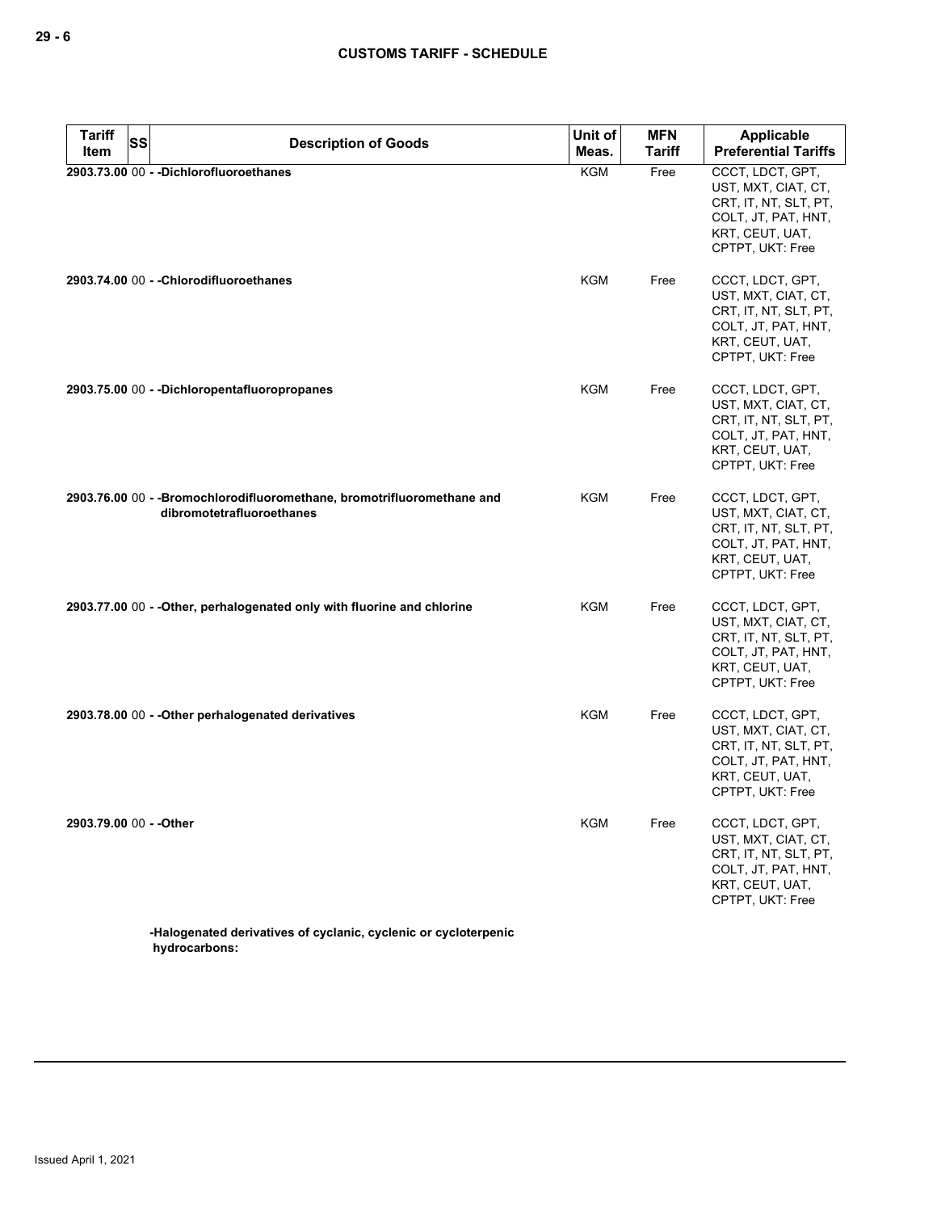| Tariff Item | SS | Description of Goods | Unit of Meas. | MFN Tariff | Applicable Preferential Tariffs |
|---|---|---|---|---|---|
| 2903.73.00 | 00 | - -Dichlorofluoroethanes | KGM | Free | CCCT, LDCT, GPT, UST, MXT, CIAT, CT, CRT, IT, NT, SLT, PT, COLT, JT, PAT, HNT, KRT, CEUT, UAT, CPTPT, UKT: Free |
| 2903.74.00 | 00 | - -Chlorodifluoroethanes | KGM | Free | CCCT, LDCT, GPT, UST, MXT, CIAT, CT, CRT, IT, NT, SLT, PT, COLT, JT, PAT, HNT, KRT, CEUT, UAT, CPTPT, UKT: Free |
| 2903.75.00 | 00 | - -Dichloropentafluoropropanes | KGM | Free | CCCT, LDCT, GPT, UST, MXT, CIAT, CT, CRT, IT, NT, SLT, PT, COLT, JT, PAT, HNT, KRT, CEUT, UAT, CPTPT, UKT: Free |
| 2903.76.00 | 00 | - -Bromochlorodifluoromethane, bromotrifluoromethane and dibromotetrafluoroethanes | KGM | Free | CCCT, LDCT, GPT, UST, MXT, CIAT, CT, CRT, IT, NT, SLT, PT, COLT, JT, PAT, HNT, KRT, CEUT, UAT, CPTPT, UKT: Free |
| 2903.77.00 | 00 | - -Other, perhalogenated only with fluorine and chlorine | KGM | Free | CCCT, LDCT, GPT, UST, MXT, CIAT, CT, CRT, IT, NT, SLT, PT, COLT, JT, PAT, HNT, KRT, CEUT, UAT, CPTPT, UKT: Free |
| 2903.78.00 | 00 | - -Other perhalogenated derivatives | KGM | Free | CCCT, LDCT, GPT, UST, MXT, CIAT, CT, CRT, IT, NT, SLT, PT, COLT, JT, PAT, HNT, KRT, CEUT, UAT, CPTPT, UKT: Free |
| 2903.79.00 | 00 | - -Other | KGM | Free | CCCT, LDCT, GPT, UST, MXT, CIAT, CT, CRT, IT, NT, SLT, PT, COLT, JT, PAT, HNT, KRT, CEUT, UAT, CPTPT, UKT: Free |
| | | -Halogenated derivatives of cyclanic, cyclenic or cycloterpenic hydrocarbons: | | | |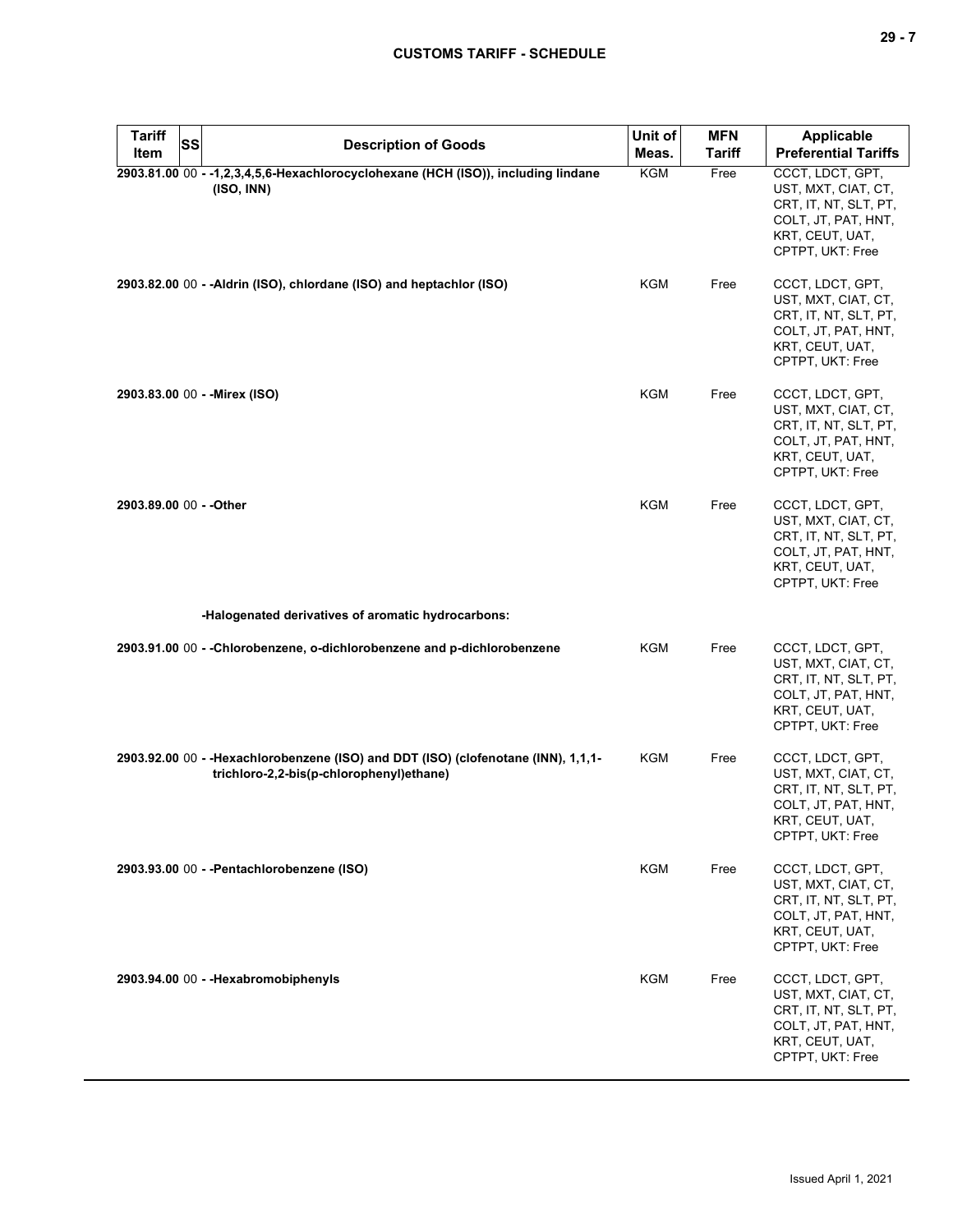| Tariff Item | SS | Description of Goods | Unit of Meas. | MFN Tariff | Applicable Preferential Tariffs |
|---|---|---|---|---|---|
| **2903.81.00** | 00 | **- -1,2,3,4,5,6-Hexachlorocyclohexane (HCH (ISO)), including lindane (ISO, INN)** | KGM | Free | CCCT, LDCT, GPT, UST, MXT, CIAT, CT, CRT, IT, NT, SLT, PT, COLT, JT, PAT, HNT, KRT, CEUT, UAT, CPTPT, UKT: Free |
| **2903.82.00** | 00 | **- -Aldrin (ISO), chlordane (ISO) and heptachlor (ISO)** | KGM | Free | CCCT, LDCT, GPT, UST, MXT, CIAT, CT, CRT, IT, NT, SLT, PT, COLT, JT, PAT, HNT, KRT, CEUT, UAT, CPTPT, UKT: Free |
| **2903.83.00** | 00 | **- -Mirex (ISO)** | KGM | Free | CCCT, LDCT, GPT, UST, MXT, CIAT, CT, CRT, IT, NT, SLT, PT, COLT, JT, PAT, HNT, KRT, CEUT, UAT, CPTPT, UKT: Free |
| **2903.89.00** | 00 | **- -Other** | KGM | Free | CCCT, LDCT, GPT, UST, MXT, CIAT, CT, CRT, IT, NT, SLT, PT, COLT, JT, PAT, HNT, KRT, CEUT, UAT, CPTPT, UKT: Free |
| | | **-Halogenated derivatives of aromatic hydrocarbons:** | | | |
| **2903.91.00** | 00 | **- -Chlorobenzene, o-dichlorobenzene and p-dichlorobenzene** | KGM | Free | CCCT, LDCT, GPT, UST, MXT, CIAT, CT, CRT, IT, NT, SLT, PT, COLT, JT, PAT, HNT, KRT, CEUT, UAT, CPTPT, UKT: Free |
| **2903.92.00** | 00 | **- -Hexachlorobenzene (ISO) and DDT (ISO) (clofenotane (INN), 1,1,1-trichloro-2,2-bis(p-chlorophenyl)ethane)** | KGM | Free | CCCT, LDCT, GPT, UST, MXT, CIAT, CT, CRT, IT, NT, SLT, PT, COLT, JT, PAT, HNT, KRT, CEUT, UAT, CPTPT, UKT: Free |
| **2903.93.00** | 00 | **- -Pentachlorobenzene (ISO)** | KGM | Free | CCCT, LDCT, GPT, UST, MXT, CIAT, CT, CRT, IT, NT, SLT, PT, COLT, JT, PAT, HNT, KRT, CEUT, UAT, CPTPT, UKT: Free |
| **2903.94.00** | 00 | **- -Hexabromobiphenyls** | KGM | Free | CCCT, LDCT, GPT, UST, MXT, CIAT, CT, CRT, IT, NT, SLT, PT, COLT, JT, PAT, HNT, KRT, CEUT, UAT, CPTPT, UKT: Free |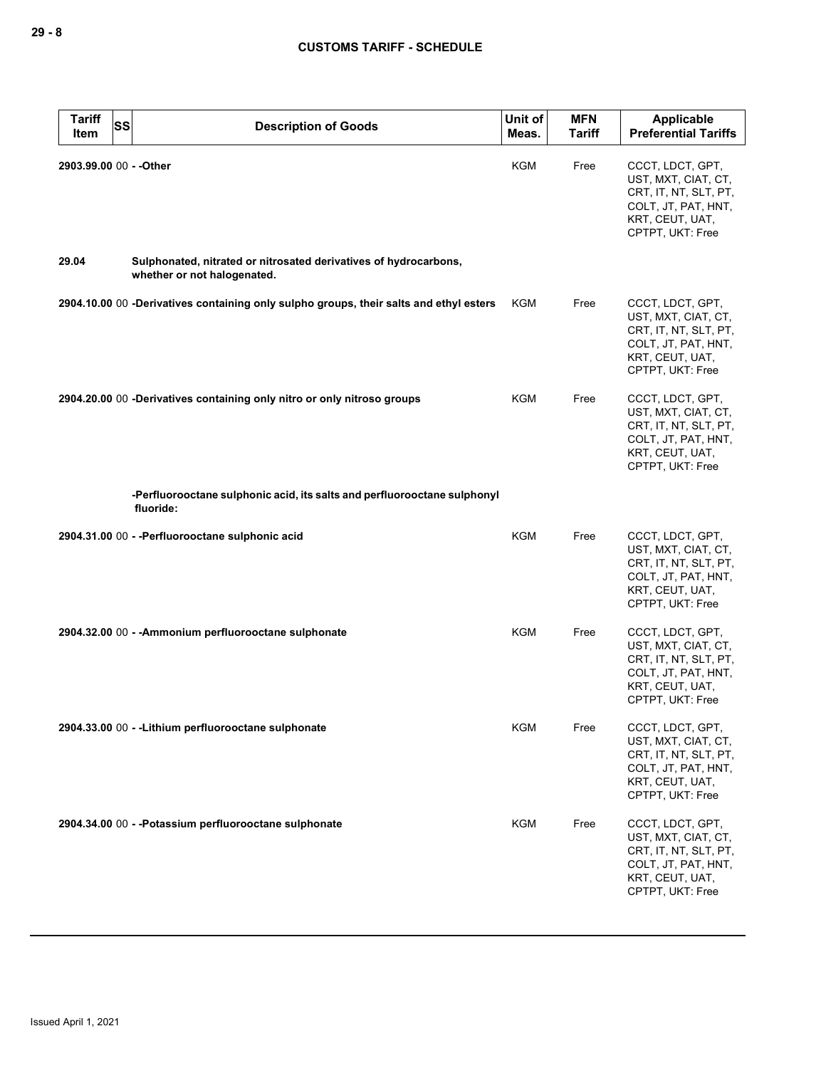| Tariff Item | SS | Description of Goods | Unit of Meas. | MFN Tariff | Applicable Preferential Tariffs |
|---|---|---|---|---|---|
| 2903.99.00 | 00 | - -Other | KGM | Free | CCCT, LDCT, GPT, UST, MXT, CIAT, CT, CRT, IT, NT, SLT, PT, COLT, JT, PAT, HNT, KRT, CEUT, UAT, CPTPT, UKT: Free |
| 29.04 | | **Sulphonated, nitrated or nitrosated derivatives of hydrocarbons, whether or not halogenated.** | | | |
| 2904.10.00 | 00 | -Derivatives containing only sulpho groups, their salts and ethyl esters | KGM | Free | CCCT, LDCT, GPT, UST, MXT, CIAT, CT, CRT, IT, NT, SLT, PT, COLT, JT, PAT, HNT, KRT, CEUT, UAT, CPTPT, UKT: Free |
| 2904.20.00 | 00 | -Derivatives containing only nitro or only nitroso groups | KGM | Free | CCCT, LDCT, GPT, UST, MXT, CIAT, CT, CRT, IT, NT, SLT, PT, COLT, JT, PAT, HNT, KRT, CEUT, UAT, CPTPT, UKT: Free |
| | | -Perfluorooctane sulphonic acid, its salts and perfluorooctane sulphonyl fluoride: | | | |
| 2904.31.00 | 00 | - -Perfluorooctane sulphonic acid | KGM | Free | CCCT, LDCT, GPT, UST, MXT, CIAT, CT, CRT, IT, NT, SLT, PT, COLT, JT, PAT, HNT, KRT, CEUT, UAT, CPTPT, UKT: Free |
| 2904.32.00 | 00 | - -Ammonium perfluorooctane sulphonate | KGM | Free | CCCT, LDCT, GPT, UST, MXT, CIAT, CT, CRT, IT, NT, SLT, PT, COLT, JT, PAT, HNT, KRT, CEUT, UAT, CPTPT, UKT: Free |
| 2904.33.00 | 00 | - -Lithium perfluorooctane sulphonate | KGM | Free | CCCT, LDCT, GPT, UST, MXT, CIAT, CT, CRT, IT, NT, SLT, PT, COLT, JT, PAT, HNT, KRT, CEUT, UAT, CPTPT, UKT: Free |
| 2904.34.00 | 00 | - -Potassium perfluorooctane sulphonate | KGM | Free | CCCT, LDCT, GPT, UST, MXT, CIAT, CT, CRT, IT, NT, SLT, PT, COLT, JT, PAT, HNT, KRT, CEUT, UAT, CPTPT, UKT: Free |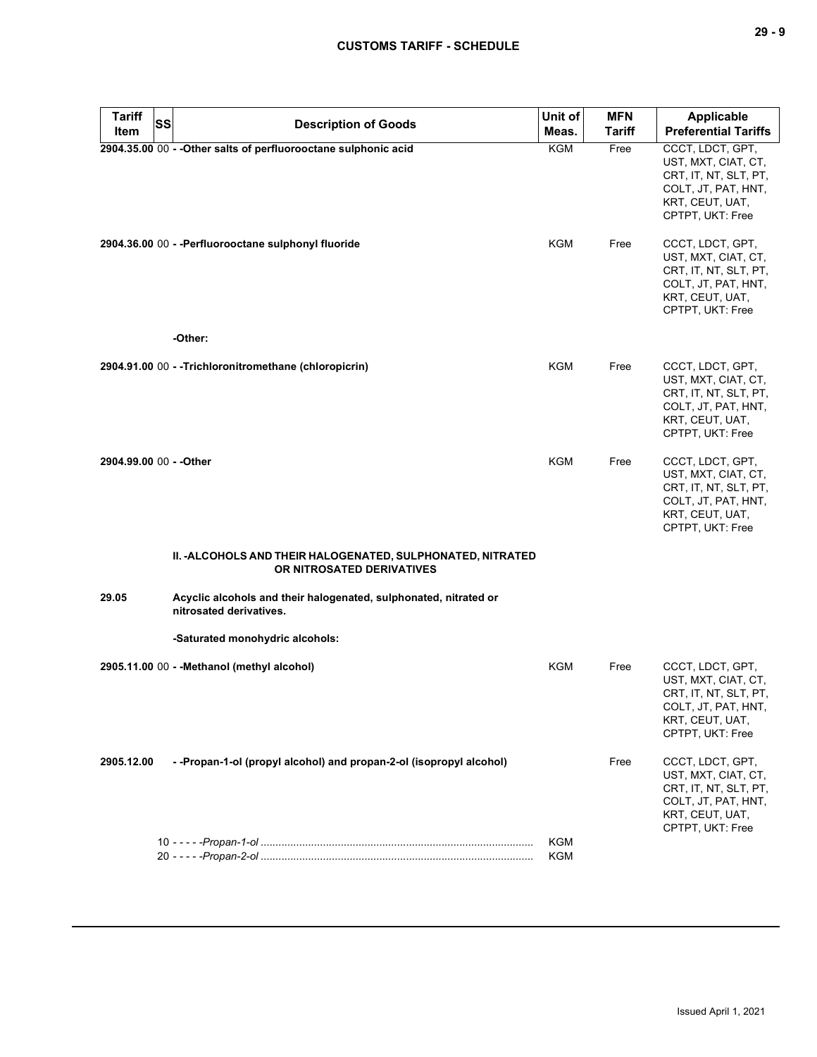| Tariff Item | SS | Description of Goods | Unit of Meas. | MFN Tariff | Applicable Preferential Tariffs |
|---|---|---|---|---|---|
| **2904.35.00** | 00 | **- -Other salts of perfluorooctane sulphonic acid** | KGM | Free | CCCT, LDCT, GPT, UST, MXT, CIAT, CT, CRT, IT, NT, SLT, PT, COLT, JT, PAT, HNT, KRT, CEUT, UAT, CPTPT, UKT: Free |
| **2904.36.00** | 00 | **- -Perfluorooctane sulphonyl fluoride** | KGM | Free | CCCT, LDCT, GPT, UST, MXT, CIAT, CT, CRT, IT, NT, SLT, PT, COLT, JT, PAT, HNT, KRT, CEUT, UAT, CPTPT, UKT: Free |
| | | **-Other:** | | | |
| **2904.91.00** | 00 | **- -Trichloronitromethane (chloropicrin)** | KGM | Free | CCCT, LDCT, GPT, UST, MXT, CIAT, CT, CRT, IT, NT, SLT, PT, COLT, JT, PAT, HNT, KRT, CEUT, UAT, CPTPT, UKT: Free |
| **2904.99.00** | 00 | **- -Other** | KGM | Free | CCCT, LDCT, GPT, UST, MXT, CIAT, CT, CRT, IT, NT, SLT, PT, COLT, JT, PAT, HNT, KRT, CEUT, UAT, CPTPT, UKT: Free |
| | | **II. -ALCOHOLS AND THEIR HALOGENATED, SULPHONATED, NITRATED OR NITROSATED DERIVATIVES** | | | |
| **29.05** | | **Acyclic alcohols and their halogenated, sulphonated, nitrated or nitrosated derivatives.** | | | |
| | | **-Saturated monohydric alcohols:** | | | |
| **2905.11.00** | 00 | **- -Methanol (methyl alcohol)** | KGM | Free | CCCT, LDCT, GPT, UST, MXT, CIAT, CT, CRT, IT, NT, SLT, PT, COLT, JT, PAT, HNT, KRT, CEUT, UAT, CPTPT, UKT: Free |
| **2905.12.00** | | **- -Propan-1-ol (propyl alcohol) and propan-2-ol (isopropyl alcohol)** | | Free | CCCT, LDCT, GPT, UST, MXT, CIAT, CT, CRT, IT, NT, SLT, PT, COLT, JT, PAT, HNT, KRT, CEUT, UAT, CPTPT, UKT: Free |
| | | 10 - - - - -*Propan-1-ol* | KGM | | |
| | | 20 - - - - -*Propan-2-ol* | KGM | | |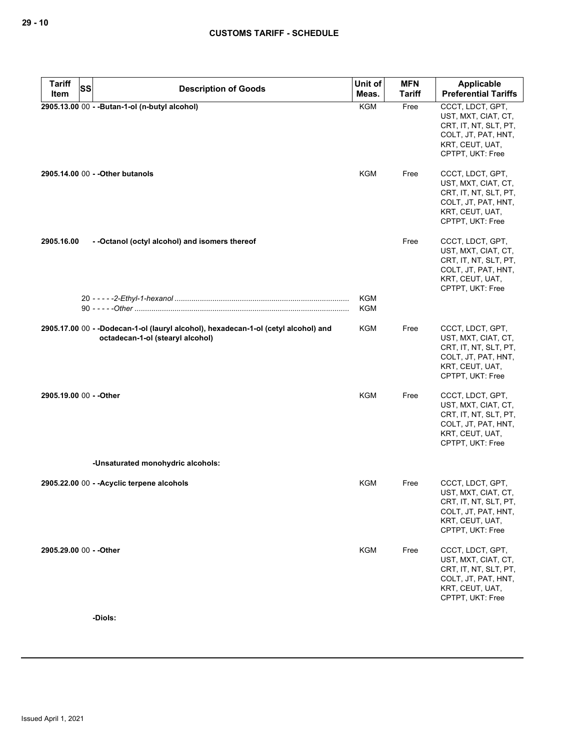| Tariff Item | SS | Description of Goods | Unit of Meas. | MFN Tariff | Applicable Preferential Tariffs |
|---|---|---|---|---|---|
| 2905.13.00 | 00 | - -Butan-1-ol (n-butyl alcohol) | KGM | Free | CCCT, LDCT, GPT, UST, MXT, CIAT, CT, CRT, IT, NT, SLT, PT, COLT, JT, PAT, HNT, KRT, CEUT, UAT, CPTPT, UKT: Free |
| 2905.14.00 | 00 | - -Other butanols | KGM | Free | CCCT, LDCT, GPT, UST, MXT, CIAT, CT, CRT, IT, NT, SLT, PT, COLT, JT, PAT, HNT, KRT, CEUT, UAT, CPTPT, UKT: Free |
| 2905.16.00 | | - -Octanol (octyl alcohol) and isomers thereof | | Free | CCCT, LDCT, GPT, UST, MXT, CIAT, CT, CRT, IT, NT, SLT, PT, COLT, JT, PAT, HNT, KRT, CEUT, UAT, CPTPT, UKT: Free |
| | 20 | - - - - -*2-Ethyl-1-hexanol* | KGM | | |
| | 90 | - - - - -*Other* | KGM | | |
| 2905.17.00 | 00 | - -Dodecan-1-ol (lauryl alcohol), hexadecan-1-ol (cetyl alcohol) and octadecan-1-ol (stearyl alcohol) | KGM | Free | CCCT, LDCT, GPT, UST, MXT, CIAT, CT, CRT, IT, NT, SLT, PT, COLT, JT, PAT, HNT, KRT, CEUT, UAT, CPTPT, UKT: Free |
| 2905.19.00 | 00 | - -Other | KGM | Free | CCCT, LDCT, GPT, UST, MXT, CIAT, CT, CRT, IT, NT, SLT, PT, COLT, JT, PAT, HNT, KRT, CEUT, UAT, CPTPT, UKT: Free |
| | | -Unsaturated monohydric alcohols: | | | |
| 2905.22.00 | 00 | - -Acyclic terpene alcohols | KGM | Free | CCCT, LDCT, GPT, UST, MXT, CIAT, CT, CRT, IT, NT, SLT, PT, COLT, JT, PAT, HNT, KRT, CEUT, UAT, CPTPT, UKT: Free |
| 2905.29.00 | 00 | - -Other | KGM | Free | CCCT, LDCT, GPT, UST, MXT, CIAT, CT, CRT, IT, NT, SLT, PT, COLT, JT, PAT, HNT, KRT, CEUT, UAT, CPTPT, UKT: Free |
| | | -Diols: | | | |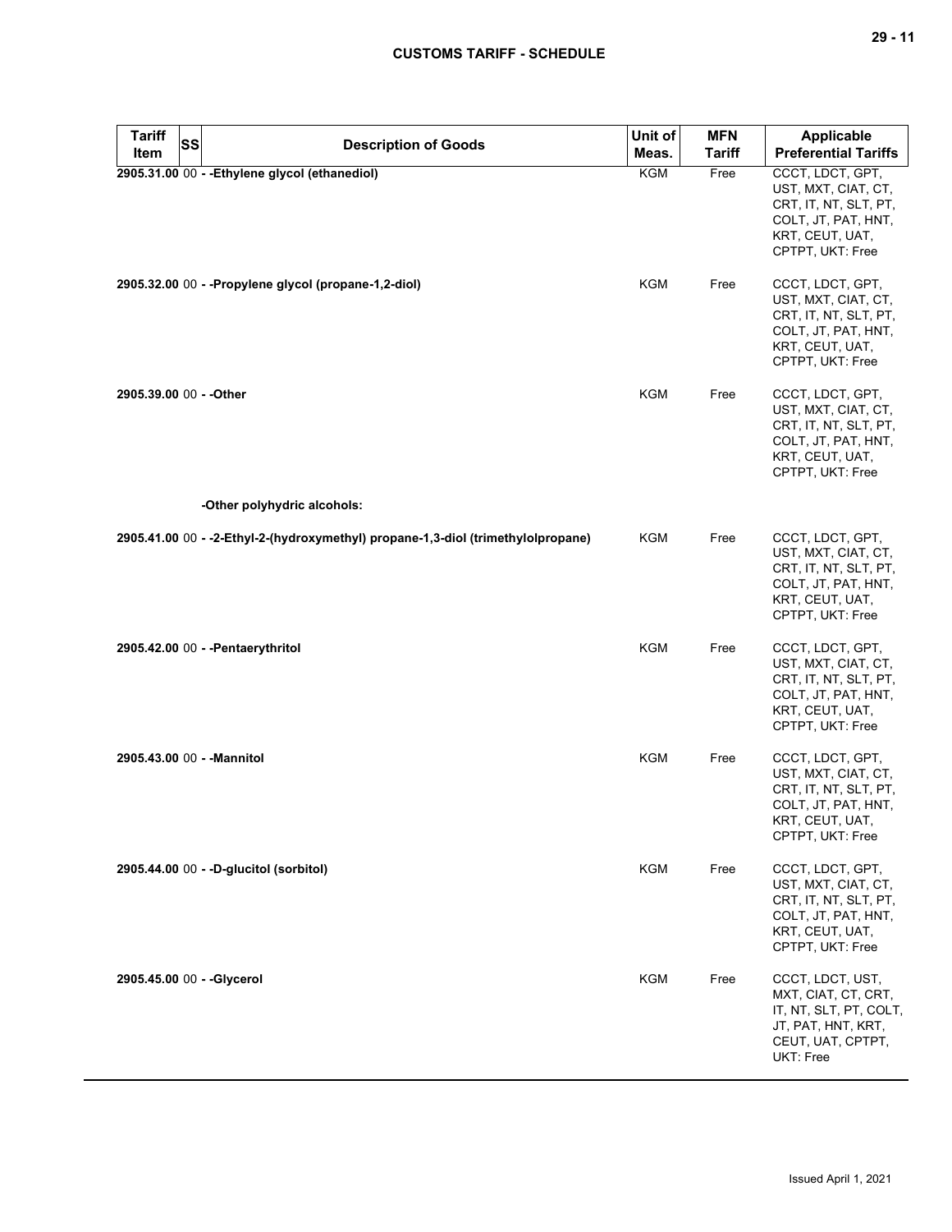| Tariff Item | SS | Description of Goods | Unit of Meas. | MFN Tariff | Applicable Preferential Tariffs |
|---|---|---|---|---|---|
| **2905.31.00** | 00 | **- -Ethylene glycol (ethanediol)** | KGM | Free | CCCT, LDCT, GPT, UST, MXT, CIAT, CT, CRT, IT, NT, SLT, PT, COLT, JT, PAT, HNT, KRT, CEUT, UAT, CPTPT, UKT: Free |
| **2905.32.00** | 00 | **- -Propylene glycol (propane-1,2-diol)** | KGM | Free | CCCT, LDCT, GPT, UST, MXT, CIAT, CT, CRT, IT, NT, SLT, PT, COLT, JT, PAT, HNT, KRT, CEUT, UAT, CPTPT, UKT: Free |
| **2905.39.00** | 00 | **- -Other** | KGM | Free | CCCT, LDCT, GPT, UST, MXT, CIAT, CT, CRT, IT, NT, SLT, PT, COLT, JT, PAT, HNT, KRT, CEUT, UAT, CPTPT, UKT: Free |
| | | **-Other polyhydric alcohols:** | | | |
| **2905.41.00** | 00 | **- -2-Ethyl-2-(hydroxymethyl) propane-1,3-diol (trimethylolpropane)** | KGM | Free | CCCT, LDCT, GPT, UST, MXT, CIAT, CT, CRT, IT, NT, SLT, PT, COLT, JT, PAT, HNT, KRT, CEUT, UAT, CPTPT, UKT: Free |
| **2905.42.00** | 00 | **- -Pentaerythritol** | KGM | Free | CCCT, LDCT, GPT, UST, MXT, CIAT, CT, CRT, IT, NT, SLT, PT, COLT, JT, PAT, HNT, KRT, CEUT, UAT, CPTPT, UKT: Free |
| **2905.43.00** | 00 | **- -Mannitol** | KGM | Free | CCCT, LDCT, GPT, UST, MXT, CIAT, CT, CRT, IT, NT, SLT, PT, COLT, JT, PAT, HNT, KRT, CEUT, UAT, CPTPT, UKT: Free |
| **2905.44.00** | 00 | **- -D-glucitol (sorbitol)** | KGM | Free | CCCT, LDCT, GPT, UST, MXT, CIAT, CT, CRT, IT, NT, SLT, PT, COLT, JT, PAT, HNT, KRT, CEUT, UAT, CPTPT, UKT: Free |
| **2905.45.00** | 00 | **- -Glycerol** | KGM | Free | CCCT, LDCT, UST, MXT, CIAT, CT, CRT, IT, NT, SLT, PT, COLT, JT, PAT, HNT, KRT, CEUT, UAT, CPTPT, UKT: Free |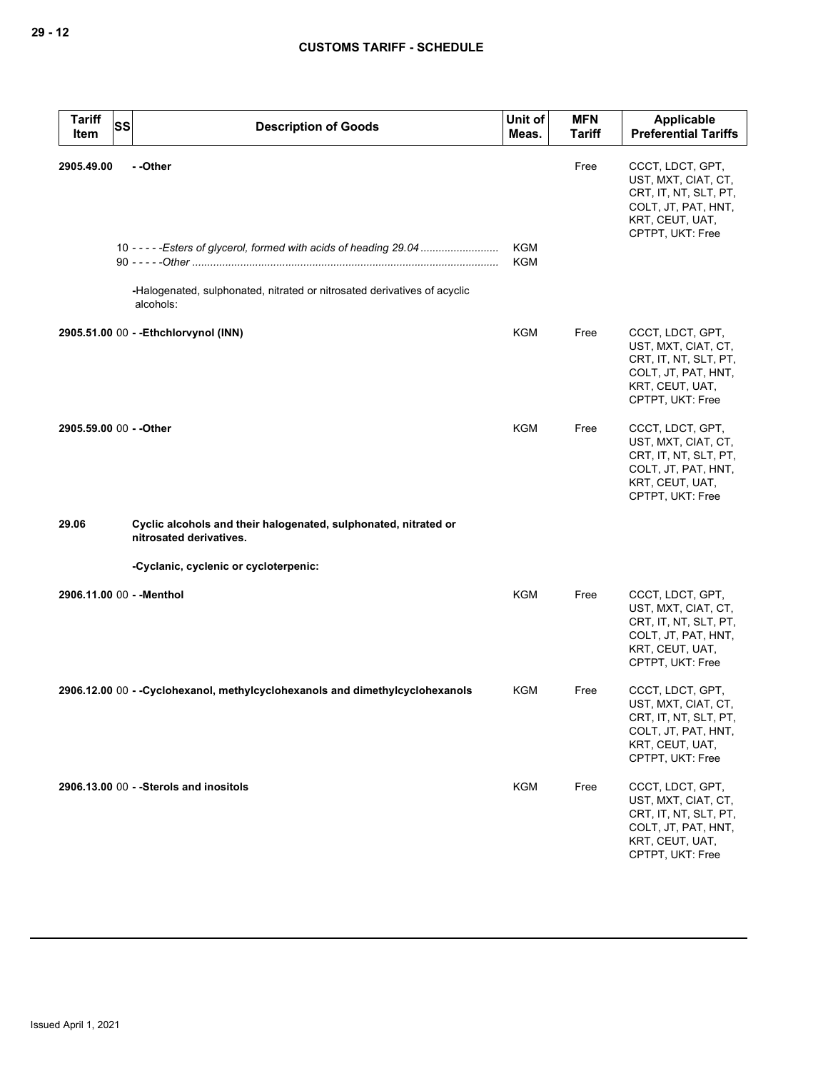| Tariff Item | SS | Description of Goods | Unit of Meas. | MFN Tariff | Applicable Preferential Tariffs |
|---|---|---|---|---|---|
| 2905.49.00 | | - -Other | | Free | CCCT, LDCT, GPT, UST, MXT, CIAT, CT, CRT, IT, NT, SLT, PT, COLT, JT, PAT, HNT, KRT, CEUT, UAT, CPTPT, UKT: Free |
| | 10 | - - - - -*Esters of glycerol, formed with acids of heading 29.04* | KGM | | |
| | 90 | - - - - -*Other* | KGM | | |
| | | -Halogenated, sulphonated, nitrated or nitrosated derivatives of acyclic alcohols: | | | |
| 2905.51.00 | 00 | - -Ethchlorvynol (INN) | KGM | Free | CCCT, LDCT, GPT, UST, MXT, CIAT, CT, CRT, IT, NT, SLT, PT, COLT, JT, PAT, HNT, KRT, CEUT, UAT, CPTPT, UKT: Free |
| 2905.59.00 | 00 | - -Other | KGM | Free | CCCT, LDCT, GPT, UST, MXT, CIAT, CT, CRT, IT, NT, SLT, PT, COLT, JT, PAT, HNT, KRT, CEUT, UAT, CPTPT, UKT: Free |
| 29.06 | | **Cyclic alcohols and their halogenated, sulphonated, nitrated or nitrosated derivatives.** | | | |
| | | **-Cyclanic, cyclenic or cycloterpenic:** | | | |
| 2906.11.00 | 00 | - -Menthol | KGM | Free | CCCT, LDCT, GPT, UST, MXT, CIAT, CT, CRT, IT, NT, SLT, PT, COLT, JT, PAT, HNT, KRT, CEUT, UAT, CPTPT, UKT: Free |
| 2906.12.00 | 00 | - -Cyclohexanol, methylcyclohexanols and dimethylcyclohexanols | KGM | Free | CCCT, LDCT, GPT, UST, MXT, CIAT, CT, CRT, IT, NT, SLT, PT, COLT, JT, PAT, HNT, KRT, CEUT, UAT, CPTPT, UKT: Free |
| 2906.13.00 | 00 | - -Sterols and inositols | KGM | Free | CCCT, LDCT, GPT, UST, MXT, CIAT, CT, CRT, IT, NT, SLT, PT, COLT, JT, PAT, HNT, KRT, CEUT, UAT, CPTPT, UKT: Free |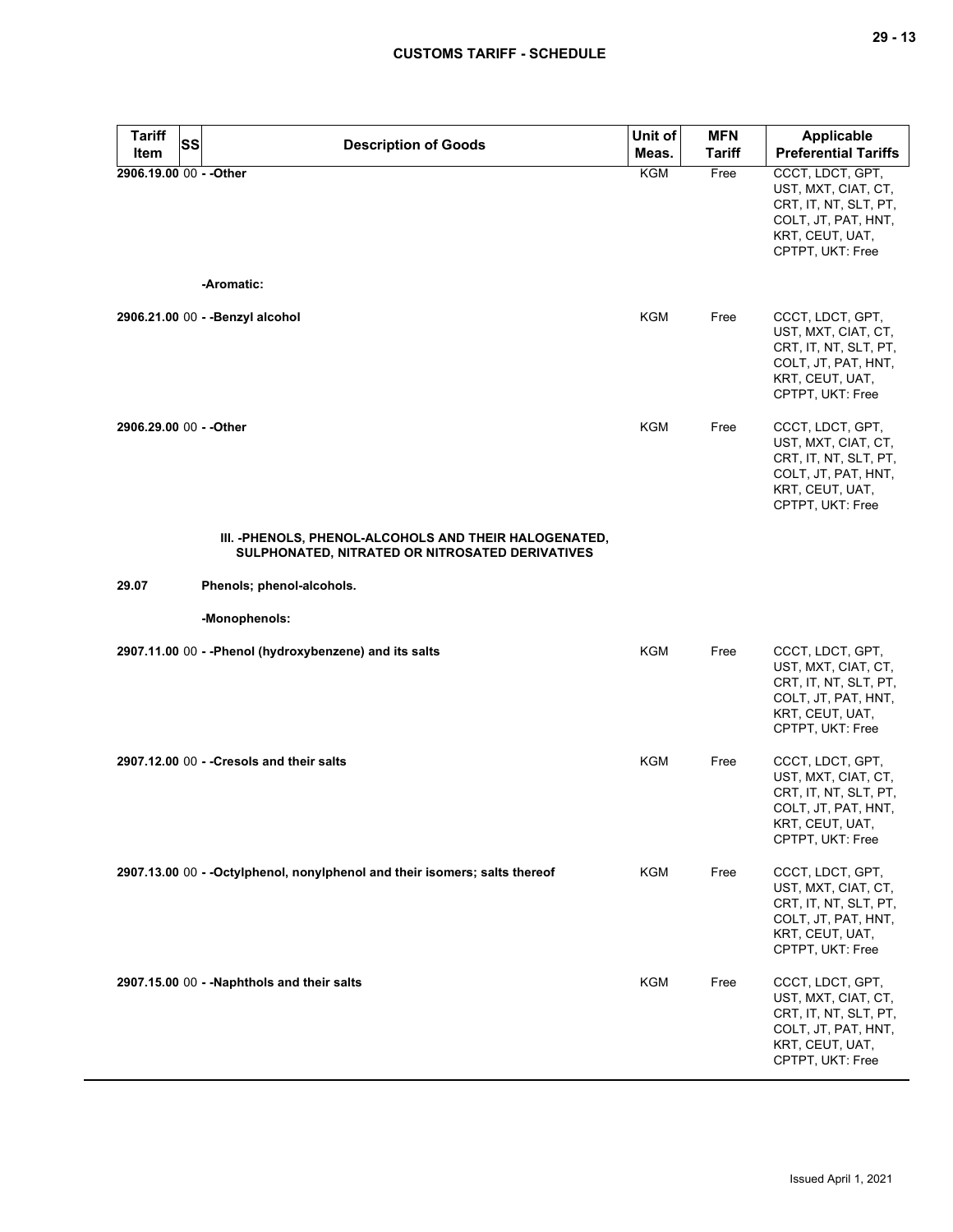| Tariff Item | SS | Description of Goods | Unit of Meas. | MFN Tariff | Applicable Preferential Tariffs |
|---|---|---|---|---|---|
| 2906.19.00 | 00 | - -Other | KGM | Free | CCCT, LDCT, GPT, UST, MXT, CIAT, CT, CRT, IT, NT, SLT, PT, COLT, JT, PAT, HNT, KRT, CEUT, UAT, CPTPT, UKT: Free |
| | | -Aromatic: | | | |
| 2906.21.00 | 00 | - -Benzyl alcohol | KGM | Free | CCCT, LDCT, GPT, UST, MXT, CIAT, CT, CRT, IT, NT, SLT, PT, COLT, JT, PAT, HNT, KRT, CEUT, UAT, CPTPT, UKT: Free |
| 2906.29.00 | 00 | - -Other | KGM | Free | CCCT, LDCT, GPT, UST, MXT, CIAT, CT, CRT, IT, NT, SLT, PT, COLT, JT, PAT, HNT, KRT, CEUT, UAT, CPTPT, UKT: Free |
| | | III. -PHENOLS, PHENOL-ALCOHOLS AND THEIR HALOGENATED, SULPHONATED, NITRATED OR NITROSATED DERIVATIVES | | | |
| 29.07 | | Phenols; phenol-alcohols. | | | |
| | | -Monophenols: | | | |
| 2907.11.00 | 00 | - -Phenol (hydroxybenzene) and its salts | KGM | Free | CCCT, LDCT, GPT, UST, MXT, CIAT, CT, CRT, IT, NT, SLT, PT, COLT, JT, PAT, HNT, KRT, CEUT, UAT, CPTPT, UKT: Free |
| 2907.12.00 | 00 | - -Cresols and their salts | KGM | Free | CCCT, LDCT, GPT, UST, MXT, CIAT, CT, CRT, IT, NT, SLT, PT, COLT, JT, PAT, HNT, KRT, CEUT, UAT, CPTPT, UKT: Free |
| 2907.13.00 | 00 | - -Octylphenol, nonylphenol and their isomers; salts thereof | KGM | Free | CCCT, LDCT, GPT, UST, MXT, CIAT, CT, CRT, IT, NT, SLT, PT, COLT, JT, PAT, HNT, KRT, CEUT, UAT, CPTPT, UKT: Free |
| 2907.15.00 | 00 | - -Naphthols and their salts | KGM | Free | CCCT, LDCT, GPT, UST, MXT, CIAT, CT, CRT, IT, NT, SLT, PT, COLT, JT, PAT, HNT, KRT, CEUT, UAT, CPTPT, UKT: Free |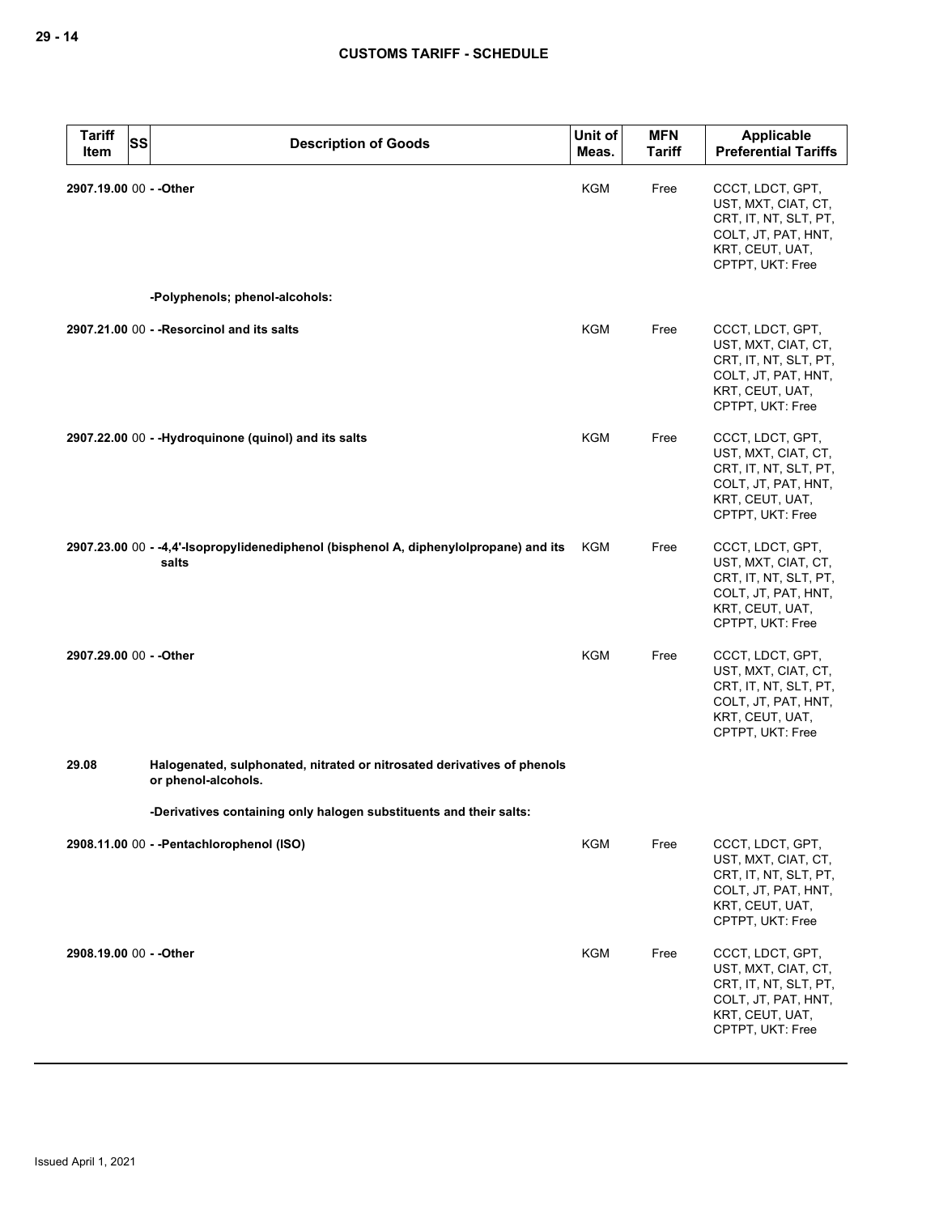| Tariff Item | SS | Description of Goods | Unit of Meas. | MFN Tariff | Applicable Preferential Tariffs |
|---|---|---|---|---|---|
| 2907.19.00 | 00 | - -Other | KGM | Free | CCCT, LDCT, GPT, UST, MXT, CIAT, CT, CRT, IT, NT, SLT, PT, COLT, JT, PAT, HNT, KRT, CEUT, UAT, CPTPT, UKT: Free |
| | | -Polyphenols; phenol-alcohols: | | | |
| 2907.21.00 | 00 | - -Resorcinol and its salts | KGM | Free | CCCT, LDCT, GPT, UST, MXT, CIAT, CT, CRT, IT, NT, SLT, PT, COLT, JT, PAT, HNT, KRT, CEUT, UAT, CPTPT, UKT: Free |
| 2907.22.00 | 00 | - -Hydroquinone (quinol) and its salts | KGM | Free | CCCT, LDCT, GPT, UST, MXT, CIAT, CT, CRT, IT, NT, SLT, PT, COLT, JT, PAT, HNT, KRT, CEUT, UAT, CPTPT, UKT: Free |
| 2907.23.00 | 00 | - -4,4'-Isopropylidenediphenol (bisphenol A, diphenylolpropane) and its salts | KGM | Free | CCCT, LDCT, GPT, UST, MXT, CIAT, CT, CRT, IT, NT, SLT, PT, COLT, JT, PAT, HNT, KRT, CEUT, UAT, CPTPT, UKT: Free |
| 2907.29.00 | 00 | - -Other | KGM | Free | CCCT, LDCT, GPT, UST, MXT, CIAT, CT, CRT, IT, NT, SLT, PT, COLT, JT, PAT, HNT, KRT, CEUT, UAT, CPTPT, UKT: Free |
| 29.08 | | Halogenated, sulphonated, nitrated or nitrosated derivatives of phenols or phenol-alcohols. | | | |
| | | -Derivatives containing only halogen substituents and their salts: | | | |
| 2908.11.00 | 00 | - -Pentachlorophenol (ISO) | KGM | Free | CCCT, LDCT, GPT, UST, MXT, CIAT, CT, CRT, IT, NT, SLT, PT, COLT, JT, PAT, HNT, KRT, CEUT, UAT, CPTPT, UKT: Free |
| 2908.19.00 | 00 | - -Other | KGM | Free | CCCT, LDCT, GPT, UST, MXT, CIAT, CT, CRT, IT, NT, SLT, PT, COLT, JT, PAT, HNT, KRT, CEUT, UAT, CPTPT, UKT: Free |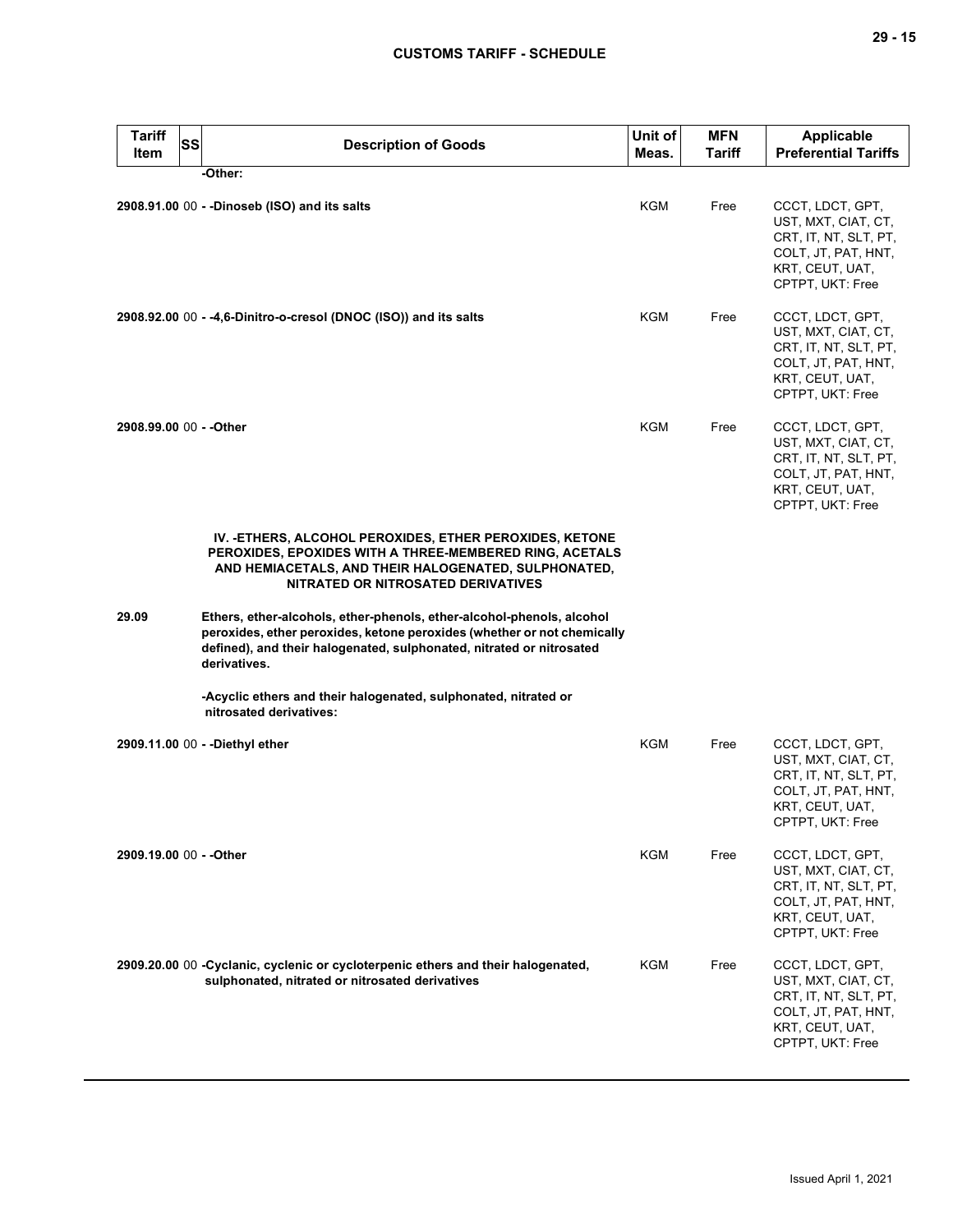| Tariff Item | SS | Description of Goods | Unit of Meas. | MFN Tariff | Applicable Preferential Tariffs |
|---|---|---|---|---|---|
| | | **-Other:** | | | |
| **2908.91.00** | 00 | **- -Dinoseb (ISO) and its salts** | KGM | Free | CCCT, LDCT, GPT, UST, MXT, CIAT, CT, CRT, IT, NT, SLT, PT, COLT, JT, PAT, HNT, KRT, CEUT, UAT, CPTPT, UKT: Free |
| **2908.92.00** | 00 | **- -4,6-Dinitro-o-cresol (DNOC (ISO)) and its salts** | KGM | Free | CCCT, LDCT, GPT, UST, MXT, CIAT, CT, CRT, IT, NT, SLT, PT, COLT, JT, PAT, HNT, KRT, CEUT, UAT, CPTPT, UKT: Free |
| **2908.99.00** | 00 | **- -Other** | KGM | Free | CCCT, LDCT, GPT, UST, MXT, CIAT, CT, CRT, IT, NT, SLT, PT, COLT, JT, PAT, HNT, KRT, CEUT, UAT, CPTPT, UKT: Free |
| | | **IV. -ETHERS, ALCOHOL PEROXIDES, ETHER PEROXIDES, KETONE PEROXIDES, EPOXIDES WITH A THREE-MEMBERED RING, ACETALS AND HEMIACETALS, AND THEIR HALOGENATED, SULPHONATED, NITRATED OR NITROSATED DERIVATIVES** | | | |
| **29.09** | | **Ethers, ether-alcohols, ether-phenols, ether-alcohol-phenols, alcohol peroxides, ether peroxides, ketone peroxides (whether or not chemically defined), and their halogenated, sulphonated, nitrated or nitrosated derivatives.** | | | |
| | | **-Acyclic ethers and their halogenated, sulphonated, nitrated or nitrosated derivatives:** | | | |
| **2909.11.00** | 00 | **- -Diethyl ether** | KGM | Free | CCCT, LDCT, GPT, UST, MXT, CIAT, CT, CRT, IT, NT, SLT, PT, COLT, JT, PAT, HNT, KRT, CEUT, UAT, CPTPT, UKT: Free |
| **2909.19.00** | 00 | **- -Other** | KGM | Free | CCCT, LDCT, GPT, UST, MXT, CIAT, CT, CRT, IT, NT, SLT, PT, COLT, JT, PAT, HNT, KRT, CEUT, UAT, CPTPT, UKT: Free |
| **2909.20.00** | 00 | **-Cyclanic, cyclenic or cycloterpenic ethers and their halogenated, sulphonated, nitrated or nitrosated derivatives** | KGM | Free | CCCT, LDCT, GPT, UST, MXT, CIAT, CT, CRT, IT, NT, SLT, PT, COLT, JT, PAT, HNT, KRT, CEUT, UAT, CPTPT, UKT: Free |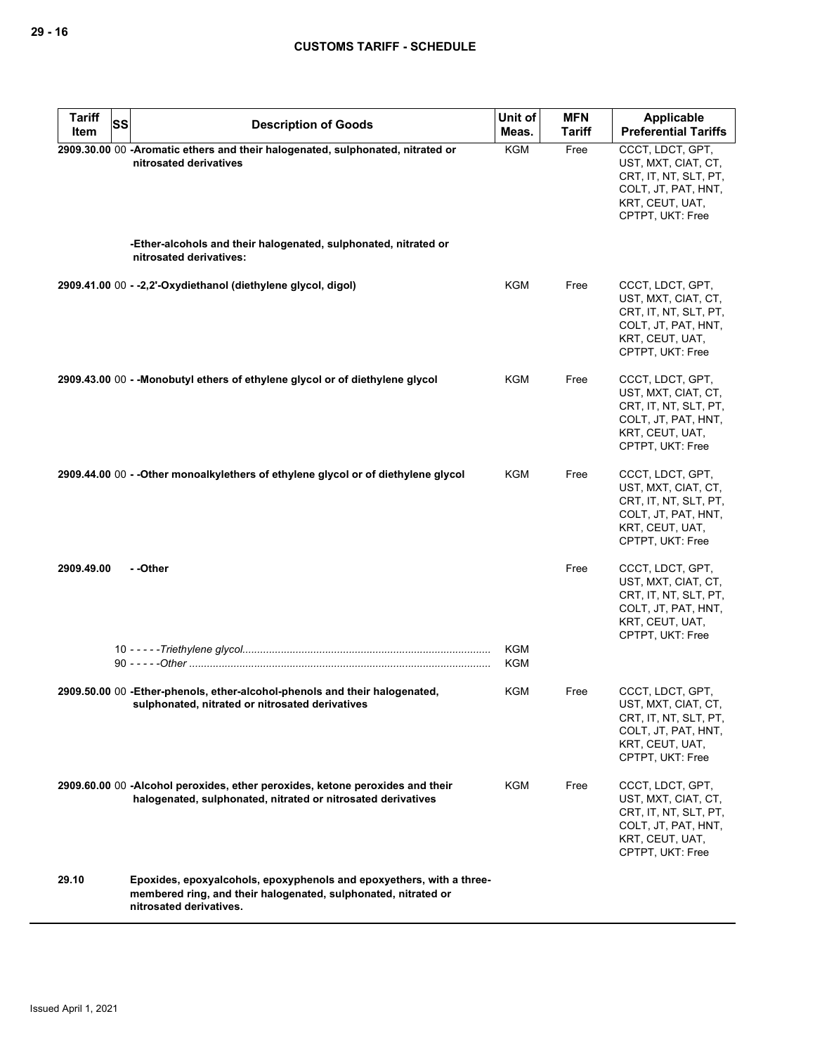| Tariff Item | SS | Description of Goods | Unit of Meas. | MFN Tariff | Applicable Preferential Tariffs |
|---|---|---|---|---|---|
| **2909.30.00** | 00 | **-Aromatic ethers and their halogenated, sulphonated, nitrated or nitrosated derivatives** | KGM | Free | CCCT, LDCT, GPT, UST, MXT, CIAT, CT, CRT, IT, NT, SLT, PT, COLT, JT, PAT, HNT, KRT, CEUT, UAT, CPTPT, UKT: Free |
| | | **-Ether-alcohols and their halogenated, sulphonated, nitrated or nitrosated derivatives:** | | | |
| **2909.41.00** | 00 | **- -2,2'-Oxydiethanol (diethylene glycol, digol)** | KGM | Free | CCCT, LDCT, GPT, UST, MXT, CIAT, CT, CRT, IT, NT, SLT, PT, COLT, JT, PAT, HNT, KRT, CEUT, UAT, CPTPT, UKT: Free |
| **2909.43.00** | 00 | **- -Monobutyl ethers of ethylene glycol or of diethylene glycol** | KGM | Free | CCCT, LDCT, GPT, UST, MXT, CIAT, CT, CRT, IT, NT, SLT, PT, COLT, JT, PAT, HNT, KRT, CEUT, UAT, CPTPT, UKT: Free |
| **2909.44.00** | 00 | **- -Other monoalkylethers of ethylene glycol or of diethylene glycol** | KGM | Free | CCCT, LDCT, GPT, UST, MXT, CIAT, CT, CRT, IT, NT, SLT, PT, COLT, JT, PAT, HNT, KRT, CEUT, UAT, CPTPT, UKT: Free |
| **2909.49.00** | | **- -Other** | | Free | CCCT, LDCT, GPT, UST, MXT, CIAT, CT, CRT, IT, NT, SLT, PT, COLT, JT, PAT, HNT, KRT, CEUT, UAT, CPTPT, UKT: Free |
| | 10 | - - - - -*Triethylene glycol* | KGM | | |
| | 90 | - - - - -*Other* | KGM | | |
| **2909.50.00** | 00 | **-Ether-phenols, ether-alcohol-phenols and their halogenated, sulphonated, nitrated or nitrosated derivatives** | KGM | Free | CCCT, LDCT, GPT, UST, MXT, CIAT, CT, CRT, IT, NT, SLT, PT, COLT, JT, PAT, HNT, KRT, CEUT, UAT, CPTPT, UKT: Free |
| **2909.60.00** | 00 | **-Alcohol peroxides, ether peroxides, ketone peroxides and their halogenated, sulphonated, nitrated or nitrosated derivatives** | KGM | Free | CCCT, LDCT, GPT, UST, MXT, CIAT, CT, CRT, IT, NT, SLT, PT, COLT, JT, PAT, HNT, KRT, CEUT, UAT, CPTPT, UKT: Free |
| **29.10** | | **Epoxides, epoxyalcohols, epoxyphenols and epoxyethers, with a three-membered ring, and their halogenated, sulphonated, nitrated or nitrosated derivatives.** | | | |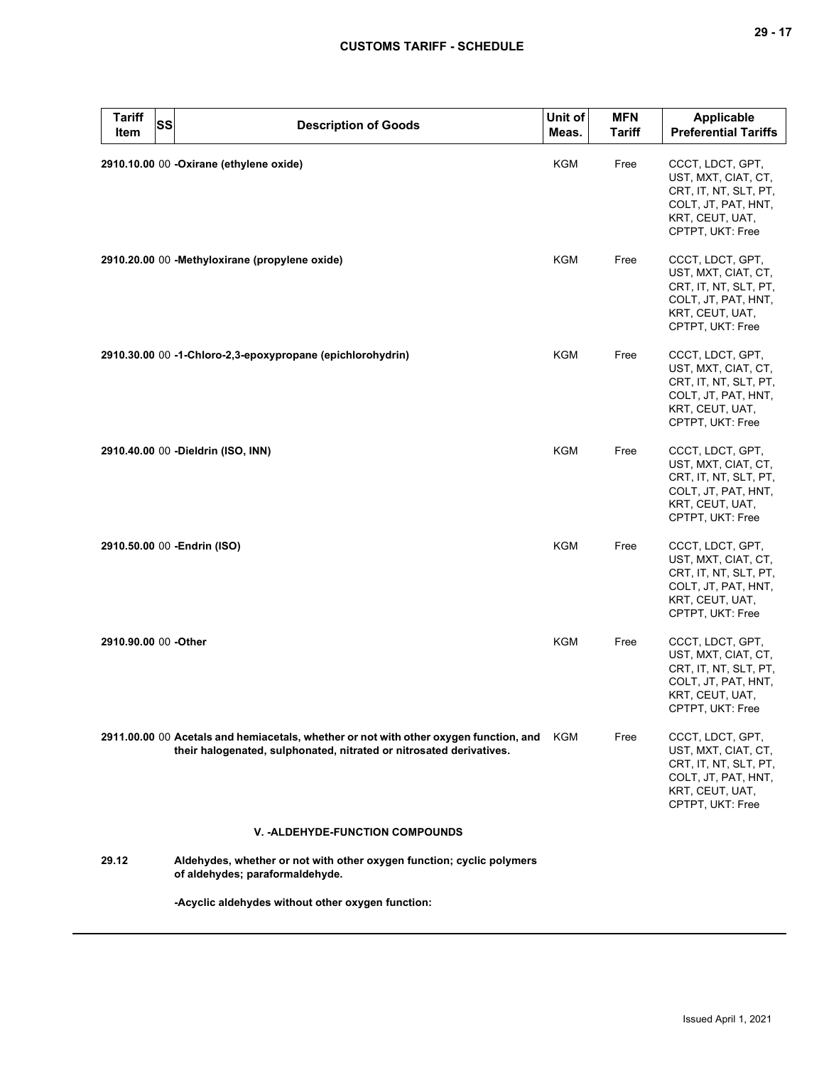| Tariff Item | SS | Description of Goods | Unit of Meas. | MFN Tariff | Applicable Preferential Tariffs |
|---|---|---|---|---|---|
| 2910.10.00 | 00 | **-Oxirane (ethylene oxide)** | KGM | Free | CCCT, LDCT, GPT, UST, MXT, CIAT, CT, CRT, IT, NT, SLT, PT, COLT, JT, PAT, HNT, KRT, CEUT, UAT, CPTPT, UKT: Free |
| 2910.20.00 | 00 | **-Methyloxirane (propylene oxide)** | KGM | Free | CCCT, LDCT, GPT, UST, MXT, CIAT, CT, CRT, IT, NT, SLT, PT, COLT, JT, PAT, HNT, KRT, CEUT, UAT, CPTPT, UKT: Free |
| 2910.30.00 | 00 | **-1-Chloro-2,3-epoxypropane (epichlorohydrin)** | KGM | Free | CCCT, LDCT, GPT, UST, MXT, CIAT, CT, CRT, IT, NT, SLT, PT, COLT, JT, PAT, HNT, KRT, CEUT, UAT, CPTPT, UKT: Free |
| 2910.40.00 | 00 | **-Dieldrin (ISO, INN)** | KGM | Free | CCCT, LDCT, GPT, UST, MXT, CIAT, CT, CRT, IT, NT, SLT, PT, COLT, JT, PAT, HNT, KRT, CEUT, UAT, CPTPT, UKT: Free |
| 2910.50.00 | 00 | **-Endrin (ISO)** | KGM | Free | CCCT, LDCT, GPT, UST, MXT, CIAT, CT, CRT, IT, NT, SLT, PT, COLT, JT, PAT, HNT, KRT, CEUT, UAT, CPTPT, UKT: Free |
| 2910.90.00 | 00 | **-Other** | KGM | Free | CCCT, LDCT, GPT, UST, MXT, CIAT, CT, CRT, IT, NT, SLT, PT, COLT, JT, PAT, HNT, KRT, CEUT, UAT, CPTPT, UKT: Free |
| 2911.00.00 | 00 | **Acetals and hemiacetals, whether or not with other oxygen function, and their halogenated, sulphonated, nitrated or nitrosated derivatives.** | KGM | Free | CCCT, LDCT, GPT, UST, MXT, CIAT, CT, CRT, IT, NT, SLT, PT, COLT, JT, PAT, HNT, KRT, CEUT, UAT, CPTPT, UKT: Free |
| | | **V. -ALDEHYDE-FUNCTION COMPOUNDS** | | | |
| 29.12 | | **Aldehydes, whether or not with other oxygen function; cyclic polymers of aldehydes; paraformaldehyde.** | | | |
| | | **-Acyclic aldehydes without other oxygen function:** | | | |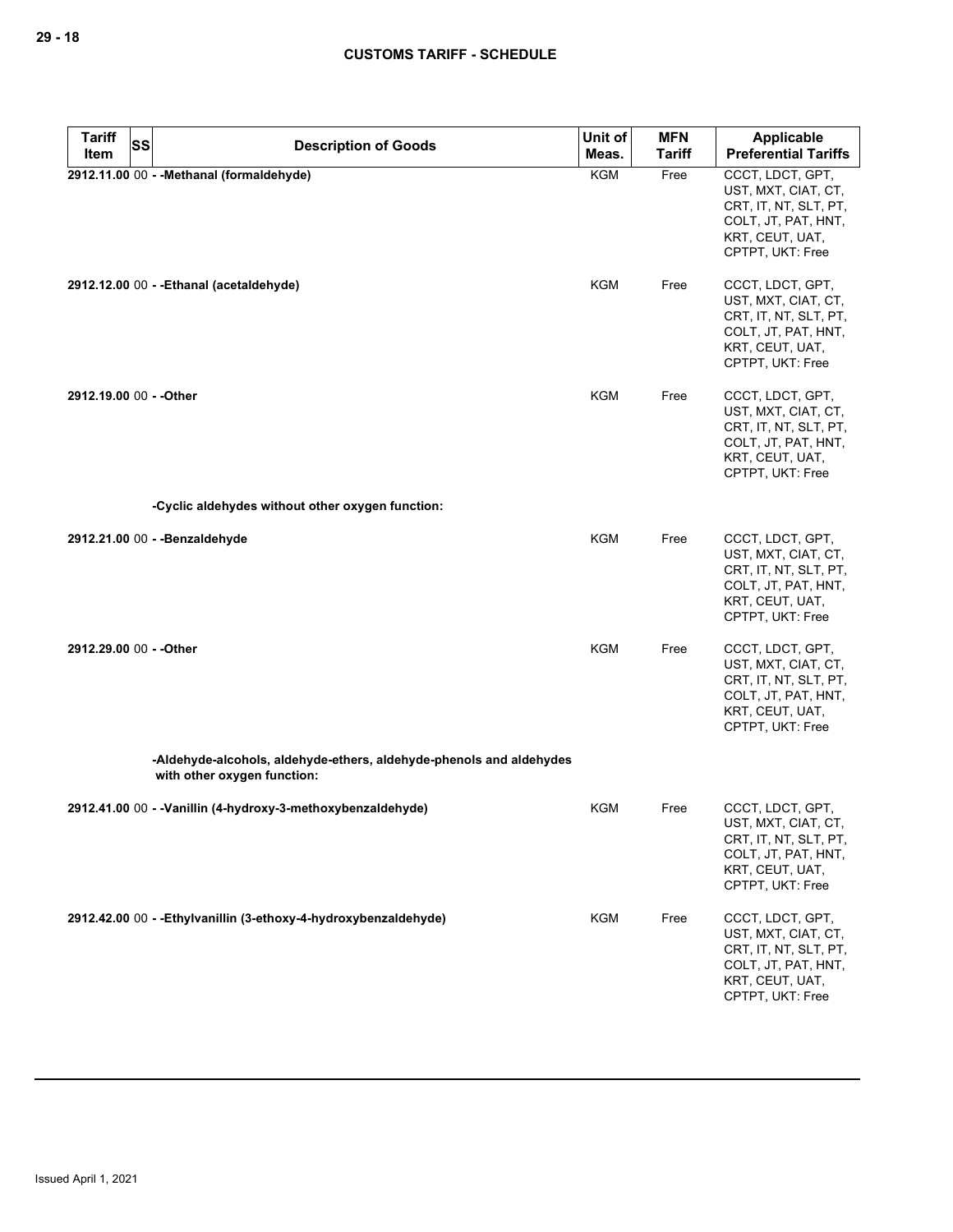| Tariff Item | SS | Description of Goods | Unit of Meas. | MFN Tariff | Applicable Preferential Tariffs |
|---|---|---|---|---|---|
| 2912.11.00 | 00 | - -Methanal (formaldehyde) | KGM | Free | CCCT, LDCT, GPT, UST, MXT, CIAT, CT, CRT, IT, NT, SLT, PT, COLT, JT, PAT, HNT, KRT, CEUT, UAT, CPTPT, UKT: Free |
| 2912.12.00 | 00 | - -Ethanal (acetaldehyde) | KGM | Free | CCCT, LDCT, GPT, UST, MXT, CIAT, CT, CRT, IT, NT, SLT, PT, COLT, JT, PAT, HNT, KRT, CEUT, UAT, CPTPT, UKT: Free |
| 2912.19.00 | 00 | - -Other | KGM | Free | CCCT, LDCT, GPT, UST, MXT, CIAT, CT, CRT, IT, NT, SLT, PT, COLT, JT, PAT, HNT, KRT, CEUT, UAT, CPTPT, UKT: Free |
| | | -Cyclic aldehydes without other oxygen function: | | | |
| 2912.21.00 | 00 | - -Benzaldehyde | KGM | Free | CCCT, LDCT, GPT, UST, MXT, CIAT, CT, CRT, IT, NT, SLT, PT, COLT, JT, PAT, HNT, KRT, CEUT, UAT, CPTPT, UKT: Free |
| 2912.29.00 | 00 | - -Other | KGM | Free | CCCT, LDCT, GPT, UST, MXT, CIAT, CT, CRT, IT, NT, SLT, PT, COLT, JT, PAT, HNT, KRT, CEUT, UAT, CPTPT, UKT: Free |
| | | -Aldehyde-alcohols, aldehyde-ethers, aldehyde-phenols and aldehydes with other oxygen function: | | | |
| 2912.41.00 | 00 | - -Vanillin (4-hydroxy-3-methoxybenzaldehyde) | KGM | Free | CCCT, LDCT, GPT, UST, MXT, CIAT, CT, CRT, IT, NT, SLT, PT, COLT, JT, PAT, HNT, KRT, CEUT, UAT, CPTPT, UKT: Free |
| 2912.42.00 | 00 | - -Ethylvanillin (3-ethoxy-4-hydroxybenzaldehyde) | KGM | Free | CCCT, LDCT, GPT, UST, MXT, CIAT, CT, CRT, IT, NT, SLT, PT, COLT, JT, PAT, HNT, KRT, CEUT, UAT, CPTPT, UKT: Free |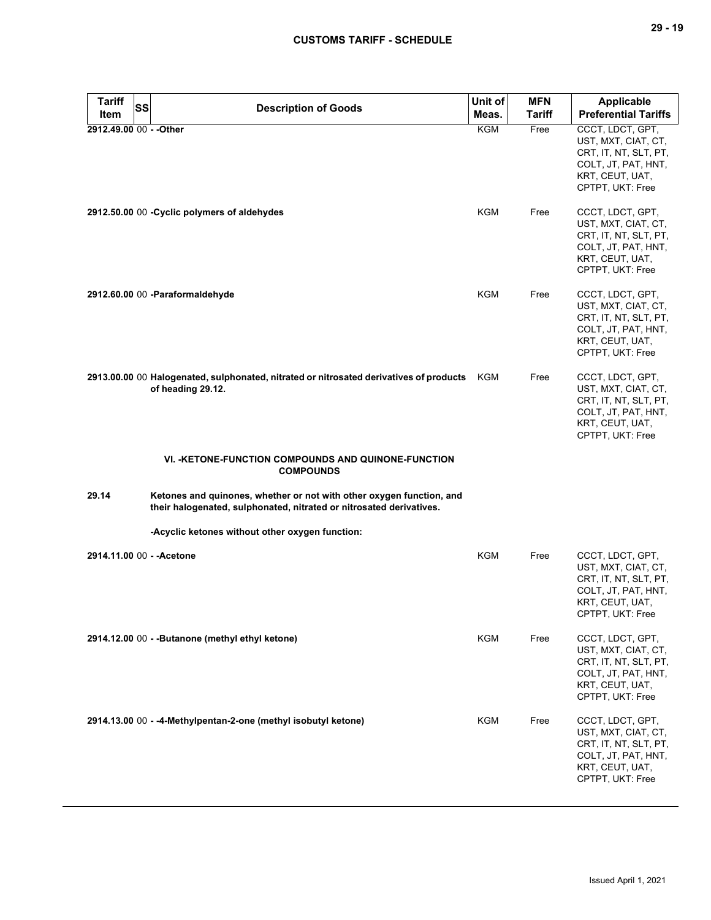| Tariff Item | SS | Description of Goods | Unit of Meas. | MFN Tariff | Applicable Preferential Tariffs |
|---|---|---|---|---|---|
| 2912.49.00 | 00 | - -Other | KGM | Free | CCCT, LDCT, GPT, UST, MXT, CIAT, CT, CRT, IT, NT, SLT, PT, COLT, JT, PAT, HNT, KRT, CEUT, UAT, CPTPT, UKT: Free |
| 2912.50.00 | 00 | -Cyclic polymers of aldehydes | KGM | Free | CCCT, LDCT, GPT, UST, MXT, CIAT, CT, CRT, IT, NT, SLT, PT, COLT, JT, PAT, HNT, KRT, CEUT, UAT, CPTPT, UKT: Free |
| 2912.60.00 | 00 | -Paraformaldehyde | KGM | Free | CCCT, LDCT, GPT, UST, MXT, CIAT, CT, CRT, IT, NT, SLT, PT, COLT, JT, PAT, HNT, KRT, CEUT, UAT, CPTPT, UKT: Free |
| 2913.00.00 | 00 | Halogenated, sulphonated, nitrated or nitrosated derivatives of products of heading 29.12. | KGM | Free | CCCT, LDCT, GPT, UST, MXT, CIAT, CT, CRT, IT, NT, SLT, PT, COLT, JT, PAT, HNT, KRT, CEUT, UAT, CPTPT, UKT: Free |
| | | **VI. -KETONE-FUNCTION COMPOUNDS AND QUINONE-FUNCTION COMPOUNDS** | | | |
| 29.14 | | Ketones and quinones, whether or not with other oxygen function, and their halogenated, sulphonated, nitrated or nitrosated derivatives. | | | |
| | | -Acyclic ketones without other oxygen function: | | | |
| 2914.11.00 | 00 | - -Acetone | KGM | Free | CCCT, LDCT, GPT, UST, MXT, CIAT, CT, CRT, IT, NT, SLT, PT, COLT, JT, PAT, HNT, KRT, CEUT, UAT, CPTPT, UKT: Free |
| 2914.12.00 | 00 | - -Butanone (methyl ethyl ketone) | KGM | Free | CCCT, LDCT, GPT, UST, MXT, CIAT, CT, CRT, IT, NT, SLT, PT, COLT, JT, PAT, HNT, KRT, CEUT, UAT, CPTPT, UKT: Free |
| 2914.13.00 | 00 | - -4-Methylpentan-2-one (methyl isobutyl ketone) | KGM | Free | CCCT, LDCT, GPT, UST, MXT, CIAT, CT, CRT, IT, NT, SLT, PT, COLT, JT, PAT, HNT, KRT, CEUT, UAT, CPTPT, UKT: Free |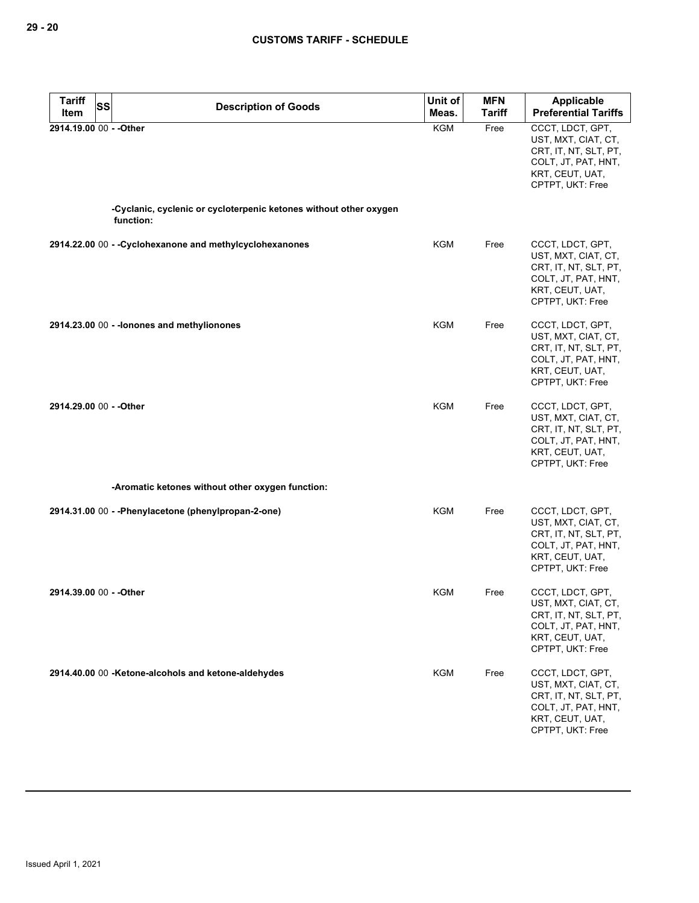| Tariff Item | SS | Description of Goods | Unit of Meas. | MFN Tariff | Applicable Preferential Tariffs |
|---|---|---|---|---|---|
| 2914.19.00 | 00 | - -Other | KGM | Free | CCCT, LDCT, GPT, UST, MXT, CIAT, CT, CRT, IT, NT, SLT, PT, COLT, JT, PAT, HNT, KRT, CEUT, UAT, CPTPT, UKT: Free |
| | | -Cyclanic, cyclenic or cycloterpenic ketones without other oxygen function: | | | |
| 2914.22.00 | 00 | - -Cyclohexanone and methylcyclohexanones | KGM | Free | CCCT, LDCT, GPT, UST, MXT, CIAT, CT, CRT, IT, NT, SLT, PT, COLT, JT, PAT, HNT, KRT, CEUT, UAT, CPTPT, UKT: Free |
| 2914.23.00 | 00 | - -Ionones and methylionones | KGM | Free | CCCT, LDCT, GPT, UST, MXT, CIAT, CT, CRT, IT, NT, SLT, PT, COLT, JT, PAT, HNT, KRT, CEUT, UAT, CPTPT, UKT: Free |
| 2914.29.00 | 00 | - -Other | KGM | Free | CCCT, LDCT, GPT, UST, MXT, CIAT, CT, CRT, IT, NT, SLT, PT, COLT, JT, PAT, HNT, KRT, CEUT, UAT, CPTPT, UKT: Free |
| | | -Aromatic ketones without other oxygen function: | | | |
| 2914.31.00 | 00 | - -Phenylacetone (phenylpropan-2-one) | KGM | Free | CCCT, LDCT, GPT, UST, MXT, CIAT, CT, CRT, IT, NT, SLT, PT, COLT, JT, PAT, HNT, KRT, CEUT, UAT, CPTPT, UKT: Free |
| 2914.39.00 | 00 | - -Other | KGM | Free | CCCT, LDCT, GPT, UST, MXT, CIAT, CT, CRT, IT, NT, SLT, PT, COLT, JT, PAT, HNT, KRT, CEUT, UAT, CPTPT, UKT: Free |
| 2914.40.00 | 00 | -Ketone-alcohols and ketone-aldehydes | KGM | Free | CCCT, LDCT, GPT, UST, MXT, CIAT, CT, CRT, IT, NT, SLT, PT, COLT, JT, PAT, HNT, KRT, CEUT, UAT, CPTPT, UKT: Free |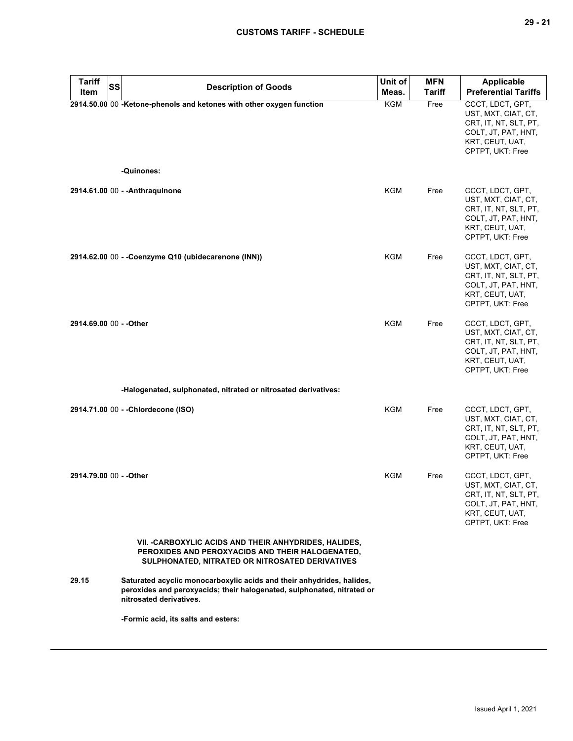| Tariff Item | SS | Description of Goods | Unit of Meas. | MFN Tariff | Applicable Preferential Tariffs |
|---|---|---|---|---|---|
| 2914.50.00 | 00 | -Ketone-phenols and ketones with other oxygen function | KGM | Free | CCCT, LDCT, GPT, UST, MXT, CIAT, CT, CRT, IT, NT, SLT, PT, COLT, JT, PAT, HNT, KRT, CEUT, UAT, CPTPT, UKT: Free |
| | | -Quinones: | | | |
| 2914.61.00 | 00 | - -Anthraquinone | KGM | Free | CCCT, LDCT, GPT, UST, MXT, CIAT, CT, CRT, IT, NT, SLT, PT, COLT, JT, PAT, HNT, KRT, CEUT, UAT, CPTPT, UKT: Free |
| 2914.62.00 | 00 | - -Coenzyme Q10 (ubidecarenone (INN)) | KGM | Free | CCCT, LDCT, GPT, UST, MXT, CIAT, CT, CRT, IT, NT, SLT, PT, COLT, JT, PAT, HNT, KRT, CEUT, UAT, CPTPT, UKT: Free |
| 2914.69.00 | 00 | - -Other | KGM | Free | CCCT, LDCT, GPT, UST, MXT, CIAT, CT, CRT, IT, NT, SLT, PT, COLT, JT, PAT, HNT, KRT, CEUT, UAT, CPTPT, UKT: Free |
| | | -Halogenated, sulphonated, nitrated or nitrosated derivatives: | | | |
| 2914.71.00 | 00 | - -Chlordecone (ISO) | KGM | Free | CCCT, LDCT, GPT, UST, MXT, CIAT, CT, CRT, IT, NT, SLT, PT, COLT, JT, PAT, HNT, KRT, CEUT, UAT, CPTPT, UKT: Free |
| 2914.79.00 | 00 | - -Other | KGM | Free | CCCT, LDCT, GPT, UST, MXT, CIAT, CT, CRT, IT, NT, SLT, PT, COLT, JT, PAT, HNT, KRT, CEUT, UAT, CPTPT, UKT: Free |
| | | VII. -CARBOXYLIC ACIDS AND THEIR ANHYDRIDES, HALIDES, PEROXIDES AND PEROXYACIDS AND THEIR HALOGENATED, SULPHONATED, NITRATED OR NITROSATED DERIVATIVES | | | |
| 29.15 | | Saturated acyclic monocarboxylic acids and their anhydrides, halides, peroxides and peroxyacids; their halogenated, sulphonated, nitrated or nitrosated derivatives. | | | |
| | | -Formic acid, its salts and esters: | | | |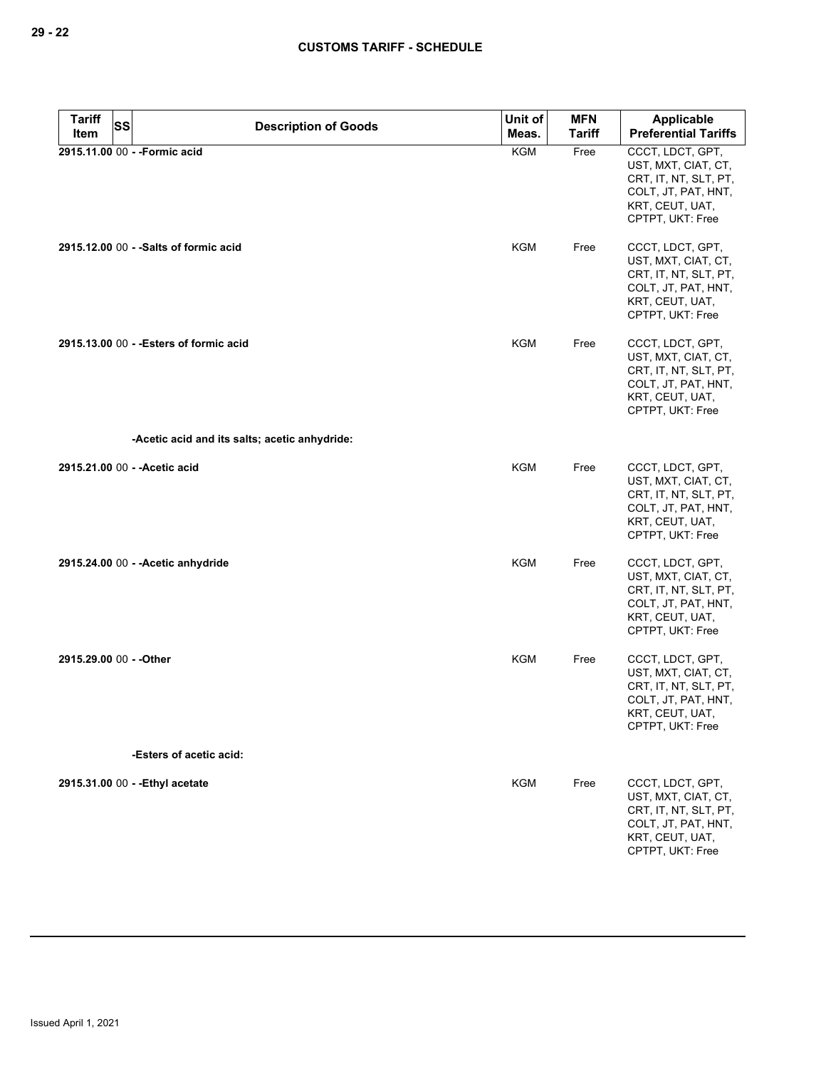| Tariff Item | SS | Description of Goods | Unit of Meas. | MFN Tariff | Applicable Preferential Tariffs |
|---|---|---|---|---|---|
| 2915.11.00 | 00 | - -Formic acid | KGM | Free | CCCT, LDCT, GPT, UST, MXT, CIAT, CT, CRT, IT, NT, SLT, PT, COLT, JT, PAT, HNT, KRT, CEUT, UAT, CPTPT, UKT: Free |
| 2915.12.00 | 00 | - -Salts of formic acid | KGM | Free | CCCT, LDCT, GPT, UST, MXT, CIAT, CT, CRT, IT, NT, SLT, PT, COLT, JT, PAT, HNT, KRT, CEUT, UAT, CPTPT, UKT: Free |
| 2915.13.00 | 00 | - -Esters of formic acid | KGM | Free | CCCT, LDCT, GPT, UST, MXT, CIAT, CT, CRT, IT, NT, SLT, PT, COLT, JT, PAT, HNT, KRT, CEUT, UAT, CPTPT, UKT: Free |
| | | -Acetic acid and its salts; acetic anhydride: | | | |
| 2915.21.00 | 00 | - -Acetic acid | KGM | Free | CCCT, LDCT, GPT, UST, MXT, CIAT, CT, CRT, IT, NT, SLT, PT, COLT, JT, PAT, HNT, KRT, CEUT, UAT, CPTPT, UKT: Free |
| 2915.24.00 | 00 | - -Acetic anhydride | KGM | Free | CCCT, LDCT, GPT, UST, MXT, CIAT, CT, CRT, IT, NT, SLT, PT, COLT, JT, PAT, HNT, KRT, CEUT, UAT, CPTPT, UKT: Free |
| 2915.29.00 | 00 | - -Other | KGM | Free | CCCT, LDCT, GPT, UST, MXT, CIAT, CT, CRT, IT, NT, SLT, PT, COLT, JT, PAT, HNT, KRT, CEUT, UAT, CPTPT, UKT: Free |
| | | -Esters of acetic acid: | | | |
| 2915.31.00 | 00 | - -Ethyl acetate | KGM | Free | CCCT, LDCT, GPT, UST, MXT, CIAT, CT, CRT, IT, NT, SLT, PT, COLT, JT, PAT, HNT, KRT, CEUT, UAT, CPTPT, UKT: Free |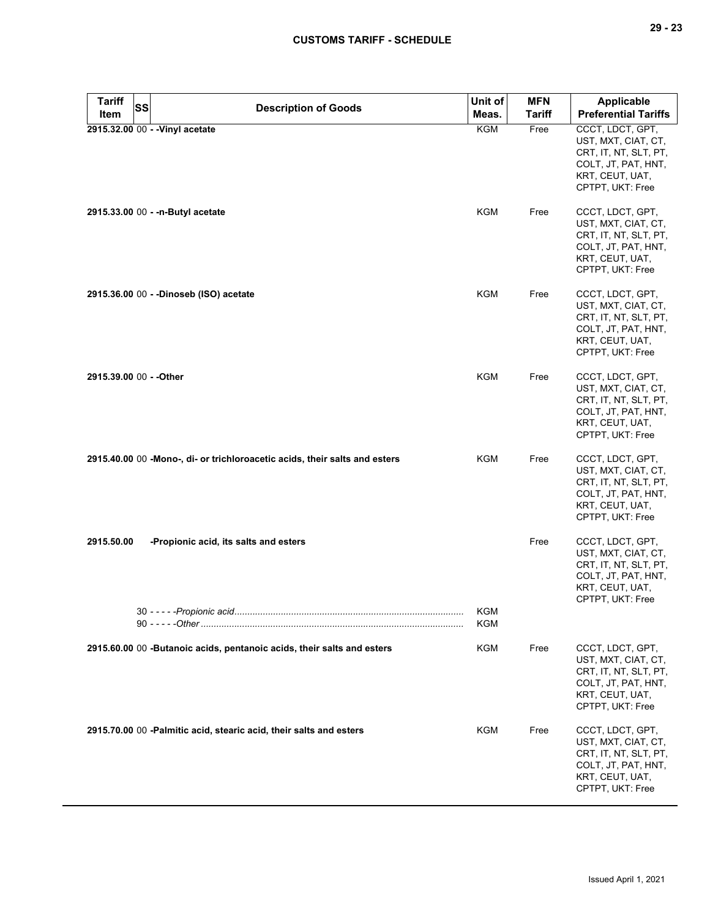| Tariff Item | SS | Description of Goods | Unit of Meas. | MFN Tariff | Applicable Preferential Tariffs |
|---|---|---|---|---|---|
| **2915.32.00** | 00 | **- -Vinyl acetate** | KGM | Free | CCCT, LDCT, GPT, UST, MXT, CIAT, CT, CRT, IT, NT, SLT, PT, COLT, JT, PAT, HNT, KRT, CEUT, UAT, CPTPT, UKT: Free |
| **2915.33.00** | 00 | **- -n-Butyl acetate** | KGM | Free | CCCT, LDCT, GPT, UST, MXT, CIAT, CT, CRT, IT, NT, SLT, PT, COLT, JT, PAT, HNT, KRT, CEUT, UAT, CPTPT, UKT: Free |
| **2915.36.00** | 00 | **- -Dinoseb (ISO) acetate** | KGM | Free | CCCT, LDCT, GPT, UST, MXT, CIAT, CT, CRT, IT, NT, SLT, PT, COLT, JT, PAT, HNT, KRT, CEUT, UAT, CPTPT, UKT: Free |
| **2915.39.00** | 00 | **- -Other** | KGM | Free | CCCT, LDCT, GPT, UST, MXT, CIAT, CT, CRT, IT, NT, SLT, PT, COLT, JT, PAT, HNT, KRT, CEUT, UAT, CPTPT, UKT: Free |
| **2915.40.00** | 00 | **-Mono-, di- or trichloroacetic acids, their salts and esters** | KGM | Free | CCCT, LDCT, GPT, UST, MXT, CIAT, CT, CRT, IT, NT, SLT, PT, COLT, JT, PAT, HNT, KRT, CEUT, UAT, CPTPT, UKT: Free |
| **2915.50.00** | | **-Propionic acid, its salts and esters** | | Free | CCCT, LDCT, GPT, UST, MXT, CIAT, CT, CRT, IT, NT, SLT, PT, COLT, JT, PAT, HNT, KRT, CEUT, UAT, CPTPT, UKT: Free |
| | 30 | - - - - -*Propionic acid* | KGM | | |
| | 90 | - - - - -*Other* | KGM | | |
| **2915.60.00** | 00 | **-Butanoic acids, pentanoic acids, their salts and esters** | KGM | Free | CCCT, LDCT, GPT, UST, MXT, CIAT, CT, CRT, IT, NT, SLT, PT, COLT, JT, PAT, HNT, KRT, CEUT, UAT, CPTPT, UKT: Free |
| **2915.70.00** | 00 | **-Palmitic acid, stearic acid, their salts and esters** | KGM | Free | CCCT, LDCT, GPT, UST, MXT, CIAT, CT, CRT, IT, NT, SLT, PT, COLT, JT, PAT, HNT, KRT, CEUT, UAT, CPTPT, UKT: Free |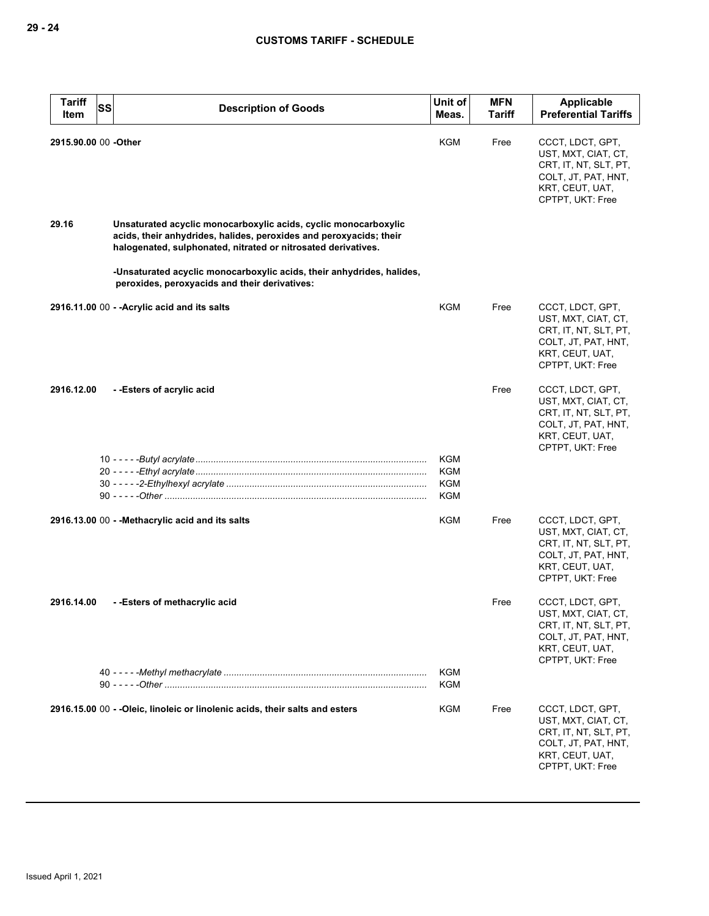| Tariff Item | SS | Description of Goods | Unit of Meas. | MFN Tariff | Applicable Preferential Tariffs |
|---|---|---|---|---|---|
| 2915.90.00 | 00 | -Other | KGM | Free | CCCT, LDCT, GPT, UST, MXT, CIAT, CT, CRT, IT, NT, SLT, PT, COLT, JT, PAT, HNT, KRT, CEUT, UAT, CPTPT, UKT: Free |
| **29.16** | | **Unsaturated acyclic monocarboxylic acids, cyclic monocarboxylic acids, their anhydrides, halides, peroxides and peroxyacids; their halogenated, sulphonated, nitrated or nitrosated derivatives.** | | | |
| | | **-Unsaturated acyclic monocarboxylic acids, their anhydrides, halides, peroxides, peroxyacids and their derivatives:** | | | |
| 2916.11.00 | 00 | - -Acrylic acid and its salts | KGM | Free | CCCT, LDCT, GPT, UST, MXT, CIAT, CT, CRT, IT, NT, SLT, PT, COLT, JT, PAT, HNT, KRT, CEUT, UAT, CPTPT, UKT: Free |
| 2916.12.00 | | - -Esters of acrylic acid | | Free | CCCT, LDCT, GPT, UST, MXT, CIAT, CT, CRT, IT, NT, SLT, PT, COLT, JT, PAT, HNT, KRT, CEUT, UAT, CPTPT, UKT: Free |
| | 10 | - - - - -*Butyl acrylate* | KGM | | |
| | 20 | - - - - -*Ethyl acrylate* | KGM | | |
| | 30 | - - - - -*2-Ethylhexyl acrylate* | KGM | | |
| | 90 | - - - - -*Other* | KGM | | |
| 2916.13.00 | 00 | - -Methacrylic acid and its salts | KGM | Free | CCCT, LDCT, GPT, UST, MXT, CIAT, CT, CRT, IT, NT, SLT, PT, COLT, JT, PAT, HNT, KRT, CEUT, UAT, CPTPT, UKT: Free |
| 2916.14.00 | | - -Esters of methacrylic acid | | Free | CCCT, LDCT, GPT, UST, MXT, CIAT, CT, CRT, IT, NT, SLT, PT, COLT, JT, PAT, HNT, KRT, CEUT, UAT, CPTPT, UKT: Free |
| | 40 | - - - - -*Methyl methacrylate* | KGM | | |
| | 90 | - - - - -*Other* | KGM | | |
| 2916.15.00 | 00 | - -Oleic, linoleic or linolenic acids, their salts and esters | KGM | Free | CCCT, LDCT, GPT, UST, MXT, CIAT, CT, CRT, IT, NT, SLT, PT, COLT, JT, PAT, HNT, KRT, CEUT, UAT, CPTPT, UKT: Free |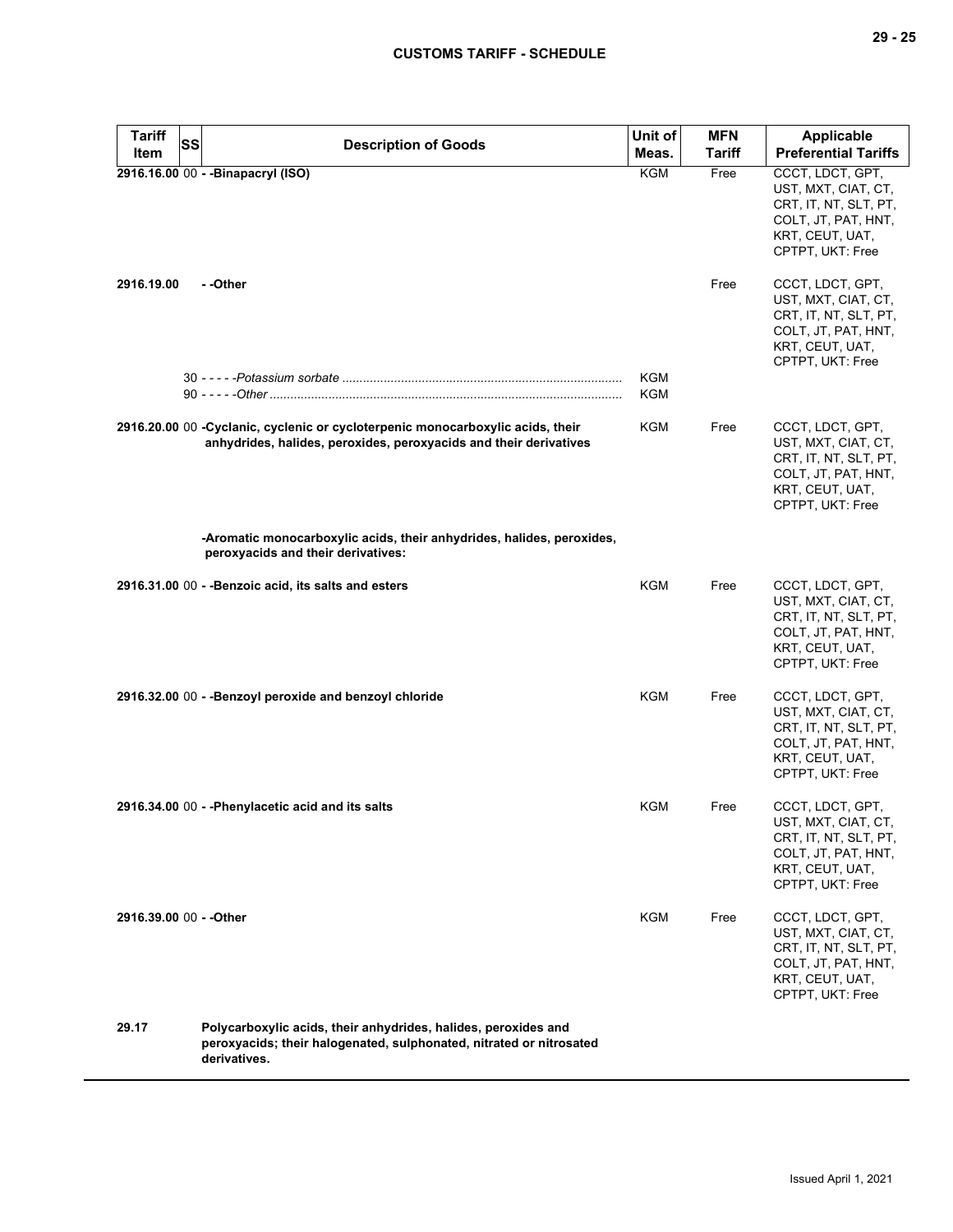| Tariff Item | SS | Description of Goods | Unit of Meas. | MFN Tariff | Applicable Preferential Tariffs |
|---|---|---|---|---|---|
| 2916.16.00 | 00 | - -Binapacryl (ISO) | KGM | Free | CCCT, LDCT, GPT, UST, MXT, CIAT, CT, CRT, IT, NT, SLT, PT, COLT, JT, PAT, HNT, KRT, CEUT, UAT, CPTPT, UKT: Free |
| 2916.19.00 | | - -Other | | Free | CCCT, LDCT, GPT, UST, MXT, CIAT, CT, CRT, IT, NT, SLT, PT, COLT, JT, PAT, HNT, KRT, CEUT, UAT, CPTPT, UKT: Free |
| | 30 | - - - - -*Potassium sorbate* | KGM | | |
| | 90 | - - - - -*Other* | KGM | | |
| 2916.20.00 | 00 | -Cyclanic, cyclenic or cycloterpenic monocarboxylic acids, their anhydrides, halides, peroxides, peroxyacids and their derivatives | KGM | Free | CCCT, LDCT, GPT, UST, MXT, CIAT, CT, CRT, IT, NT, SLT, PT, COLT, JT, PAT, HNT, KRT, CEUT, UAT, CPTPT, UKT: Free |
| | | -Aromatic monocarboxylic acids, their anhydrides, halides, peroxides, peroxyacids and their derivatives: | | | |
| 2916.31.00 | 00 | - -Benzoic acid, its salts and esters | KGM | Free | CCCT, LDCT, GPT, UST, MXT, CIAT, CT, CRT, IT, NT, SLT, PT, COLT, JT, PAT, HNT, KRT, CEUT, UAT, CPTPT, UKT: Free |
| 2916.32.00 | 00 | - -Benzoyl peroxide and benzoyl chloride | KGM | Free | CCCT, LDCT, GPT, UST, MXT, CIAT, CT, CRT, IT, NT, SLT, PT, COLT, JT, PAT, HNT, KRT, CEUT, UAT, CPTPT, UKT: Free |
| 2916.34.00 | 00 | - -Phenylacetic acid and its salts | KGM | Free | CCCT, LDCT, GPT, UST, MXT, CIAT, CT, CRT, IT, NT, SLT, PT, COLT, JT, PAT, HNT, KRT, CEUT, UAT, CPTPT, UKT: Free |
| 2916.39.00 | 00 | - -Other | KGM | Free | CCCT, LDCT, GPT, UST, MXT, CIAT, CT, CRT, IT, NT, SLT, PT, COLT, JT, PAT, HNT, KRT, CEUT, UAT, CPTPT, UKT: Free |
| 29.17 | | Polycarboxylic acids, their anhydrides, halides, peroxides and peroxyacids; their halogenated, sulphonated, nitrated or nitrosated derivatives. | | | |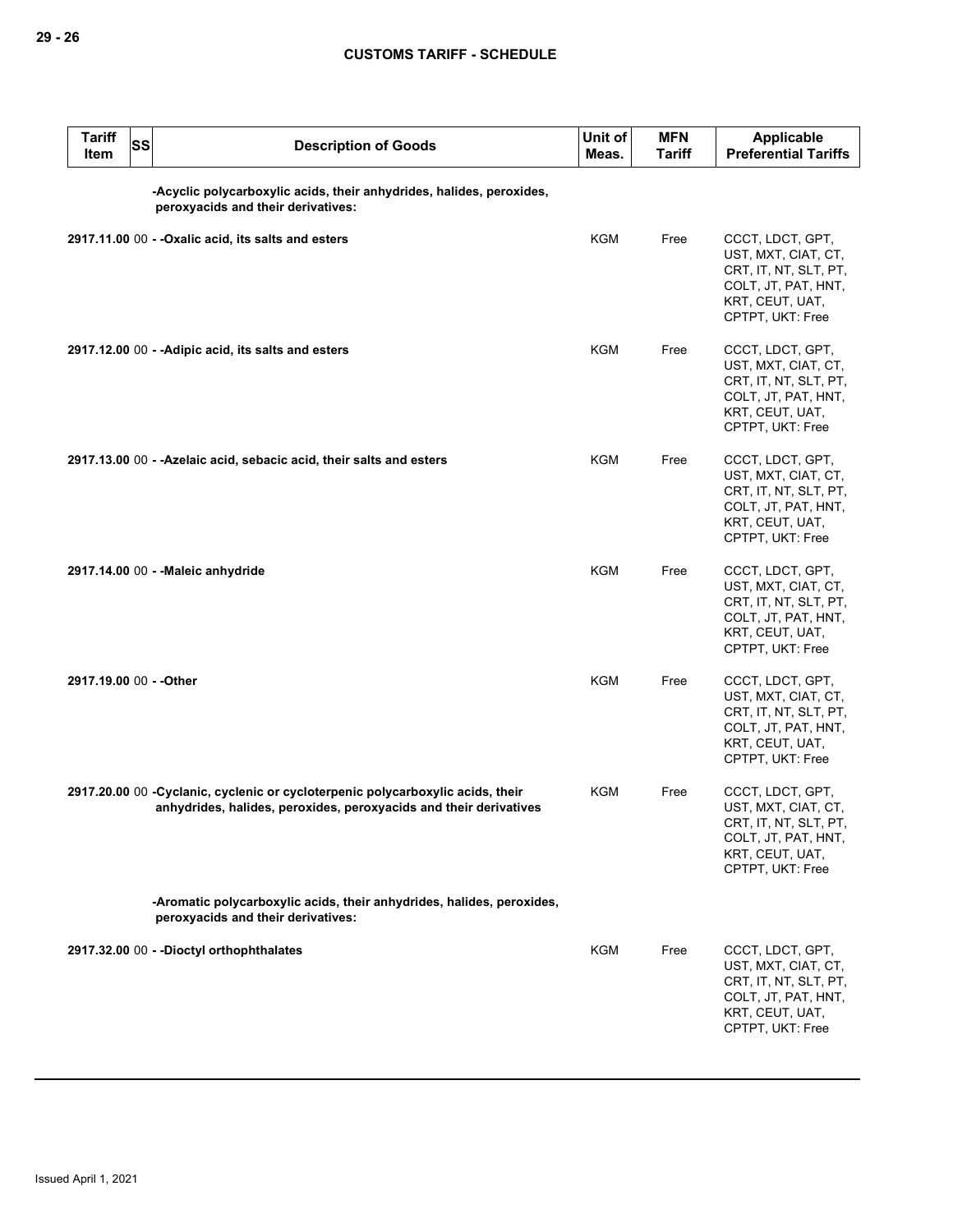| Tariff Item | SS | Description of Goods | Unit of Meas. | MFN Tariff | Applicable Preferential Tariffs |
|---|---|---|---|---|---|
| | | **-Acyclic polycarboxylic acids, their anhydrides, halides, peroxides, peroxyacids and their derivatives:** | | | |
| **2917.11.00** | 00 | **- -Oxalic acid, its salts and esters** | KGM | Free | CCCT, LDCT, GPT, UST, MXT, CIAT, CT, CRT, IT, NT, SLT, PT, COLT, JT, PAT, HNT, KRT, CEUT, UAT, CPTPT, UKT: Free |
| **2917.12.00** | 00 | **- -Adipic acid, its salts and esters** | KGM | Free | CCCT, LDCT, GPT, UST, MXT, CIAT, CT, CRT, IT, NT, SLT, PT, COLT, JT, PAT, HNT, KRT, CEUT, UAT, CPTPT, UKT: Free |
| **2917.13.00** | 00 | **- -Azelaic acid, sebacic acid, their salts and esters** | KGM | Free | CCCT, LDCT, GPT, UST, MXT, CIAT, CT, CRT, IT, NT, SLT, PT, COLT, JT, PAT, HNT, KRT, CEUT, UAT, CPTPT, UKT: Free |
| **2917.14.00** | 00 | **- -Maleic anhydride** | KGM | Free | CCCT, LDCT, GPT, UST, MXT, CIAT, CT, CRT, IT, NT, SLT, PT, COLT, JT, PAT, HNT, KRT, CEUT, UAT, CPTPT, UKT: Free |
| **2917.19.00** | 00 | **- -Other** | KGM | Free | CCCT, LDCT, GPT, UST, MXT, CIAT, CT, CRT, IT, NT, SLT, PT, COLT, JT, PAT, HNT, KRT, CEUT, UAT, CPTPT, UKT: Free |
| **2917.20.00** | 00 | **-Cyclanic, cyclenic or cycloterpenic polycarboxylic acids, their anhydrides, halides, peroxides, peroxyacids and their derivatives** | KGM | Free | CCCT, LDCT, GPT, UST, MXT, CIAT, CT, CRT, IT, NT, SLT, PT, COLT, JT, PAT, HNT, KRT, CEUT, UAT, CPTPT, UKT: Free |
| | | **-Aromatic polycarboxylic acids, their anhydrides, halides, peroxides, peroxyacids and their derivatives:** | | | |
| **2917.32.00** | 00 | **- -Dioctyl orthophthalates** | KGM | Free | CCCT, LDCT, GPT, UST, MXT, CIAT, CT, CRT, IT, NT, SLT, PT, COLT, JT, PAT, HNT, KRT, CEUT, UAT, CPTPT, UKT: Free |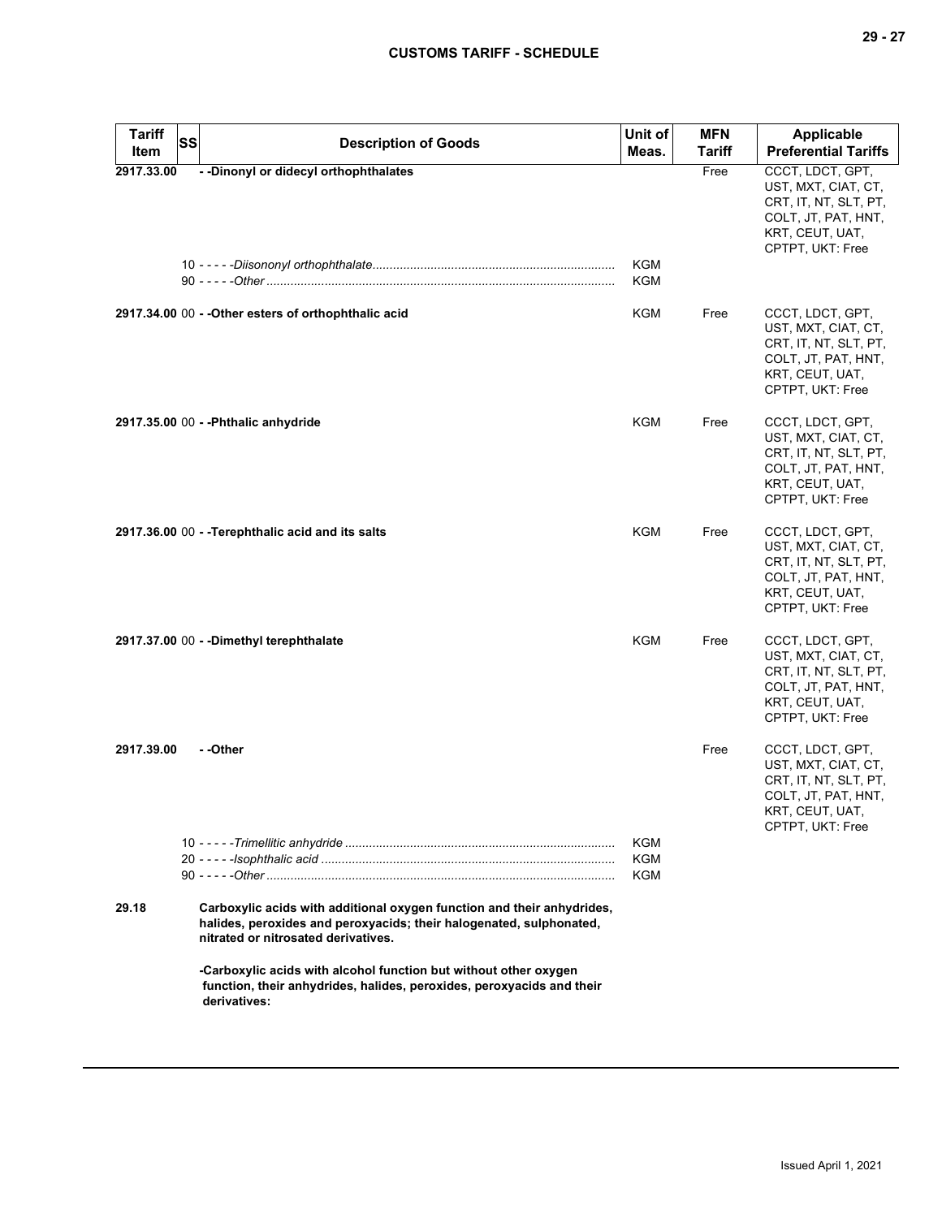| Tariff Item | SS | Description of Goods | Unit of Meas. | MFN Tariff | Applicable Preferential Tariffs |
|---|---|---|---|---|---|
| 2917.33.00 | | - -Dinonyl or didecyl orthophthalates | | Free | CCCT, LDCT, GPT, UST, MXT, CIAT, CT, CRT, IT, NT, SLT, PT, COLT, JT, PAT, HNT, KRT, CEUT, UAT, CPTPT, UKT: Free |
| | 10 | - - - - -*Diisononyl orthophthalate* | KGM | | |
| | 90 | - - - - -*Other* | KGM | | |
| 2917.34.00 | 00 | - -Other esters of orthophthalic acid | KGM | Free | CCCT, LDCT, GPT, UST, MXT, CIAT, CT, CRT, IT, NT, SLT, PT, COLT, JT, PAT, HNT, KRT, CEUT, UAT, CPTPT, UKT: Free |
| 2917.35.00 | 00 | - -Phthalic anhydride | KGM | Free | CCCT, LDCT, GPT, UST, MXT, CIAT, CT, CRT, IT, NT, SLT, PT, COLT, JT, PAT, HNT, KRT, CEUT, UAT, CPTPT, UKT: Free |
| 2917.36.00 | 00 | - -Terephthalic acid and its salts | KGM | Free | CCCT, LDCT, GPT, UST, MXT, CIAT, CT, CRT, IT, NT, SLT, PT, COLT, JT, PAT, HNT, KRT, CEUT, UAT, CPTPT, UKT: Free |
| 2917.37.00 | 00 | - -Dimethyl terephthalate | KGM | Free | CCCT, LDCT, GPT, UST, MXT, CIAT, CT, CRT, IT, NT, SLT, PT, COLT, JT, PAT, HNT, KRT, CEUT, UAT, CPTPT, UKT: Free |
| 2917.39.00 | | - -Other | | Free | CCCT, LDCT, GPT, UST, MXT, CIAT, CT, CRT, IT, NT, SLT, PT, COLT, JT, PAT, HNT, KRT, CEUT, UAT, CPTPT, UKT: Free |
| | 10 | - - - - -*Trimellitic anhydride* | KGM | | |
| | 20 | - - - - -*Isophthalic acid* | KGM | | |
| | 90 | - - - - -*Other* | KGM | | |
| 29.18 | | **Carboxylic acids with additional oxygen function and their anhydrides, halides, peroxides and peroxyacids; their halogenated, sulphonated, nitrated or nitrosated derivatives.** | | | |
| | | **-Carboxylic acids with alcohol function but without other oxygen function, their anhydrides, halides, peroxides, peroxyacids and their derivatives:** | | | |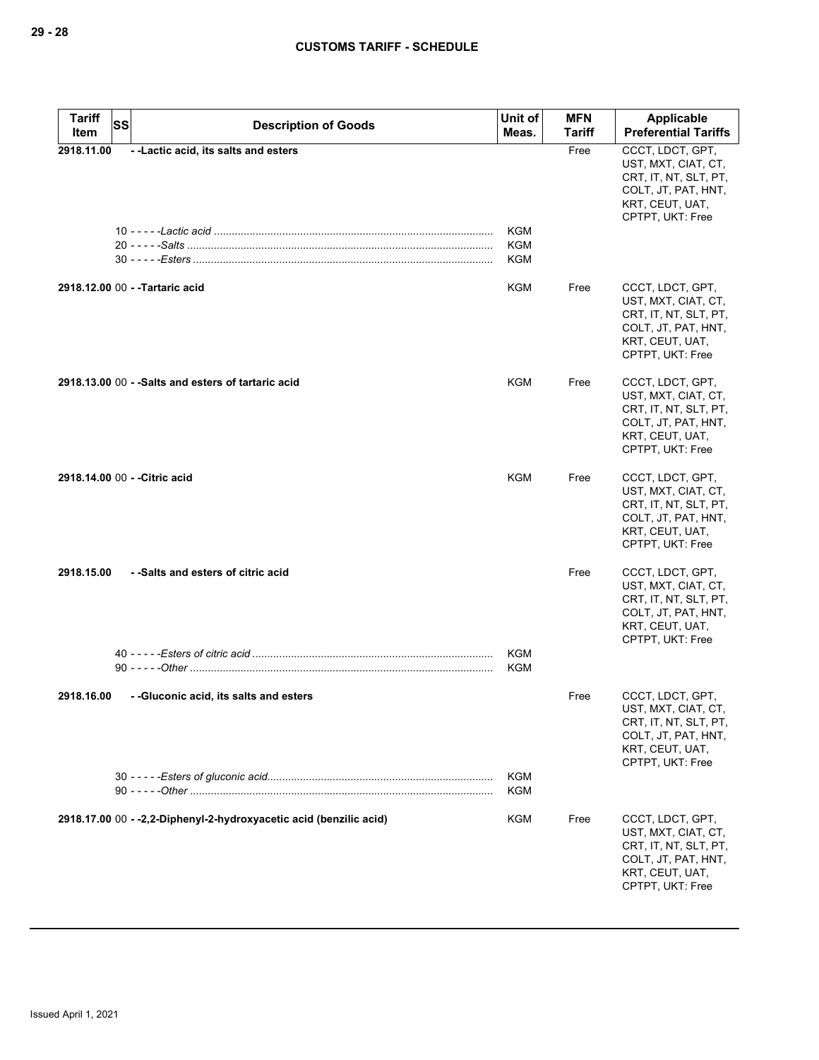## CUSTOMS TARIFF - SCHEDULE

| Tariff Item | SS | Description of Goods | Unit of Meas. | MFN Tariff | Applicable Preferential Tariffs |
|---|---|---|---|---|---|
| **2918.11.00** | | **- -Lactic acid, its salts and esters** | | Free | CCCT, LDCT, GPT, UST, MXT, CIAT, CT, CRT, IT, NT, SLT, PT, COLT, JT, PAT, HNT, KRT, CEUT, UAT, CPTPT, UKT: Free |
| | 10 | - - - - -*Lactic acid* | KGM | | |
| | 20 | - - - - -*Salts* | KGM | | |
| | 30 | - - - - -*Esters* | KGM | | |
| **2918.12.00** | 00 | **- -Tartaric acid** | KGM | Free | CCCT, LDCT, GPT, UST, MXT, CIAT, CT, CRT, IT, NT, SLT, PT, COLT, JT, PAT, HNT, KRT, CEUT, UAT, CPTPT, UKT: Free |
| **2918.13.00** | 00 | **- -Salts and esters of tartaric acid** | KGM | Free | CCCT, LDCT, GPT, UST, MXT, CIAT, CT, CRT, IT, NT, SLT, PT, COLT, JT, PAT, HNT, KRT, CEUT, UAT, CPTPT, UKT: Free |
| **2918.14.00** | 00 | **- -Citric acid** | KGM | Free | CCCT, LDCT, GPT, UST, MXT, CIAT, CT, CRT, IT, NT, SLT, PT, COLT, JT, PAT, HNT, KRT, CEUT, UAT, CPTPT, UKT: Free |
| **2918.15.00** | | **- -Salts and esters of citric acid** | | Free | CCCT, LDCT, GPT, UST, MXT, CIAT, CT, CRT, IT, NT, SLT, PT, COLT, JT, PAT, HNT, KRT, CEUT, UAT, CPTPT, UKT: Free |
| | 40 | - - - - -*Esters of citric acid* | KGM | | |
| | 90 | - - - - -*Other* | KGM | | |
| **2918.16.00** | | **- -Gluconic acid, its salts and esters** | | Free | CCCT, LDCT, GPT, UST, MXT, CIAT, CT, CRT, IT, NT, SLT, PT, COLT, JT, PAT, HNT, KRT, CEUT, UAT, CPTPT, UKT: Free |
| | 30 | - - - - -*Esters of gluconic acid* | KGM | | |
| | 90 | - - - - -*Other* | KGM | | |
| **2918.17.00** | 00 | **- -2,2-Diphenyl-2-hydroxyacetic acid (benzilic acid)** | KGM | Free | CCCT, LDCT, GPT, UST, MXT, CIAT, CT, CRT, IT, NT, SLT, PT, COLT, JT, PAT, HNT, KRT, CEUT, UAT, CPTPT, UKT: Free |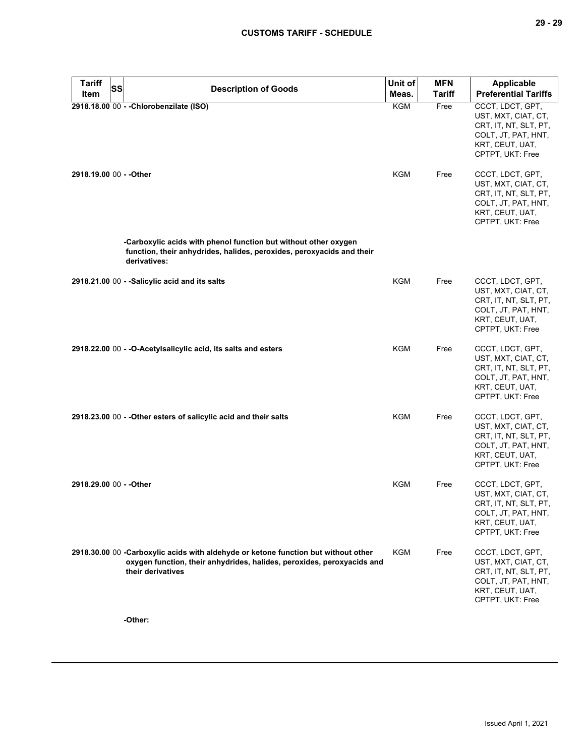| Tariff Item | SS | Description of Goods | Unit of Meas. | MFN Tariff | Applicable Preferential Tariffs |
|---|---|---|---|---|---|
| 2918.18.00 | 00 | - -Chlorobenzilate (ISO) | KGM | Free | CCCT, LDCT, GPT, UST, MXT, CIAT, CT, CRT, IT, NT, SLT, PT, COLT, JT, PAT, HNT, KRT, CEUT, UAT, CPTPT, UKT: Free |
| 2918.19.00 | 00 | - -Other | KGM | Free | CCCT, LDCT, GPT, UST, MXT, CIAT, CT, CRT, IT, NT, SLT, PT, COLT, JT, PAT, HNT, KRT, CEUT, UAT, CPTPT, UKT: Free |
| | | -Carboxylic acids with phenol function but without other oxygen function, their anhydrides, halides, peroxides, peroxyacids and their derivatives: | | | |
| 2918.21.00 | 00 | - -Salicylic acid and its salts | KGM | Free | CCCT, LDCT, GPT, UST, MXT, CIAT, CT, CRT, IT, NT, SLT, PT, COLT, JT, PAT, HNT, KRT, CEUT, UAT, CPTPT, UKT: Free |
| 2918.22.00 | 00 | - -O-Acetylsalicylic acid, its salts and esters | KGM | Free | CCCT, LDCT, GPT, UST, MXT, CIAT, CT, CRT, IT, NT, SLT, PT, COLT, JT, PAT, HNT, KRT, CEUT, UAT, CPTPT, UKT: Free |
| 2918.23.00 | 00 | - -Other esters of salicylic acid and their salts | KGM | Free | CCCT, LDCT, GPT, UST, MXT, CIAT, CT, CRT, IT, NT, SLT, PT, COLT, JT, PAT, HNT, KRT, CEUT, UAT, CPTPT, UKT: Free |
| 2918.29.00 | 00 | - -Other | KGM | Free | CCCT, LDCT, GPT, UST, MXT, CIAT, CT, CRT, IT, NT, SLT, PT, COLT, JT, PAT, HNT, KRT, CEUT, UAT, CPTPT, UKT: Free |
| 2918.30.00 | 00 | -Carboxylic acids with aldehyde or ketone function but without other oxygen function, their anhydrides, halides, peroxides, peroxyacids and their derivatives | KGM | Free | CCCT, LDCT, GPT, UST, MXT, CIAT, CT, CRT, IT, NT, SLT, PT, COLT, JT, PAT, HNT, KRT, CEUT, UAT, CPTPT, UKT: Free |
| | | -Other: | | | |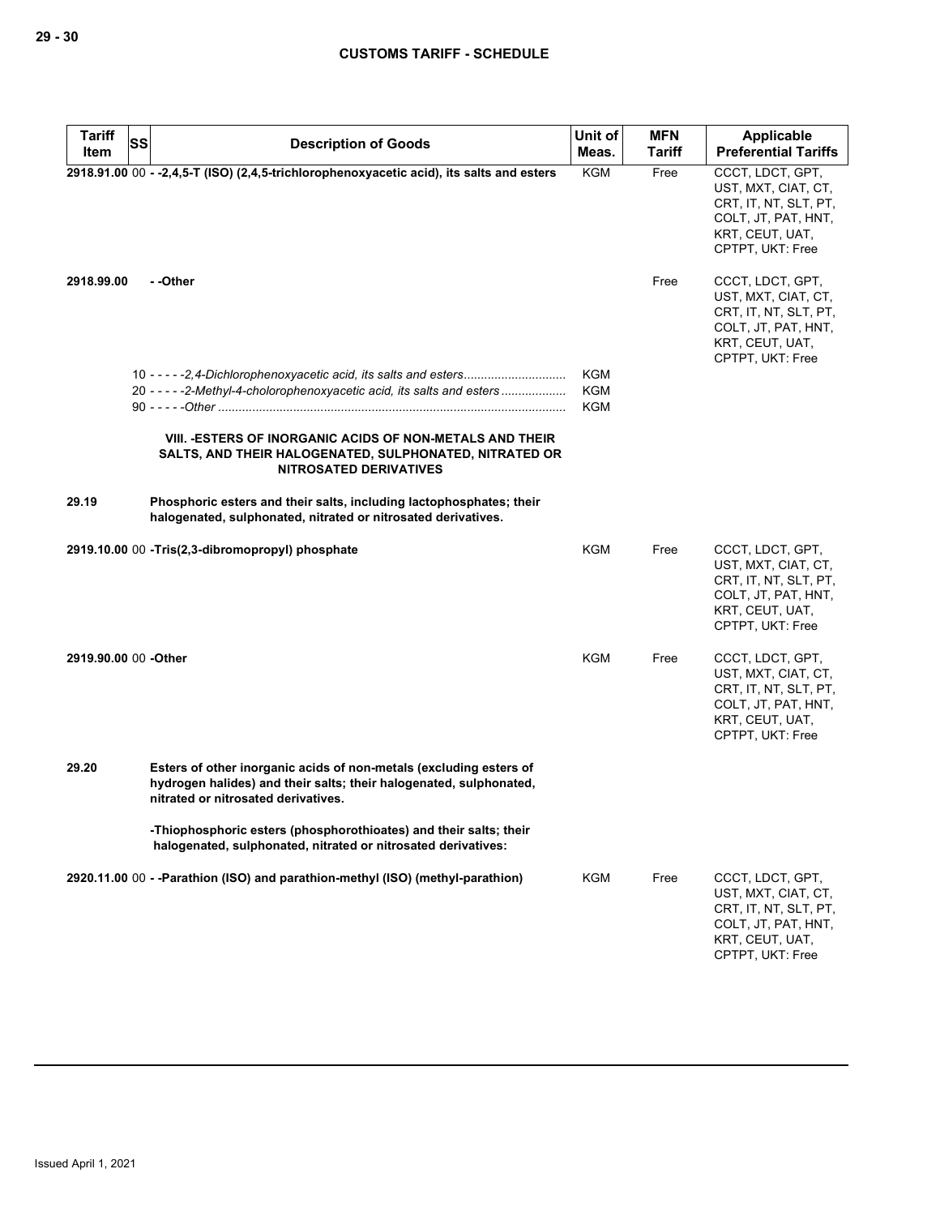| Tariff Item | SS | Description of Goods | Unit of Meas. | MFN Tariff | Applicable Preferential Tariffs |
|---|---|---|---|---|---|
| **2918.91.00** | 00 | **- -2,4,5-T (ISO) (2,4,5-trichlorophenoxyacetic acid), its salts and esters** | KGM | Free | CCCT, LDCT, GPT, UST, MXT, CIAT, CT, CRT, IT, NT, SLT, PT, COLT, JT, PAT, HNT, KRT, CEUT, UAT, CPTPT, UKT: Free |
| **2918.99.00** | | **- -Other** | | Free | CCCT, LDCT, GPT, UST, MXT, CIAT, CT, CRT, IT, NT, SLT, PT, COLT, JT, PAT, HNT, KRT, CEUT, UAT, CPTPT, UKT: Free |
| | 10 | *- - - - -2,4-Dichlorophenoxyacetic acid, its salts and esters* | KGM | | |
| | 20 | *- - - - -2-Methyl-4-cholorophenoxyacetic acid, its salts and esters* | KGM | | |
| | 90 | *- - - - -Other* | KGM | | |
| | | **VIII. -ESTERS OF INORGANIC ACIDS OF NON-METALS AND THEIR SALTS, AND THEIR HALOGENATED, SULPHONATED, NITRATED OR NITROSATED DERIVATIVES** | | | |
| **29.19** | | **Phosphoric esters and their salts, including lactophosphates; their halogenated, sulphonated, nitrated or nitrosated derivatives.** | | | |
| **2919.10.00** | 00 | **-Tris(2,3-dibromopropyl) phosphate** | KGM | Free | CCCT, LDCT, GPT, UST, MXT, CIAT, CT, CRT, IT, NT, SLT, PT, COLT, JT, PAT, HNT, KRT, CEUT, UAT, CPTPT, UKT: Free |
| **2919.90.00** | 00 | **-Other** | KGM | Free | CCCT, LDCT, GPT, UST, MXT, CIAT, CT, CRT, IT, NT, SLT, PT, COLT, JT, PAT, HNT, KRT, CEUT, UAT, CPTPT, UKT: Free |
| **29.20** | | **Esters of other inorganic acids of non-metals (excluding esters of hydrogen halides) and their salts; their halogenated, sulphonated, nitrated or nitrosated derivatives.** | | | |
| | | **-Thiophosphoric esters (phosphorothioates) and their salts; their halogenated, sulphonated, nitrated or nitrosated derivatives:** | | | |
| **2920.11.00** | 00 | **- -Parathion (ISO) and parathion-methyl (ISO) (methyl-parathion)** | KGM | Free | CCCT, LDCT, GPT, UST, MXT, CIAT, CT, CRT, IT, NT, SLT, PT, COLT, JT, PAT, HNT, KRT, CEUT, UAT, CPTPT, UKT: Free |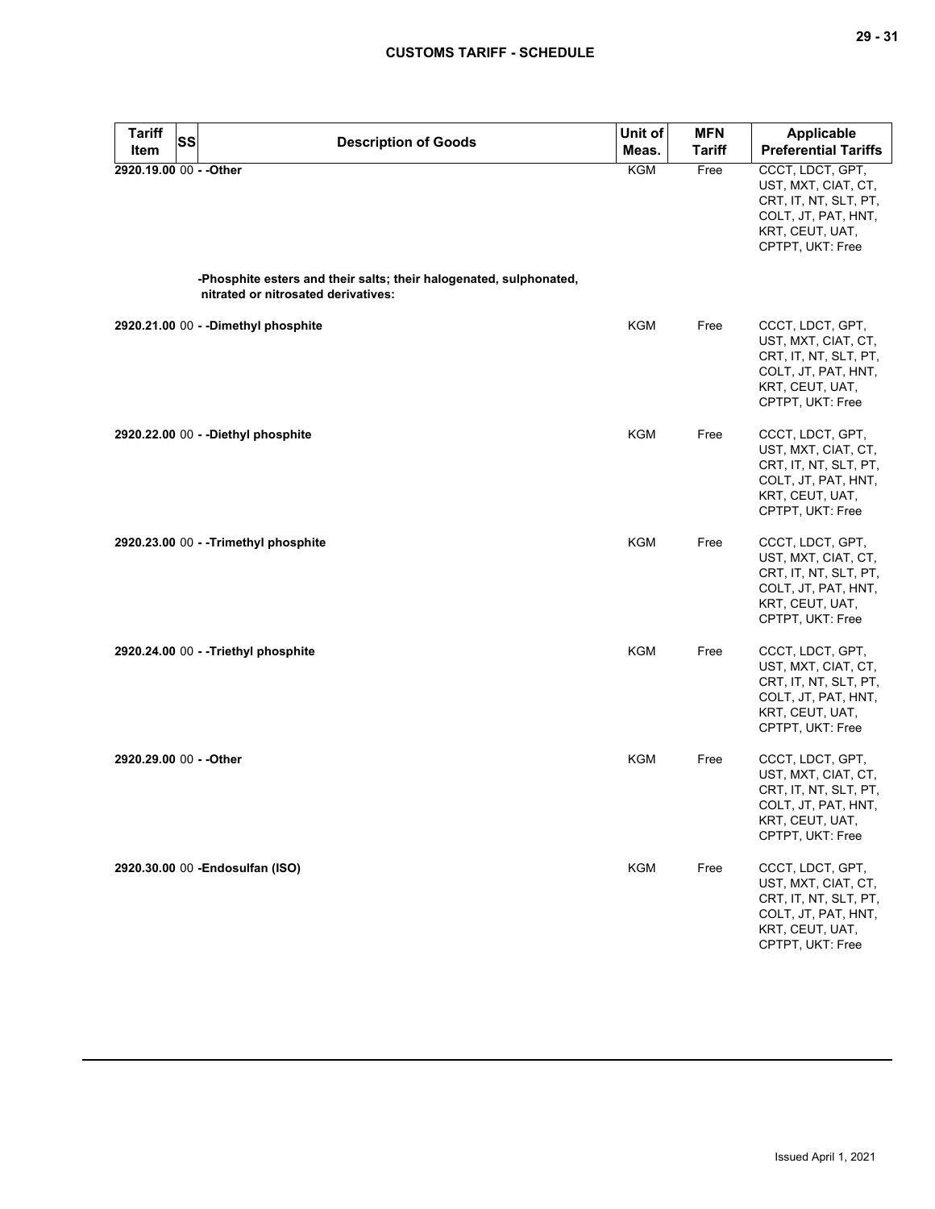| Tariff Item | SS | Description of Goods | Unit of Meas. | MFN Tariff | Applicable Preferential Tariffs |
|---|---|---|---|---|---|
| 2920.19.00 | 00 | - -Other | KGM | Free | CCCT, LDCT, GPT, UST, MXT, CIAT, CT, CRT, IT, NT, SLT, PT, COLT, JT, PAT, HNT, KRT, CEUT, UAT, CPTPT, UKT: Free |
| | | -Phosphite esters and their salts; their halogenated, sulphonated, nitrated or nitrosated derivatives: | | | |
| 2920.21.00 | 00 | - -Dimethyl phosphite | KGM | Free | CCCT, LDCT, GPT, UST, MXT, CIAT, CT, CRT, IT, NT, SLT, PT, COLT, JT, PAT, HNT, KRT, CEUT, UAT, CPTPT, UKT: Free |
| 2920.22.00 | 00 | - -Diethyl phosphite | KGM | Free | CCCT, LDCT, GPT, UST, MXT, CIAT, CT, CRT, IT, NT, SLT, PT, COLT, JT, PAT, HNT, KRT, CEUT, UAT, CPTPT, UKT: Free |
| 2920.23.00 | 00 | - -Trimethyl phosphite | KGM | Free | CCCT, LDCT, GPT, UST, MXT, CIAT, CT, CRT, IT, NT, SLT, PT, COLT, JT, PAT, HNT, KRT, CEUT, UAT, CPTPT, UKT: Free |
| 2920.24.00 | 00 | - -Triethyl phosphite | KGM | Free | CCCT, LDCT, GPT, UST, MXT, CIAT, CT, CRT, IT, NT, SLT, PT, COLT, JT, PAT, HNT, KRT, CEUT, UAT, CPTPT, UKT: Free |
| 2920.29.00 | 00 | - -Other | KGM | Free | CCCT, LDCT, GPT, UST, MXT, CIAT, CT, CRT, IT, NT, SLT, PT, COLT, JT, PAT, HNT, KRT, CEUT, UAT, CPTPT, UKT: Free |
| 2920.30.00 | 00 | -Endosulfan (ISO) | KGM | Free | CCCT, LDCT, GPT, UST, MXT, CIAT, CT, CRT, IT, NT, SLT, PT, COLT, JT, PAT, HNT, KRT, CEUT, UAT, CPTPT, UKT: Free |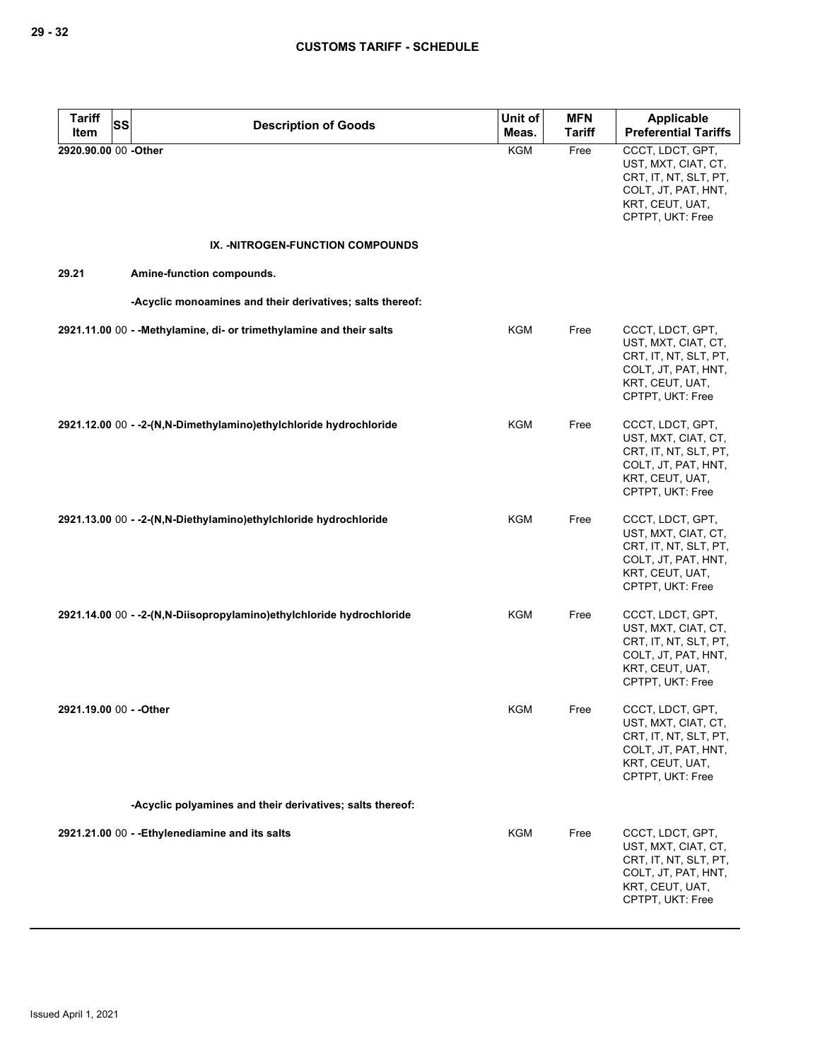| Tariff Item | SS | Description of Goods | Unit of Meas. | MFN Tariff | Applicable Preferential Tariffs |
|---|---|---|---|---|---|
| 2920.90.00 | 00 | -Other | KGM | Free | CCCT, LDCT, GPT, UST, MXT, CIAT, CT, CRT, IT, NT, SLT, PT, COLT, JT, PAT, HNT, KRT, CEUT, UAT, CPTPT, UKT: Free |
| | | **IX. -NITROGEN-FUNCTION COMPOUNDS** | | | |
| 29.21 | | Amine-function compounds. | | | |
| | | -Acyclic monoamines and their derivatives; salts thereof: | | | |
| 2921.11.00 | 00 | - -Methylamine, di- or trimethylamine and their salts | KGM | Free | CCCT, LDCT, GPT, UST, MXT, CIAT, CT, CRT, IT, NT, SLT, PT, COLT, JT, PAT, HNT, KRT, CEUT, UAT, CPTPT, UKT: Free |
| 2921.12.00 | 00 | - -2-(N,N-Dimethylamino)ethylchloride hydrochloride | KGM | Free | CCCT, LDCT, GPT, UST, MXT, CIAT, CT, CRT, IT, NT, SLT, PT, COLT, JT, PAT, HNT, KRT, CEUT, UAT, CPTPT, UKT: Free |
| 2921.13.00 | 00 | - -2-(N,N-Diethylamino)ethylchloride hydrochloride | KGM | Free | CCCT, LDCT, GPT, UST, MXT, CIAT, CT, CRT, IT, NT, SLT, PT, COLT, JT, PAT, HNT, KRT, CEUT, UAT, CPTPT, UKT: Free |
| 2921.14.00 | 00 | - -2-(N,N-Diisopropylamino)ethylchloride hydrochloride | KGM | Free | CCCT, LDCT, GPT, UST, MXT, CIAT, CT, CRT, IT, NT, SLT, PT, COLT, JT, PAT, HNT, KRT, CEUT, UAT, CPTPT, UKT: Free |
| 2921.19.00 | 00 | - -Other | KGM | Free | CCCT, LDCT, GPT, UST, MXT, CIAT, CT, CRT, IT, NT, SLT, PT, COLT, JT, PAT, HNT, KRT, CEUT, UAT, CPTPT, UKT: Free |
| | | -Acyclic polyamines and their derivatives; salts thereof: | | | |
| 2921.21.00 | 00 | - -Ethylenediamine and its salts | KGM | Free | CCCT, LDCT, GPT, UST, MXT, CIAT, CT, CRT, IT, NT, SLT, PT, COLT, JT, PAT, HNT, KRT, CEUT, UAT, CPTPT, UKT: Free |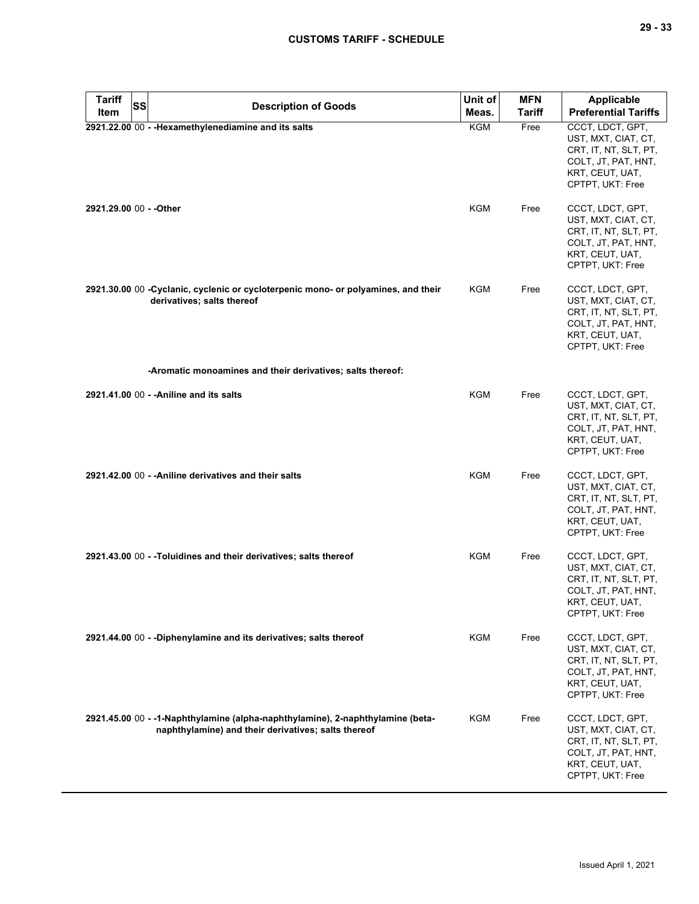| Tariff Item | SS | Description of Goods | Unit of Meas. | MFN Tariff | Applicable Preferential Tariffs |
|---|---|---|---|---|---|
| 2921.22.00 | 00 | - -Hexamethylenediamine and its salts | KGM | Free | CCCT, LDCT, GPT, UST, MXT, CIAT, CT, CRT, IT, NT, SLT, PT, COLT, JT, PAT, HNT, KRT, CEUT, UAT, CPTPT, UKT: Free |
| 2921.29.00 | 00 | - -Other | KGM | Free | CCCT, LDCT, GPT, UST, MXT, CIAT, CT, CRT, IT, NT, SLT, PT, COLT, JT, PAT, HNT, KRT, CEUT, UAT, CPTPT, UKT: Free |
| 2921.30.00 | 00 | -Cyclanic, cyclenic or cycloterpenic mono- or polyamines, and their derivatives; salts thereof | KGM | Free | CCCT, LDCT, GPT, UST, MXT, CIAT, CT, CRT, IT, NT, SLT, PT, COLT, JT, PAT, HNT, KRT, CEUT, UAT, CPTPT, UKT: Free |
| | | -Aromatic monoamines and their derivatives; salts thereof: | | | |
| 2921.41.00 | 00 | - -Aniline and its salts | KGM | Free | CCCT, LDCT, GPT, UST, MXT, CIAT, CT, CRT, IT, NT, SLT, PT, COLT, JT, PAT, HNT, KRT, CEUT, UAT, CPTPT, UKT: Free |
| 2921.42.00 | 00 | - -Aniline derivatives and their salts | KGM | Free | CCCT, LDCT, GPT, UST, MXT, CIAT, CT, CRT, IT, NT, SLT, PT, COLT, JT, PAT, HNT, KRT, CEUT, UAT, CPTPT, UKT: Free |
| 2921.43.00 | 00 | - -Toluidines and their derivatives; salts thereof | KGM | Free | CCCT, LDCT, GPT, UST, MXT, CIAT, CT, CRT, IT, NT, SLT, PT, COLT, JT, PAT, HNT, KRT, CEUT, UAT, CPTPT, UKT: Free |
| 2921.44.00 | 00 | - -Diphenylamine and its derivatives; salts thereof | KGM | Free | CCCT, LDCT, GPT, UST, MXT, CIAT, CT, CRT, IT, NT, SLT, PT, COLT, JT, PAT, HNT, KRT, CEUT, UAT, CPTPT, UKT: Free |
| 2921.45.00 | 00 | - -1-Naphthylamine (alpha-naphthylamine), 2-naphthylamine (beta-naphthylamine) and their derivatives; salts thereof | KGM | Free | CCCT, LDCT, GPT, UST, MXT, CIAT, CT, CRT, IT, NT, SLT, PT, COLT, JT, PAT, HNT, KRT, CEUT, UAT, CPTPT, UKT: Free |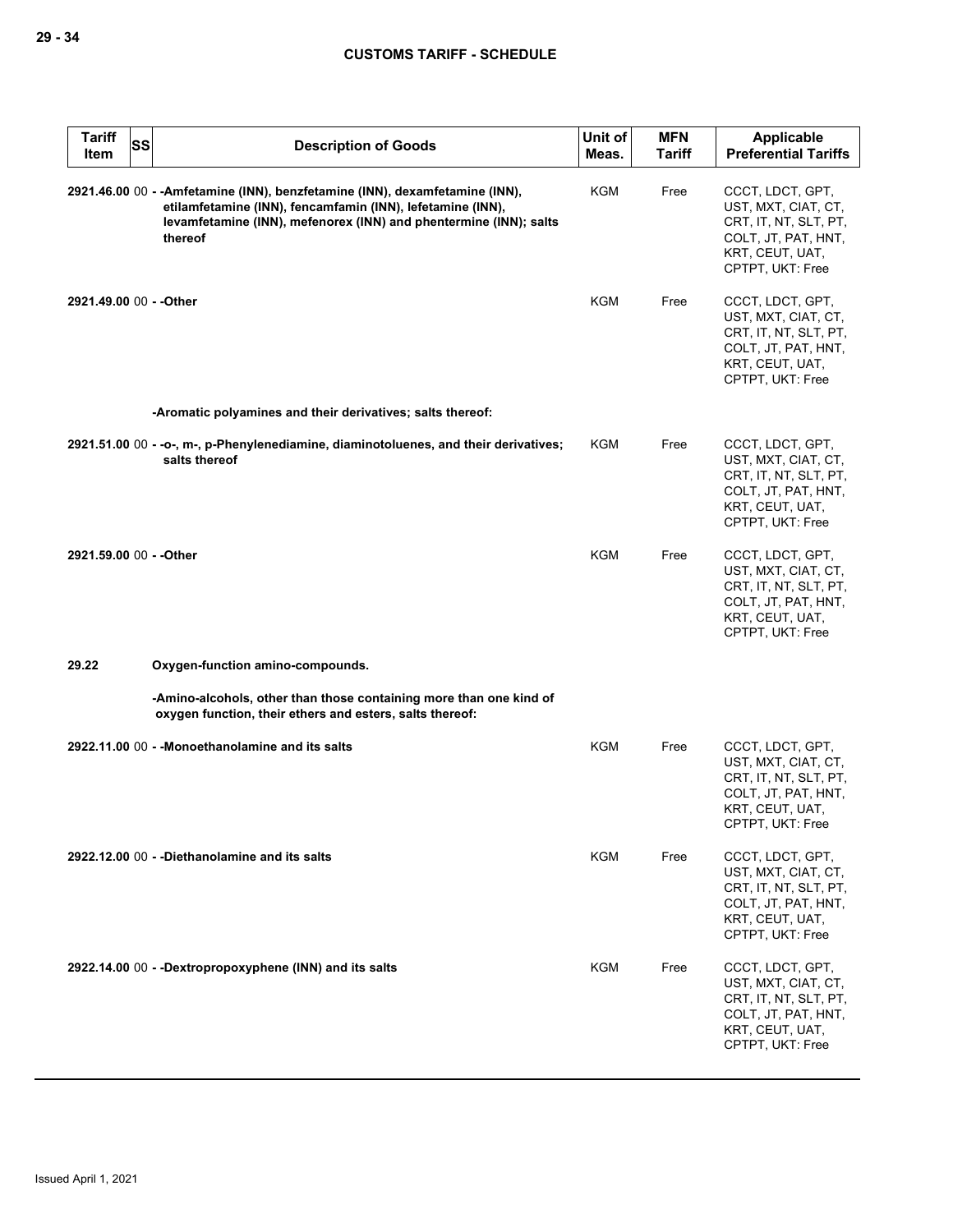| Tariff Item | SS | Description of Goods | Unit of Meas. | MFN Tariff | Applicable Preferential Tariffs |
|---|---|---|---|---|---|
| 2921.46.00 | 00 | - -Amfetamine (INN), benzfetamine (INN), dexamfetamine (INN), etilamfetamine (INN), fencamfamin (INN), lefetamine (INN), levamfetamine (INN), mefenorex (INN) and phentermine (INN); salts thereof | KGM | Free | CCCT, LDCT, GPT, UST, MXT, CIAT, CT, CRT, IT, NT, SLT, PT, COLT, JT, PAT, HNT, KRT, CEUT, UAT, CPTPT, UKT: Free |
| 2921.49.00 | 00 | - -Other | KGM | Free | CCCT, LDCT, GPT, UST, MXT, CIAT, CT, CRT, IT, NT, SLT, PT, COLT, JT, PAT, HNT, KRT, CEUT, UAT, CPTPT, UKT: Free |
| | | -Aromatic polyamines and their derivatives; salts thereof: | | | |
| 2921.51.00 | 00 | - -o-, m-, p-Phenylenediamine, diaminotoluenes, and their derivatives; salts thereof | KGM | Free | CCCT, LDCT, GPT, UST, MXT, CIAT, CT, CRT, IT, NT, SLT, PT, COLT, JT, PAT, HNT, KRT, CEUT, UAT, CPTPT, UKT: Free |
| 2921.59.00 | 00 | - -Other | KGM | Free | CCCT, LDCT, GPT, UST, MXT, CIAT, CT, CRT, IT, NT, SLT, PT, COLT, JT, PAT, HNT, KRT, CEUT, UAT, CPTPT, UKT: Free |
| 29.22 | | Oxygen-function amino-compounds. | | | |
| | | -Amino-alcohols, other than those containing more than one kind of oxygen function, their ethers and esters, salts thereof: | | | |
| 2922.11.00 | 00 | - -Monoethanolamine and its salts | KGM | Free | CCCT, LDCT, GPT, UST, MXT, CIAT, CT, CRT, IT, NT, SLT, PT, COLT, JT, PAT, HNT, KRT, CEUT, UAT, CPTPT, UKT: Free |
| 2922.12.00 | 00 | - -Diethanolamine and its salts | KGM | Free | CCCT, LDCT, GPT, UST, MXT, CIAT, CT, CRT, IT, NT, SLT, PT, COLT, JT, PAT, HNT, KRT, CEUT, UAT, CPTPT, UKT: Free |
| 2922.14.00 | 00 | - -Dextropropoxyphene (INN) and its salts | KGM | Free | CCCT, LDCT, GPT, UST, MXT, CIAT, CT, CRT, IT, NT, SLT, PT, COLT, JT, PAT, HNT, KRT, CEUT, UAT, CPTPT, UKT: Free |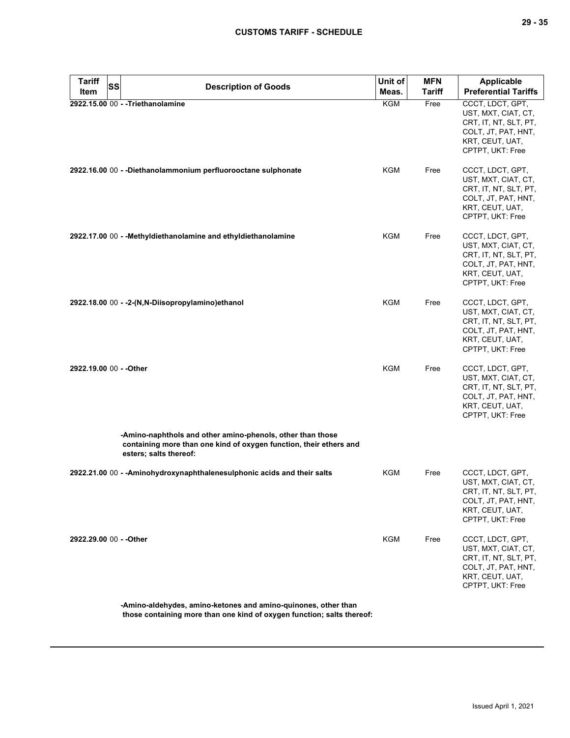| Tariff Item | SS | Description of Goods | Unit of Meas. | MFN Tariff | Applicable Preferential Tariffs |
|---|---|---|---|---|---|
| 2922.15.00 | 00 | - -Triethanolamine | KGM | Free | CCCT, LDCT, GPT, UST, MXT, CIAT, CT, CRT, IT, NT, SLT, PT, COLT, JT, PAT, HNT, KRT, CEUT, UAT, CPTPT, UKT: Free |
| 2922.16.00 | 00 | - -Diethanolammonium perfluorooctane sulphonate | KGM | Free | CCCT, LDCT, GPT, UST, MXT, CIAT, CT, CRT, IT, NT, SLT, PT, COLT, JT, PAT, HNT, KRT, CEUT, UAT, CPTPT, UKT: Free |
| 2922.17.00 | 00 | - -Methyldiethanolamine and ethyldiethanolamine | KGM | Free | CCCT, LDCT, GPT, UST, MXT, CIAT, CT, CRT, IT, NT, SLT, PT, COLT, JT, PAT, HNT, KRT, CEUT, UAT, CPTPT, UKT: Free |
| 2922.18.00 | 00 | - -2-(N,N-Diisopropylamino)ethanol | KGM | Free | CCCT, LDCT, GPT, UST, MXT, CIAT, CT, CRT, IT, NT, SLT, PT, COLT, JT, PAT, HNT, KRT, CEUT, UAT, CPTPT, UKT: Free |
| 2922.19.00 | 00 | - -Other | KGM | Free | CCCT, LDCT, GPT, UST, MXT, CIAT, CT, CRT, IT, NT, SLT, PT, COLT, JT, PAT, HNT, KRT, CEUT, UAT, CPTPT, UKT: Free |
| | | -Amino-naphthols and other amino-phenols, other than those containing more than one kind of oxygen function, their ethers and esters; salts thereof: | | | |
| 2922.21.00 | 00 | - -Aminohydroxynaphthalenesulphonic acids and their salts | KGM | Free | CCCT, LDCT, GPT, UST, MXT, CIAT, CT, CRT, IT, NT, SLT, PT, COLT, JT, PAT, HNT, KRT, CEUT, UAT, CPTPT, UKT: Free |
| 2922.29.00 | 00 | - -Other | KGM | Free | CCCT, LDCT, GPT, UST, MXT, CIAT, CT, CRT, IT, NT, SLT, PT, COLT, JT, PAT, HNT, KRT, CEUT, UAT, CPTPT, UKT: Free |
| | | -Amino-aldehydes, amino-ketones and amino-quinones, other than those containing more than one kind of oxygen function; salts thereof: | | | |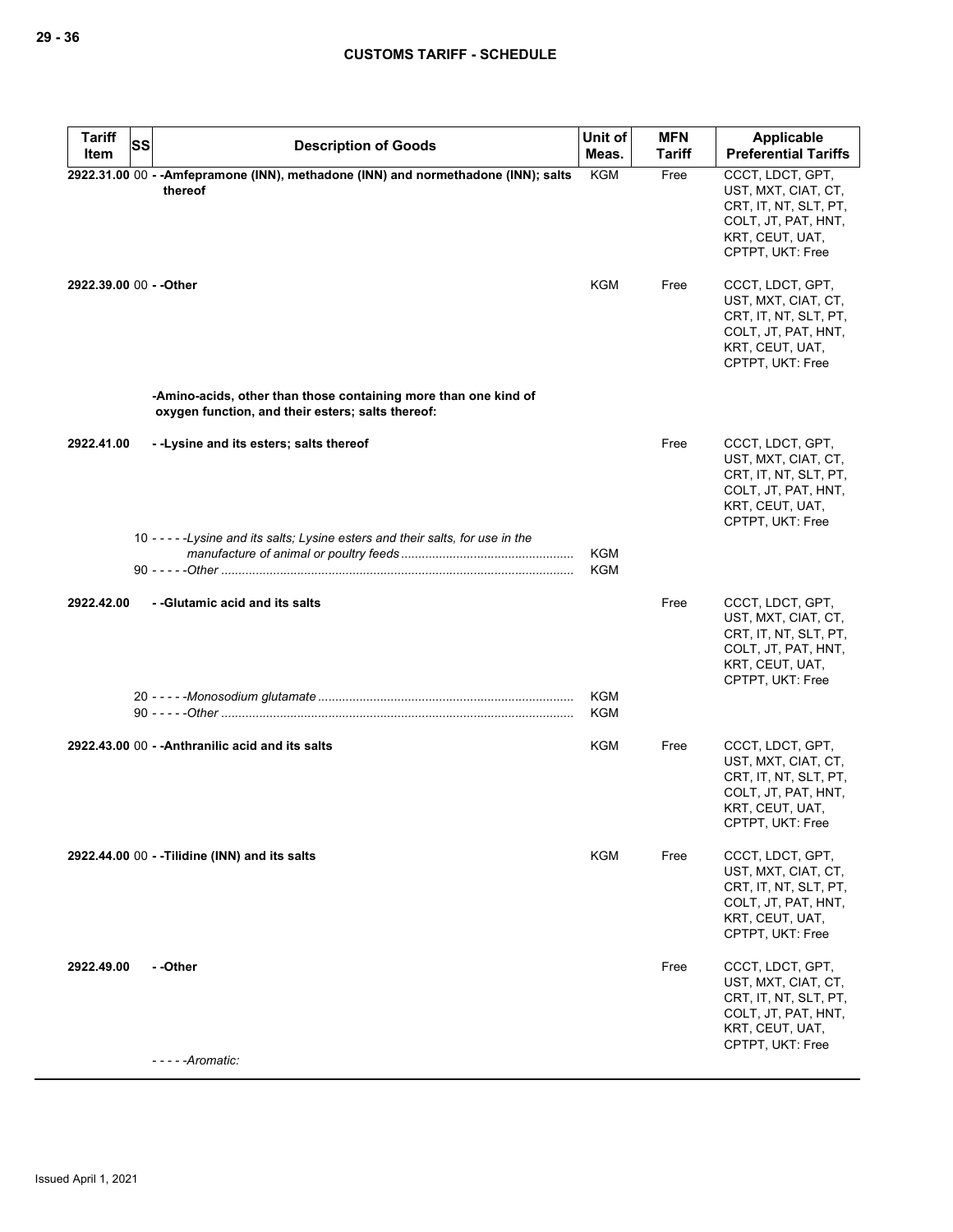| Tariff Item | SS | Description of Goods | Unit of Meas. | MFN Tariff | Applicable Preferential Tariffs |
|---|---|---|---|---|---|
| 2922.31.00 | 00 | **- -Amfepramone (INN), methadone (INN) and normethadone (INN); salts thereof** | KGM | Free | CCCT, LDCT, GPT, UST, MXT, CIAT, CT, CRT, IT, NT, SLT, PT, COLT, JT, PAT, HNT, KRT, CEUT, UAT, CPTPT, UKT: Free |
| 2922.39.00 | 00 | **- -Other** | KGM | Free | CCCT, LDCT, GPT, UST, MXT, CIAT, CT, CRT, IT, NT, SLT, PT, COLT, JT, PAT, HNT, KRT, CEUT, UAT, CPTPT, UKT: Free |
| | | **-Amino-acids, other than those containing more than one kind of oxygen function, and their esters; salts thereof:** | | | |
| 2922.41.00 | | **- -Lysine and its esters; salts thereof** | | Free | CCCT, LDCT, GPT, UST, MXT, CIAT, CT, CRT, IT, NT, SLT, PT, COLT, JT, PAT, HNT, KRT, CEUT, UAT, CPTPT, UKT: Free |
| | 10 | *- - - - -Lysine and its salts; Lysine esters and their salts, for use in the manufacture of animal or poultry feeds* | KGM | | |
| | 90 | *- - - - -Other* | KGM | | |
| 2922.42.00 | | **- -Glutamic acid and its salts** | | Free | CCCT, LDCT, GPT, UST, MXT, CIAT, CT, CRT, IT, NT, SLT, PT, COLT, JT, PAT, HNT, KRT, CEUT, UAT, CPTPT, UKT: Free |
| | 20 | *- - - - -Monosodium glutamate* | KGM | | |
| | 90 | *- - - - -Other* | KGM | | |
| 2922.43.00 | 00 | **- -Anthranilic acid and its salts** | KGM | Free | CCCT, LDCT, GPT, UST, MXT, CIAT, CT, CRT, IT, NT, SLT, PT, COLT, JT, PAT, HNT, KRT, CEUT, UAT, CPTPT, UKT: Free |
| 2922.44.00 | 00 | **- -Tilidine (INN) and its salts** | KGM | Free | CCCT, LDCT, GPT, UST, MXT, CIAT, CT, CRT, IT, NT, SLT, PT, COLT, JT, PAT, HNT, KRT, CEUT, UAT, CPTPT, UKT: Free |
| 2922.49.00 | | **- -Other** | | Free | CCCT, LDCT, GPT, UST, MXT, CIAT, CT, CRT, IT, NT, SLT, PT, COLT, JT, PAT, HNT, KRT, CEUT, UAT, CPTPT, UKT: Free |
| | | *- - - - -Aromatic:* | | | |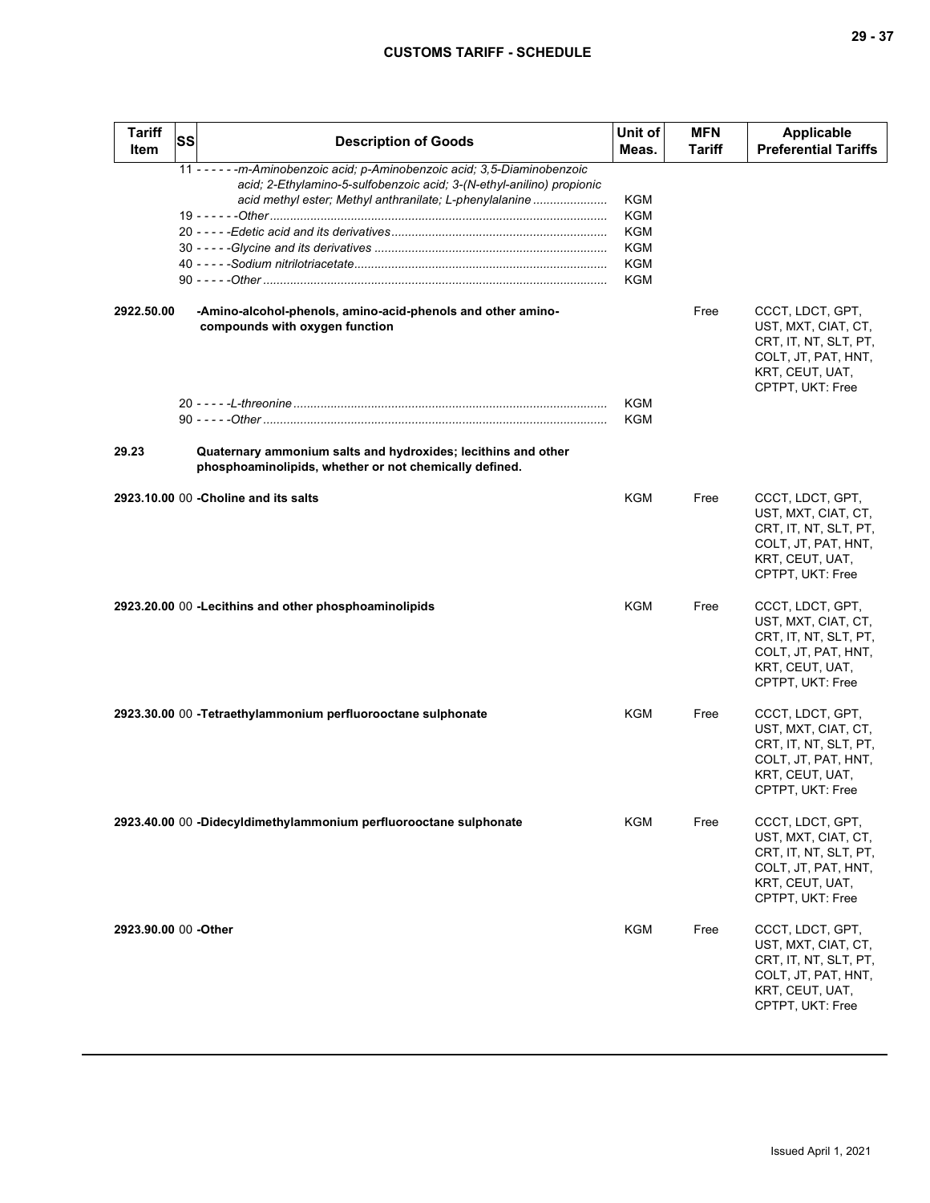| Tariff Item | SS | Description of Goods | Unit of Meas. | MFN Tariff | Applicable Preferential Tariffs |
|---|---|---|---|---|---|
| | | 11 - - - - - -*m-Aminobenzoic acid; p-Aminobenzoic acid; 3,5-Diaminobenzoic acid; 2-Ethylamino-5-sulfobenzoic acid; 3-(N-ethyl-anilino) propionic acid methyl ester; Methyl anthranilate; L-phenylalanine* | KGM | | |
| | | 19 - - - - - -*Other* | KGM | | |
| | | 20 - - - - -*Edetic acid and its derivatives* | KGM | | |
| | | 30 - - - - -*Glycine and its derivatives* | KGM | | |
| | | 40 - - - - -*Sodium nitrilotriacetate* | KGM | | |
| | | 90 - - - - -*Other* | KGM | | |
| **2922.50.00** | | **-Amino-alcohol-phenols, amino-acid-phenols and other amino-compounds with oxygen function** | | Free | CCCT, LDCT, GPT, UST, MXT, CIAT, CT, CRT, IT, NT, SLT, PT, COLT, JT, PAT, HNT, KRT, CEUT, UAT, CPTPT, UKT: Free |
| | | 20 - - - - -*L-threonine* | KGM | | |
| | | 90 - - - - -*Other* | KGM | | |
| **29.23** | | **Quaternary ammonium salts and hydroxides; lecithins and other phosphoaminolipids, whether or not chemically defined.** | | | |
| **2923.10.00** | 00 | **-Choline and its salts** | KGM | Free | CCCT, LDCT, GPT, UST, MXT, CIAT, CT, CRT, IT, NT, SLT, PT, COLT, JT, PAT, HNT, KRT, CEUT, UAT, CPTPT, UKT: Free |
| **2923.20.00** | 00 | **-Lecithins and other phosphoaminolipids** | KGM | Free | CCCT, LDCT, GPT, UST, MXT, CIAT, CT, CRT, IT, NT, SLT, PT, COLT, JT, PAT, HNT, KRT, CEUT, UAT, CPTPT, UKT: Free |
| **2923.30.00** | 00 | **-Tetraethylammonium perfluorooctane sulphonate** | KGM | Free | CCCT, LDCT, GPT, UST, MXT, CIAT, CT, CRT, IT, NT, SLT, PT, COLT, JT, PAT, HNT, KRT, CEUT, UAT, CPTPT, UKT: Free |
| **2923.40.00** | 00 | **-Didecyldimethylammonium perfluorooctane sulphonate** | KGM | Free | CCCT, LDCT, GPT, UST, MXT, CIAT, CT, CRT, IT, NT, SLT, PT, COLT, JT, PAT, HNT, KRT, CEUT, UAT, CPTPT, UKT: Free |
| **2923.90.00** | 00 | **-Other** | KGM | Free | CCCT, LDCT, GPT, UST, MXT, CIAT, CT, CRT, IT, NT, SLT, PT, COLT, JT, PAT, HNT, KRT, CEUT, UAT, CPTPT, UKT: Free |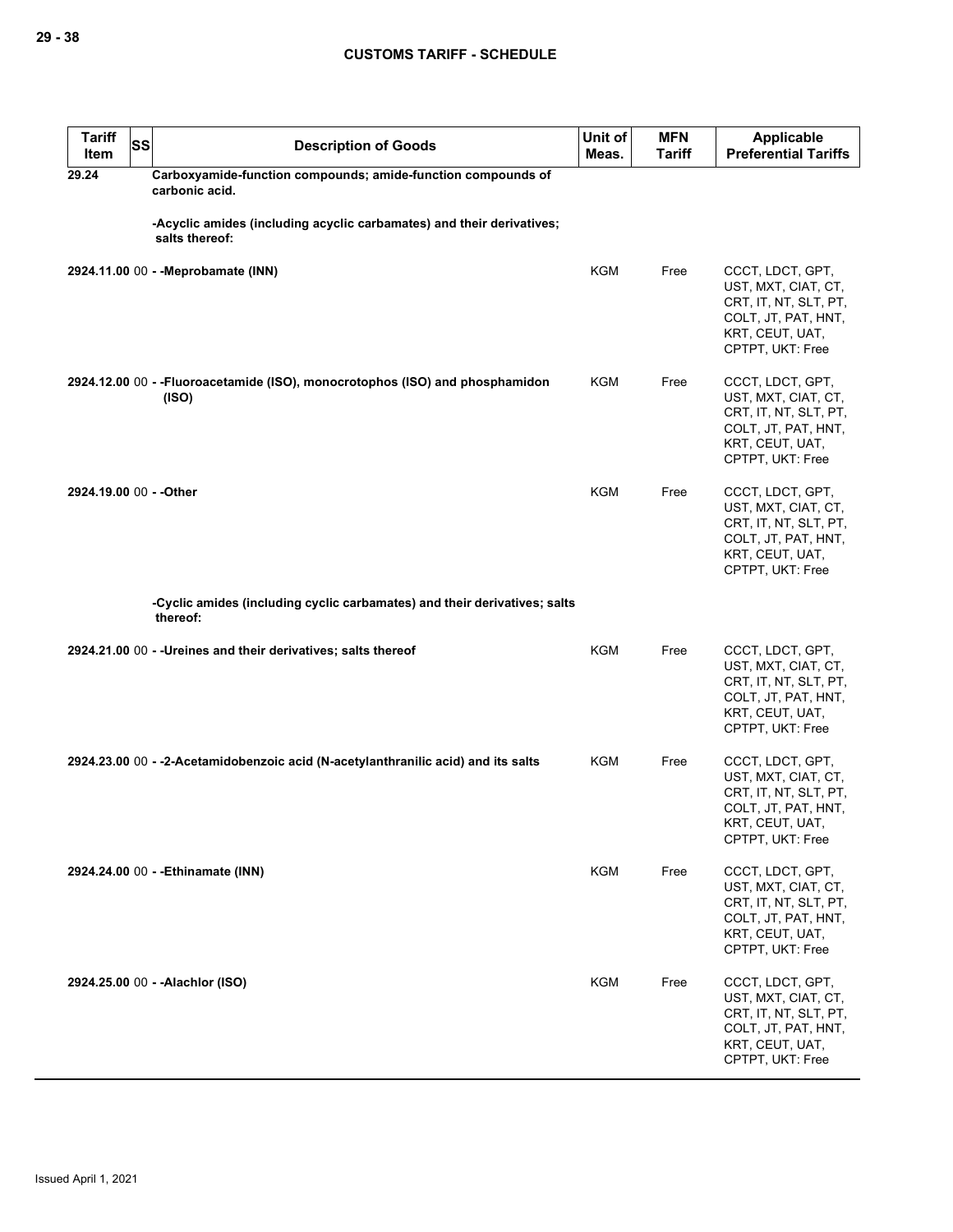| Tariff Item | SS | Description of Goods | Unit of Meas. | MFN Tariff | Applicable Preferential Tariffs |
|---|---|---|---|---|---|
| 29.24 | | **Carboxyamide-function compounds; amide-function compounds of carbonic acid.** | | | |
| | | **-Acyclic amides (including acyclic carbamates) and their derivatives; salts thereof:** | | | |
| **2924.11.00** | 00 | **- -Meprobamate (INN)** | KGM | Free | CCCT, LDCT, GPT, UST, MXT, CIAT, CT, CRT, IT, NT, SLT, PT, COLT, JT, PAT, HNT, KRT, CEUT, UAT, CPTPT, UKT: Free |
| **2924.12.00** | 00 | **- -Fluoroacetamide (ISO), monocrotophos (ISO) and phosphamidon (ISO)** | KGM | Free | CCCT, LDCT, GPT, UST, MXT, CIAT, CT, CRT, IT, NT, SLT, PT, COLT, JT, PAT, HNT, KRT, CEUT, UAT, CPTPT, UKT: Free |
| **2924.19.00** | 00 | **- -Other** | KGM | Free | CCCT, LDCT, GPT, UST, MXT, CIAT, CT, CRT, IT, NT, SLT, PT, COLT, JT, PAT, HNT, KRT, CEUT, UAT, CPTPT, UKT: Free |
| | | **-Cyclic amides (including cyclic carbamates) and their derivatives; salts thereof:** | | | |
| **2924.21.00** | 00 | **- -Ureines and their derivatives; salts thereof** | KGM | Free | CCCT, LDCT, GPT, UST, MXT, CIAT, CT, CRT, IT, NT, SLT, PT, COLT, JT, PAT, HNT, KRT, CEUT, UAT, CPTPT, UKT: Free |
| **2924.23.00** | 00 | **- -2-Acetamidobenzoic acid (N-acetylanthranilic acid) and its salts** | KGM | Free | CCCT, LDCT, GPT, UST, MXT, CIAT, CT, CRT, IT, NT, SLT, PT, COLT, JT, PAT, HNT, KRT, CEUT, UAT, CPTPT, UKT: Free |
| **2924.24.00** | 00 | **- -Ethinamate (INN)** | KGM | Free | CCCT, LDCT, GPT, UST, MXT, CIAT, CT, CRT, IT, NT, SLT, PT, COLT, JT, PAT, HNT, KRT, CEUT, UAT, CPTPT, UKT: Free |
| **2924.25.00** | 00 | **- -Alachlor (ISO)** | KGM | Free | CCCT, LDCT, GPT, UST, MXT, CIAT, CT, CRT, IT, NT, SLT, PT, COLT, JT, PAT, HNT, KRT, CEUT, UAT, CPTPT, UKT: Free |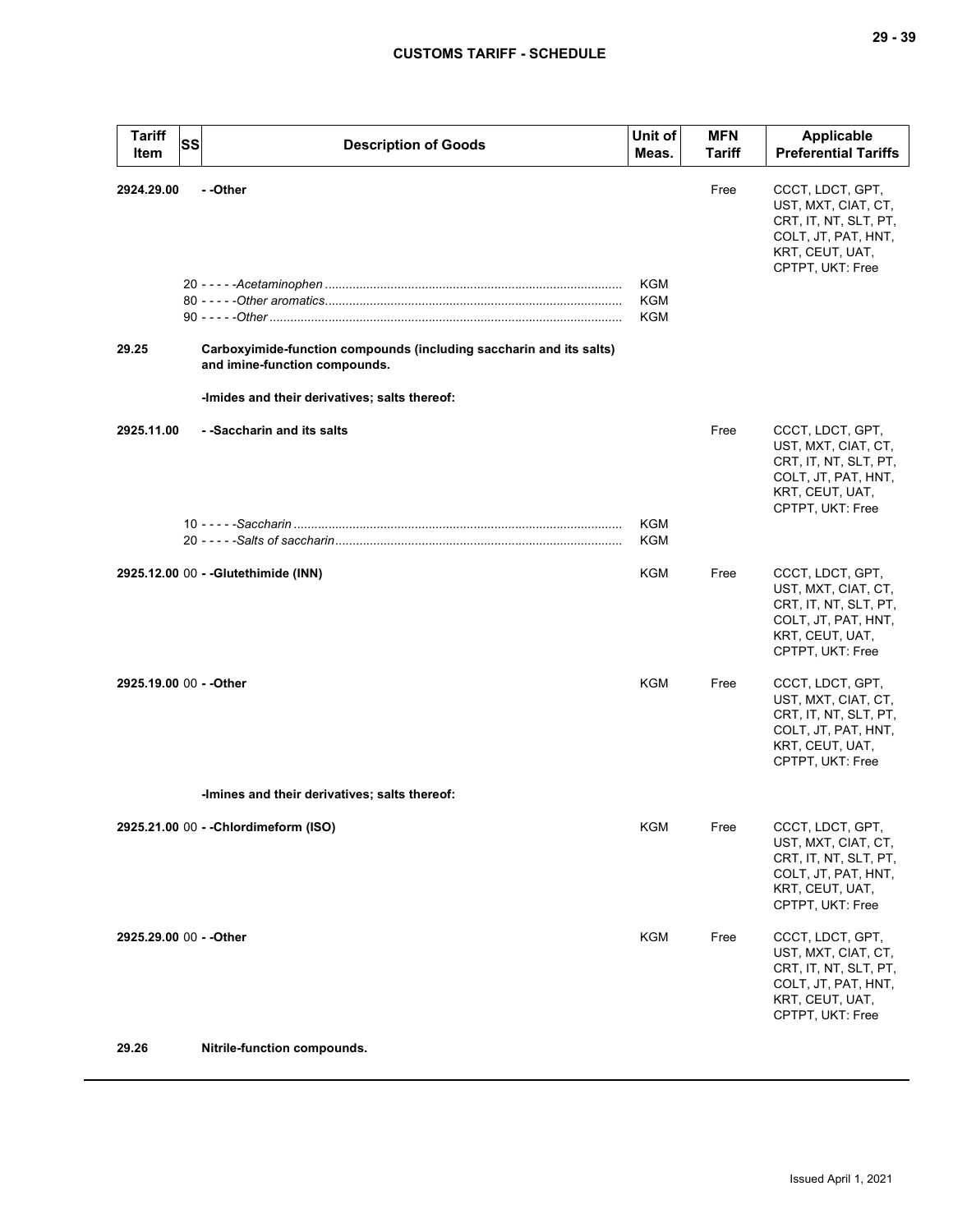| Tariff Item | SS | Description of Goods | Unit of Meas. | MFN Tariff | Applicable Preferential Tariffs |
|---|---|---|---|---|---|
| **2924.29.00** | | **- -Other** | | Free | CCCT, LDCT, GPT, UST, MXT, CIAT, CT, CRT, IT, NT, SLT, PT, COLT, JT, PAT, HNT, KRT, CEUT, UAT, CPTPT, UKT: Free |
| | 20 | - - - - -*Acetaminophen* | KGM | | |
| | 80 | - - - - -*Other aromatics* | KGM | | |
| | 90 | - - - - -*Other* | KGM | | |
| **29.25** | | **Carboxyimide-function compounds (including saccharin and its salts) and imine-function compounds.** | | | |
| | | **-Imides and their derivatives; salts thereof:** | | | |
| **2925.11.00** | | **- -Saccharin and its salts** | | Free | CCCT, LDCT, GPT, UST, MXT, CIAT, CT, CRT, IT, NT, SLT, PT, COLT, JT, PAT, HNT, KRT, CEUT, UAT, CPTPT, UKT: Free |
| | 10 | - - - - -*Saccharin* | KGM | | |
| | 20 | - - - - -*Salts of saccharin* | KGM | | |
| **2925.12.00** | 00 | **- -Glutethimide (INN)** | KGM | Free | CCCT, LDCT, GPT, UST, MXT, CIAT, CT, CRT, IT, NT, SLT, PT, COLT, JT, PAT, HNT, KRT, CEUT, UAT, CPTPT, UKT: Free |
| **2925.19.00** | 00 | **- -Other** | KGM | Free | CCCT, LDCT, GPT, UST, MXT, CIAT, CT, CRT, IT, NT, SLT, PT, COLT, JT, PAT, HNT, KRT, CEUT, UAT, CPTPT, UKT: Free |
| | | **-Imines and their derivatives; salts thereof:** | | | |
| **2925.21.00** | 00 | **- -Chlordimeform (ISO)** | KGM | Free | CCCT, LDCT, GPT, UST, MXT, CIAT, CT, CRT, IT, NT, SLT, PT, COLT, JT, PAT, HNT, KRT, CEUT, UAT, CPTPT, UKT: Free |
| **2925.29.00** | 00 | **- -Other** | KGM | Free | CCCT, LDCT, GPT, UST, MXT, CIAT, CT, CRT, IT, NT, SLT, PT, COLT, JT, PAT, HNT, KRT, CEUT, UAT, CPTPT, UKT: Free |
| **29.26** | | **Nitrile-function compounds.** | | | |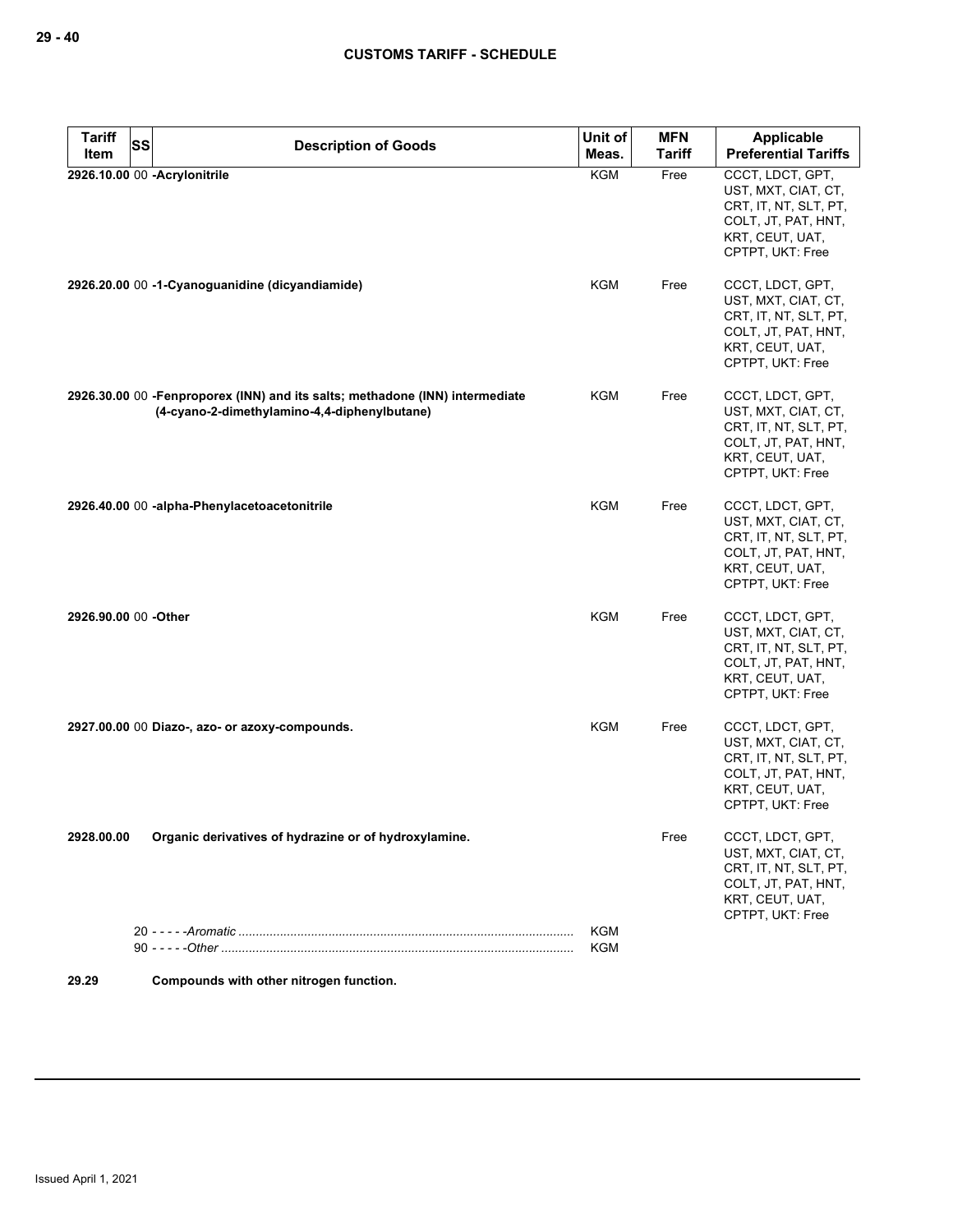| Tariff Item | SS | Description of Goods | Unit of Meas. | MFN Tariff | Applicable Preferential Tariffs |
|---|---|---|---|---|---|
| 2926.10.00 | 00 | **-Acrylonitrile** | KGM | Free | CCCT, LDCT, GPT, UST, MXT, CIAT, CT, CRT, IT, NT, SLT, PT, COLT, JT, PAT, HNT, KRT, CEUT, UAT, CPTPT, UKT: Free |
| 2926.20.00 | 00 | **-1-Cyanoguanidine (dicyandiamide)** | KGM | Free | CCCT, LDCT, GPT, UST, MXT, CIAT, CT, CRT, IT, NT, SLT, PT, COLT, JT, PAT, HNT, KRT, CEUT, UAT, CPTPT, UKT: Free |
| 2926.30.00 | 00 | **-Fenproporex (INN) and its salts; methadone (INN) intermediate (4-cyano-2-dimethylamino-4,4-diphenylbutane)** | KGM | Free | CCCT, LDCT, GPT, UST, MXT, CIAT, CT, CRT, IT, NT, SLT, PT, COLT, JT, PAT, HNT, KRT, CEUT, UAT, CPTPT, UKT: Free |
| 2926.40.00 | 00 | **-alpha-Phenylacetoacetonitrile** | KGM | Free | CCCT, LDCT, GPT, UST, MXT, CIAT, CT, CRT, IT, NT, SLT, PT, COLT, JT, PAT, HNT, KRT, CEUT, UAT, CPTPT, UKT: Free |
| 2926.90.00 | 00 | **-Other** | KGM | Free | CCCT, LDCT, GPT, UST, MXT, CIAT, CT, CRT, IT, NT, SLT, PT, COLT, JT, PAT, HNT, KRT, CEUT, UAT, CPTPT, UKT: Free |
| 2927.00.00 | 00 | **Diazo-, azo- or azoxy-compounds.** | KGM | Free | CCCT, LDCT, GPT, UST, MXT, CIAT, CT, CRT, IT, NT, SLT, PT, COLT, JT, PAT, HNT, KRT, CEUT, UAT, CPTPT, UKT: Free |
| 2928.00.00 | | **Organic derivatives of hydrazine or of hydroxylamine.** | | Free | CCCT, LDCT, GPT, UST, MXT, CIAT, CT, CRT, IT, NT, SLT, PT, COLT, JT, PAT, HNT, KRT, CEUT, UAT, CPTPT, UKT: Free |
| | 20 | - - - - -*Aromatic* | KGM | | |
| | 90 | - - - - -*Other* | KGM | | |
| 29.29 | | **Compounds with other nitrogen function.** | | | |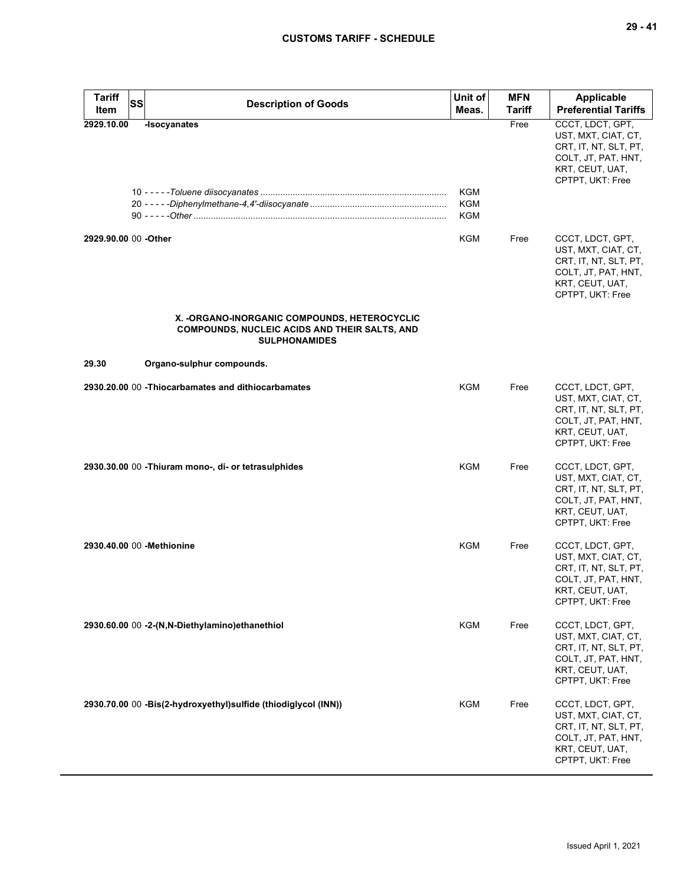| Tariff Item | SS | Description of Goods | Unit of Meas. | MFN Tariff | Applicable Preferential Tariffs |
|---|---|---|---|---|---|
| 2929.10.00 | | **-Isocyanates** | | Free | CCCT, LDCT, GPT, UST, MXT, CIAT, CT, CRT, IT, NT, SLT, PT, COLT, JT, PAT, HNT, KRT, CEUT, UAT, CPTPT, UKT: Free |
| | 10 | - - - - -*Toluene diisocyanates* | KGM | | |
| | 20 | - - - - -*Diphenylmethane-4,4'-diisocyanate* | KGM | | |
| | 90 | - - - - -*Other* | KGM | | |
| 2929.90.00 | 00 | **-Other** | KGM | Free | CCCT, LDCT, GPT, UST, MXT, CIAT, CT, CRT, IT, NT, SLT, PT, COLT, JT, PAT, HNT, KRT, CEUT, UAT, CPTPT, UKT: Free |
| | | **X. -ORGANO-INORGANIC COMPOUNDS, HETEROCYCLIC COMPOUNDS, NUCLEIC ACIDS AND THEIR SALTS, AND SULPHONAMIDES** | | | |
| 29.30 | | **Organo-sulphur compounds.** | | | |
| 2930.20.00 | 00 | **-Thiocarbamates and dithiocarbamates** | KGM | Free | CCCT, LDCT, GPT, UST, MXT, CIAT, CT, CRT, IT, NT, SLT, PT, COLT, JT, PAT, HNT, KRT, CEUT, UAT, CPTPT, UKT: Free |
| 2930.30.00 | 00 | **-Thiuram mono-, di- or tetrasulphides** | KGM | Free | CCCT, LDCT, GPT, UST, MXT, CIAT, CT, CRT, IT, NT, SLT, PT, COLT, JT, PAT, HNT, KRT, CEUT, UAT, CPTPT, UKT: Free |
| 2930.40.00 | 00 | **-Methionine** | KGM | Free | CCCT, LDCT, GPT, UST, MXT, CIAT, CT, CRT, IT, NT, SLT, PT, COLT, JT, PAT, HNT, KRT, CEUT, UAT, CPTPT, UKT: Free |
| 2930.60.00 | 00 | **-2-(N,N-Diethylamino)ethanethiol** | KGM | Free | CCCT, LDCT, GPT, UST, MXT, CIAT, CT, CRT, IT, NT, SLT, PT, COLT, JT, PAT, HNT, KRT, CEUT, UAT, CPTPT, UKT: Free |
| 2930.70.00 | 00 | **-Bis(2-hydroxyethyl)sulfide (thiodiglycol (INN))** | KGM | Free | CCCT, LDCT, GPT, UST, MXT, CIAT, CT, CRT, IT, NT, SLT, PT, COLT, JT, PAT, HNT, KRT, CEUT, UAT, CPTPT, UKT: Free |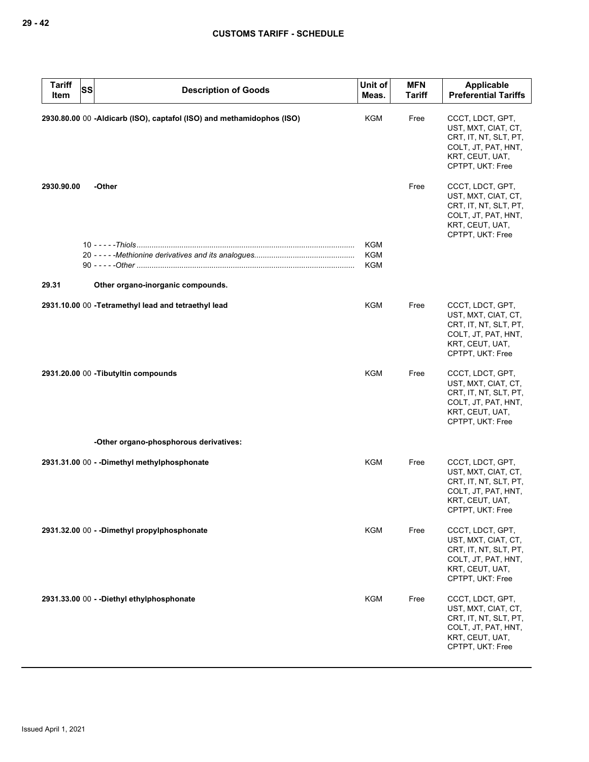| Tariff Item | SS | Description of Goods | Unit of Meas. | MFN Tariff | Applicable Preferential Tariffs |
|---|---|---|---|---|---|
| 2930.80.00 | 00 | **-Aldicarb (ISO), captafol (ISO) and methamidophos (ISO)** | KGM | Free | CCCT, LDCT, GPT, UST, MXT, CIAT, CT, CRT, IT, NT, SLT, PT, COLT, JT, PAT, HNT, KRT, CEUT, UAT, CPTPT, UKT: Free |
| 2930.90.00 | | **-Other** | | Free | CCCT, LDCT, GPT, UST, MXT, CIAT, CT, CRT, IT, NT, SLT, PT, COLT, JT, PAT, HNT, KRT, CEUT, UAT, CPTPT, UKT: Free |
| | 10 | - - - - -*Thiols* | KGM | | |
| | 20 | - - - - -*Methionine derivatives and its analogues* | KGM | | |
| | 90 | - - - - -*Other* | KGM | | |
| **29.31** | | **Other organo-inorganic compounds.** | | | |
| 2931.10.00 | 00 | **-Tetramethyl lead and tetraethyl lead** | KGM | Free | CCCT, LDCT, GPT, UST, MXT, CIAT, CT, CRT, IT, NT, SLT, PT, COLT, JT, PAT, HNT, KRT, CEUT, UAT, CPTPT, UKT: Free |
| 2931.20.00 | 00 | **-Tributyltin compounds** | KGM | Free | CCCT, LDCT, GPT, UST, MXT, CIAT, CT, CRT, IT, NT, SLT, PT, COLT, JT, PAT, HNT, KRT, CEUT, UAT, CPTPT, UKT: Free |
| | | **-Other organo-phosphorous derivatives:** | | | |
| 2931.31.00 | 00 | **- -Dimethyl methylphosphonate** | KGM | Free | CCCT, LDCT, GPT, UST, MXT, CIAT, CT, CRT, IT, NT, SLT, PT, COLT, JT, PAT, HNT, KRT, CEUT, UAT, CPTPT, UKT: Free |
| 2931.32.00 | 00 | **- -Dimethyl propylphosphonate** | KGM | Free | CCCT, LDCT, GPT, UST, MXT, CIAT, CT, CRT, IT, NT, SLT, PT, COLT, JT, PAT, HNT, KRT, CEUT, UAT, CPTPT, UKT: Free |
| 2931.33.00 | 00 | **- -Diethyl ethylphosphonate** | KGM | Free | CCCT, LDCT, GPT, UST, MXT, CIAT, CT, CRT, IT, NT, SLT, PT, COLT, JT, PAT, HNT, KRT, CEUT, UAT, CPTPT, UKT: Free |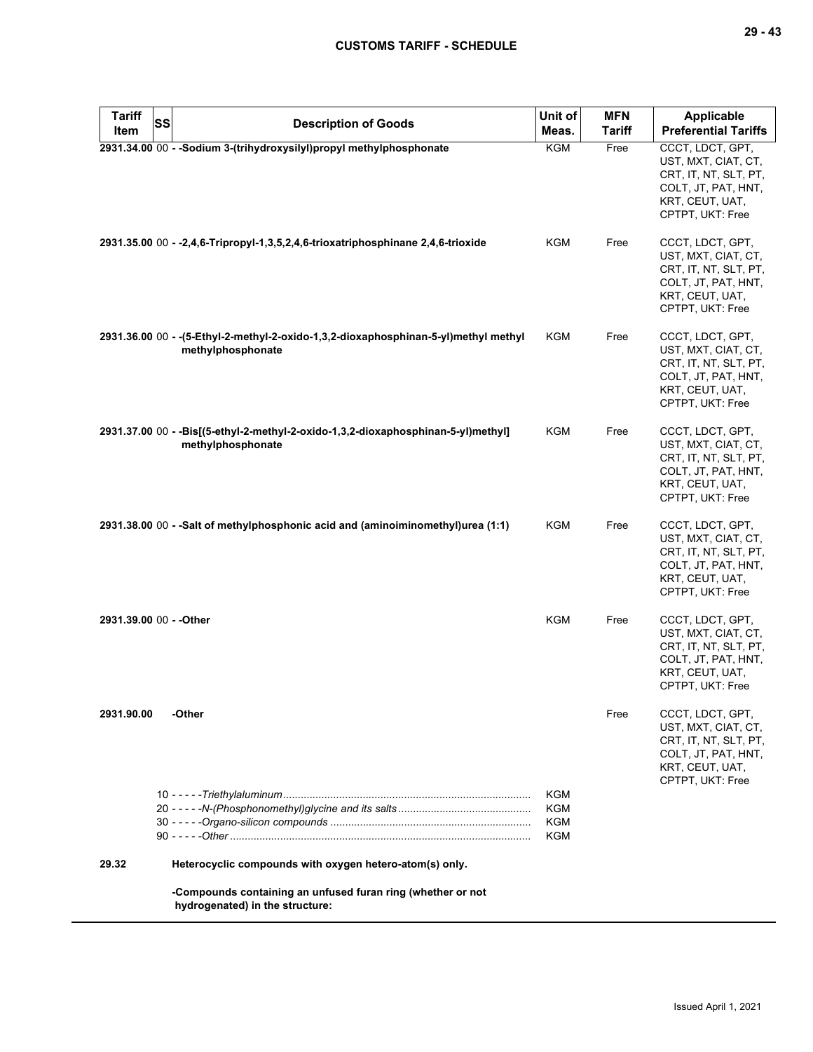| Tariff Item | SS | Description of Goods | Unit of Meas. | MFN Tariff | Applicable Preferential Tariffs |
|---|---|---|---|---|---|
| **2931.34.00** | 00 | **- -Sodium 3-(trihydroxysilyl)propyl methylphosphonate** | KGM | Free | CCCT, LDCT, GPT, UST, MXT, CIAT, CT, CRT, IT, NT, SLT, PT, COLT, JT, PAT, HNT, KRT, CEUT, UAT, CPTPT, UKT: Free |
| **2931.35.00** | 00 | **- -2,4,6-Tripropyl-1,3,5,2,4,6-trioxatriphosphinane 2,4,6-trioxide** | KGM | Free | CCCT, LDCT, GPT, UST, MXT, CIAT, CT, CRT, IT, NT, SLT, PT, COLT, JT, PAT, HNT, KRT, CEUT, UAT, CPTPT, UKT: Free |
| **2931.36.00** | 00 | **- -(5-Ethyl-2-methyl-2-oxido-1,3,2-dioxaphosphinan-5-yl)methyl methyl methylphosphonate** | KGM | Free | CCCT, LDCT, GPT, UST, MXT, CIAT, CT, CRT, IT, NT, SLT, PT, COLT, JT, PAT, HNT, KRT, CEUT, UAT, CPTPT, UKT: Free |
| **2931.37.00** | 00 | **- -Bis[(5-ethyl-2-methyl-2-oxido-1,3,2-dioxaphosphinan-5-yl)methyl] methylphosphonate** | KGM | Free | CCCT, LDCT, GPT, UST, MXT, CIAT, CT, CRT, IT, NT, SLT, PT, COLT, JT, PAT, HNT, KRT, CEUT, UAT, CPTPT, UKT: Free |
| **2931.38.00** | 00 | **- -Salt of methylphosphonic acid and (aminoiminomethyl)urea (1:1)** | KGM | Free | CCCT, LDCT, GPT, UST, MXT, CIAT, CT, CRT, IT, NT, SLT, PT, COLT, JT, PAT, HNT, KRT, CEUT, UAT, CPTPT, UKT: Free |
| **2931.39.00** | 00 | **- -Other** | KGM | Free | CCCT, LDCT, GPT, UST, MXT, CIAT, CT, CRT, IT, NT, SLT, PT, COLT, JT, PAT, HNT, KRT, CEUT, UAT, CPTPT, UKT: Free |
| **2931.90.00** | | **-Other** | | Free | CCCT, LDCT, GPT, UST, MXT, CIAT, CT, CRT, IT, NT, SLT, PT, COLT, JT, PAT, HNT, KRT, CEUT, UAT, CPTPT, UKT: Free |
| | 10 | - - - - -*Triethylaluminum* | KGM | | |
| | 20 | - - - - -*N-(Phosphonomethyl)glycine and its salts* | KGM | | |
| | 30 | - - - - -*Organo-silicon compounds* | KGM | | |
| | 90 | - - - - -*Other* | KGM | | |
| **29.32** | | **Heterocyclic compounds with oxygen hetero-atom(s) only.** | | | |
| | | **-Compounds containing an unfused furan ring (whether or not hydrogenated) in the structure:** | | | |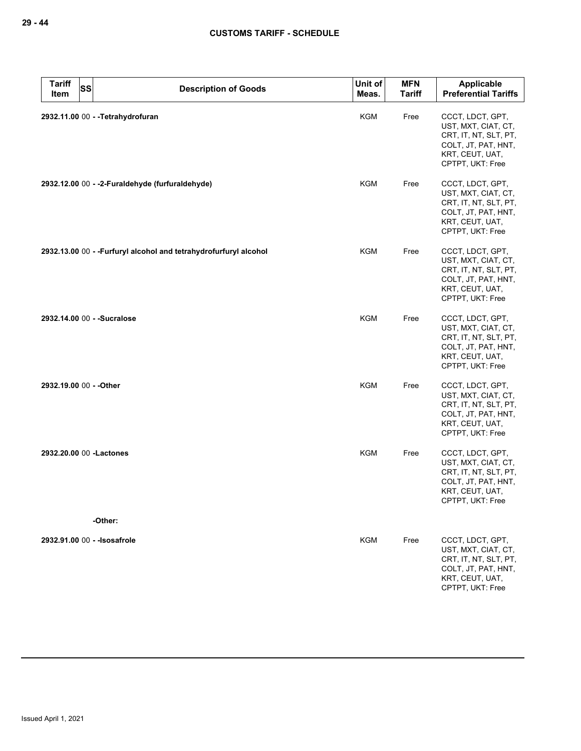| Tariff Item | SS | Description of Goods | Unit of Meas. | MFN Tariff | Applicable Preferential Tariffs |
|---|---|---|---|---|---|
| **2932.11.00** | 00 | **- -Tetrahydrofuran** | KGM | Free | CCCT, LDCT, GPT, UST, MXT, CIAT, CT, CRT, IT, NT, SLT, PT, COLT, JT, PAT, HNT, KRT, CEUT, UAT, CPTPT, UKT: Free |
| **2932.12.00** | 00 | **- -2-Furaldehyde (furfuraldehyde)** | KGM | Free | CCCT, LDCT, GPT, UST, MXT, CIAT, CT, CRT, IT, NT, SLT, PT, COLT, JT, PAT, HNT, KRT, CEUT, UAT, CPTPT, UKT: Free |
| **2932.13.00** | 00 | **- -Furfuryl alcohol and tetrahydrofurfuryl alcohol** | KGM | Free | CCCT, LDCT, GPT, UST, MXT, CIAT, CT, CRT, IT, NT, SLT, PT, COLT, JT, PAT, HNT, KRT, CEUT, UAT, CPTPT, UKT: Free |
| **2932.14.00** | 00 | **- -Sucralose** | KGM | Free | CCCT, LDCT, GPT, UST, MXT, CIAT, CT, CRT, IT, NT, SLT, PT, COLT, JT, PAT, HNT, KRT, CEUT, UAT, CPTPT, UKT: Free |
| **2932.19.00** | 00 | **- -Other** | KGM | Free | CCCT, LDCT, GPT, UST, MXT, CIAT, CT, CRT, IT, NT, SLT, PT, COLT, JT, PAT, HNT, KRT, CEUT, UAT, CPTPT, UKT: Free |
| **2932.20.00** | 00 | **-Lactones** | KGM | Free | CCCT, LDCT, GPT, UST, MXT, CIAT, CT, CRT, IT, NT, SLT, PT, COLT, JT, PAT, HNT, KRT, CEUT, UAT, CPTPT, UKT: Free |
| | | **-Other:** | | | |
| **2932.91.00** | 00 | **- -Isosafrole** | KGM | Free | CCCT, LDCT, GPT, UST, MXT, CIAT, CT, CRT, IT, NT, SLT, PT, COLT, JT, PAT, HNT, KRT, CEUT, UAT, CPTPT, UKT: Free |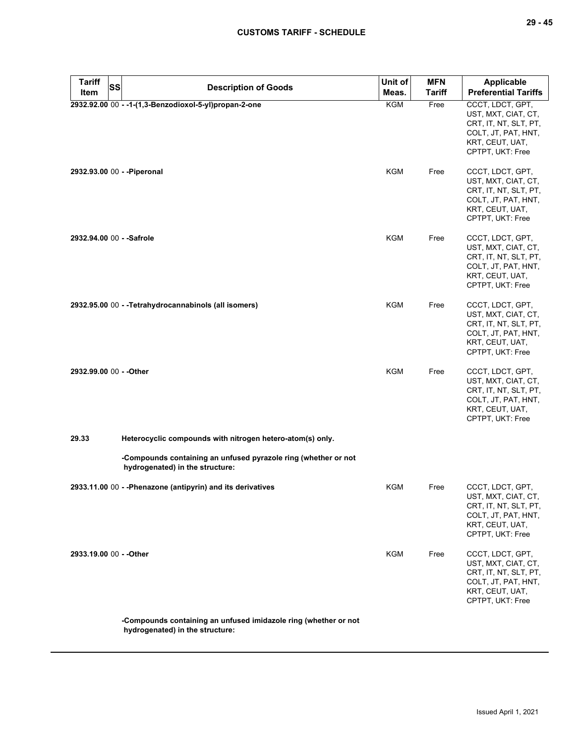| Tariff Item | SS | Description of Goods | Unit of Meas. | MFN Tariff | Applicable Preferential Tariffs |
|---|---|---|---|---|---|
| 2932.92.00 | 00 | - -1-(1,3-Benzodioxol-5-yl)propan-2-one | KGM | Free | CCCT, LDCT, GPT, UST, MXT, CIAT, CT, CRT, IT, NT, SLT, PT, COLT, JT, PAT, HNT, KRT, CEUT, UAT, CPTPT, UKT: Free |
| 2932.93.00 | 00 | - -Piperonal | KGM | Free | CCCT, LDCT, GPT, UST, MXT, CIAT, CT, CRT, IT, NT, SLT, PT, COLT, JT, PAT, HNT, KRT, CEUT, UAT, CPTPT, UKT: Free |
| 2932.94.00 | 00 | - -Safrole | KGM | Free | CCCT, LDCT, GPT, UST, MXT, CIAT, CT, CRT, IT, NT, SLT, PT, COLT, JT, PAT, HNT, KRT, CEUT, UAT, CPTPT, UKT: Free |
| 2932.95.00 | 00 | - -Tetrahydrocannabinols (all isomers) | KGM | Free | CCCT, LDCT, GPT, UST, MXT, CIAT, CT, CRT, IT, NT, SLT, PT, COLT, JT, PAT, HNT, KRT, CEUT, UAT, CPTPT, UKT: Free |
| 2932.99.00 | 00 | - -Other | KGM | Free | CCCT, LDCT, GPT, UST, MXT, CIAT, CT, CRT, IT, NT, SLT, PT, COLT, JT, PAT, HNT, KRT, CEUT, UAT, CPTPT, UKT: Free |
| 29.33 | | Heterocyclic compounds with nitrogen hetero-atom(s) only. | | | |
| | | -Compounds containing an unfused pyrazole ring (whether or not hydrogenated) in the structure: | | | |
| 2933.11.00 | 00 | - -Phenazone (antipyrin) and its derivatives | KGM | Free | CCCT, LDCT, GPT, UST, MXT, CIAT, CT, CRT, IT, NT, SLT, PT, COLT, JT, PAT, HNT, KRT, CEUT, UAT, CPTPT, UKT: Free |
| 2933.19.00 | 00 | - -Other | KGM | Free | CCCT, LDCT, GPT, UST, MXT, CIAT, CT, CRT, IT, NT, SLT, PT, COLT, JT, PAT, HNT, KRT, CEUT, UAT, CPTPT, UKT: Free |
| | | -Compounds containing an unfused imidazole ring (whether or not hydrogenated) in the structure: | | | |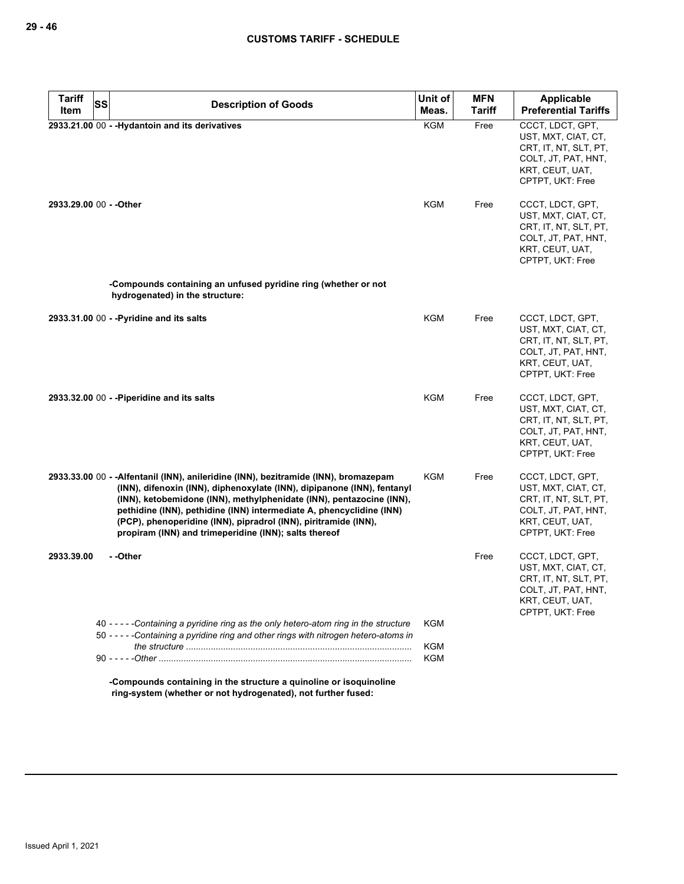| Tariff Item | SS | Description of Goods | Unit of Meas. | MFN Tariff | Applicable Preferential Tariffs |
|---|---|---|---|---|---|
| 2933.21.00 | 00 | **- -Hydantoin and its derivatives** | KGM | Free | CCCT, LDCT, GPT, UST, MXT, CIAT, CT, CRT, IT, NT, SLT, PT, COLT, JT, PAT, HNT, KRT, CEUT, UAT, CPTPT, UKT: Free |
| 2933.29.00 | 00 | **- -Other** | KGM | Free | CCCT, LDCT, GPT, UST, MXT, CIAT, CT, CRT, IT, NT, SLT, PT, COLT, JT, PAT, HNT, KRT, CEUT, UAT, CPTPT, UKT: Free |
| | | **-Compounds containing an unfused pyridine ring (whether or not hydrogenated) in the structure:** | | | |
| 2933.31.00 | 00 | **- -Pyridine and its salts** | KGM | Free | CCCT, LDCT, GPT, UST, MXT, CIAT, CT, CRT, IT, NT, SLT, PT, COLT, JT, PAT, HNT, KRT, CEUT, UAT, CPTPT, UKT: Free |
| 2933.32.00 | 00 | **- -Piperidine and its salts** | KGM | Free | CCCT, LDCT, GPT, UST, MXT, CIAT, CT, CRT, IT, NT, SLT, PT, COLT, JT, PAT, HNT, KRT, CEUT, UAT, CPTPT, UKT: Free |
| 2933.33.00 | 00 | **- -Alfentanil (INN), anileridine (INN), bezitramide (INN), bromazepam (INN), difenoxin (INN), diphenoxylate (INN), dipipanone (INN), fentanyl (INN), ketobemidone (INN), methylphenidate (INN), pentazocine (INN), pethidine (INN), pethidine (INN) intermediate A, phencyclidine (INN) (PCP), phenoperidine (INN), pipradrol (INN), piritramide (INN), propiram (INN) and trimeperidine (INN); salts thereof** | KGM | Free | CCCT, LDCT, GPT, UST, MXT, CIAT, CT, CRT, IT, NT, SLT, PT, COLT, JT, PAT, HNT, KRT, CEUT, UAT, CPTPT, UKT: Free |
| 2933.39.00 | | **- -Other** | | Free | CCCT, LDCT, GPT, UST, MXT, CIAT, CT, CRT, IT, NT, SLT, PT, COLT, JT, PAT, HNT, KRT, CEUT, UAT, CPTPT, UKT: Free |
| | 40 | - - - - -*Containing a pyridine ring as the only hetero-atom ring in the structure* | KGM | | |
| | 50 | - - - - -*Containing a pyridine ring and other rings with nitrogen hetero-atoms in the structure* | KGM | | |
| | 90 | - - - - -*Other* | KGM | | |
| | | **-Compounds containing in the structure a quinoline or isoquinoline ring-system (whether or not hydrogenated), not further fused:** | | | |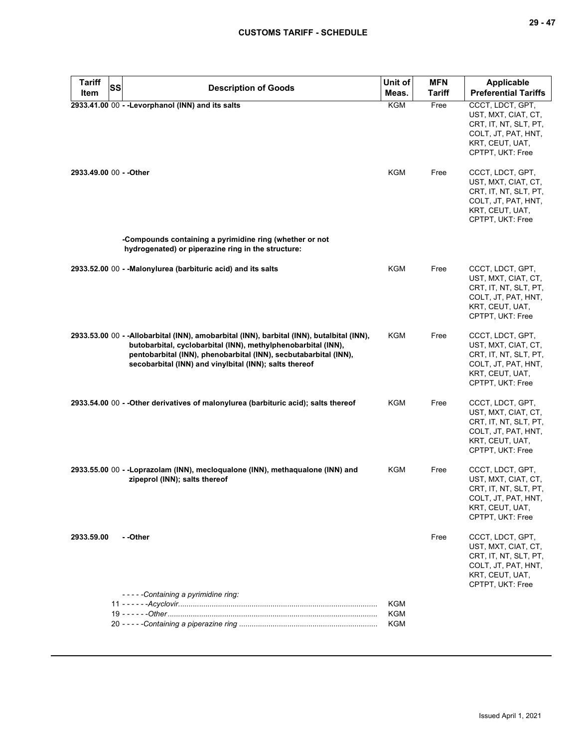| Tariff Item | SS | Description of Goods | Unit of Meas. | MFN Tariff | Applicable Preferential Tariffs |
|---|---|---|---|---|---|
| **2933.41.00** | 00 | **- -Levorphanol (INN) and its salts** | KGM | Free | CCCT, LDCT, GPT, UST, MXT, CIAT, CT, CRT, IT, NT, SLT, PT, COLT, JT, PAT, HNT, KRT, CEUT, UAT, CPTPT, UKT: Free |
| **2933.49.00** | 00 | **- -Other** | KGM | Free | CCCT, LDCT, GPT, UST, MXT, CIAT, CT, CRT, IT, NT, SLT, PT, COLT, JT, PAT, HNT, KRT, CEUT, UAT, CPTPT, UKT: Free |
| | | **-Compounds containing a pyrimidine ring (whether or not hydrogenated) or piperazine ring in the structure:** | | | |
| **2933.52.00** | 00 | **- -Malonylurea (barbituric acid) and its salts** | KGM | Free | CCCT, LDCT, GPT, UST, MXT, CIAT, CT, CRT, IT, NT, SLT, PT, COLT, JT, PAT, HNT, KRT, CEUT, UAT, CPTPT, UKT: Free |
| **2933.53.00** | 00 | **- -Allobarbital (INN), amobarbital (INN), barbital (INN), butalbital (INN), butobarbital, cyclobarbital (INN), methylphenobarbital (INN), pentobarbital (INN), phenobarbital (INN), secbutabarbital (INN), secobarbital (INN) and vinylbital (INN); salts thereof** | KGM | Free | CCCT, LDCT, GPT, UST, MXT, CIAT, CT, CRT, IT, NT, SLT, PT, COLT, JT, PAT, HNT, KRT, CEUT, UAT, CPTPT, UKT: Free |
| **2933.54.00** | 00 | **- -Other derivatives of malonylurea (barbituric acid); salts thereof** | KGM | Free | CCCT, LDCT, GPT, UST, MXT, CIAT, CT, CRT, IT, NT, SLT, PT, COLT, JT, PAT, HNT, KRT, CEUT, UAT, CPTPT, UKT: Free |
| **2933.55.00** | 00 | **- -Loprazolam (INN), mecloqualone (INN), methaqualone (INN) and zipeprol (INN); salts thereof** | KGM | Free | CCCT, LDCT, GPT, UST, MXT, CIAT, CT, CRT, IT, NT, SLT, PT, COLT, JT, PAT, HNT, KRT, CEUT, UAT, CPTPT, UKT: Free |
| **2933.59.00** | | **- -Other** | | Free | CCCT, LDCT, GPT, UST, MXT, CIAT, CT, CRT, IT, NT, SLT, PT, COLT, JT, PAT, HNT, KRT, CEUT, UAT, CPTPT, UKT: Free |
| | | *- - - - -Containing a pyrimidine ring:* | | | |
| | 11 | *- - - - - -Acyclovir* | KGM | | |
| | 19 | *- - - - - -Other* | KGM | | |
| | 20 | *- - - - -Containing a piperazine ring* | KGM | | |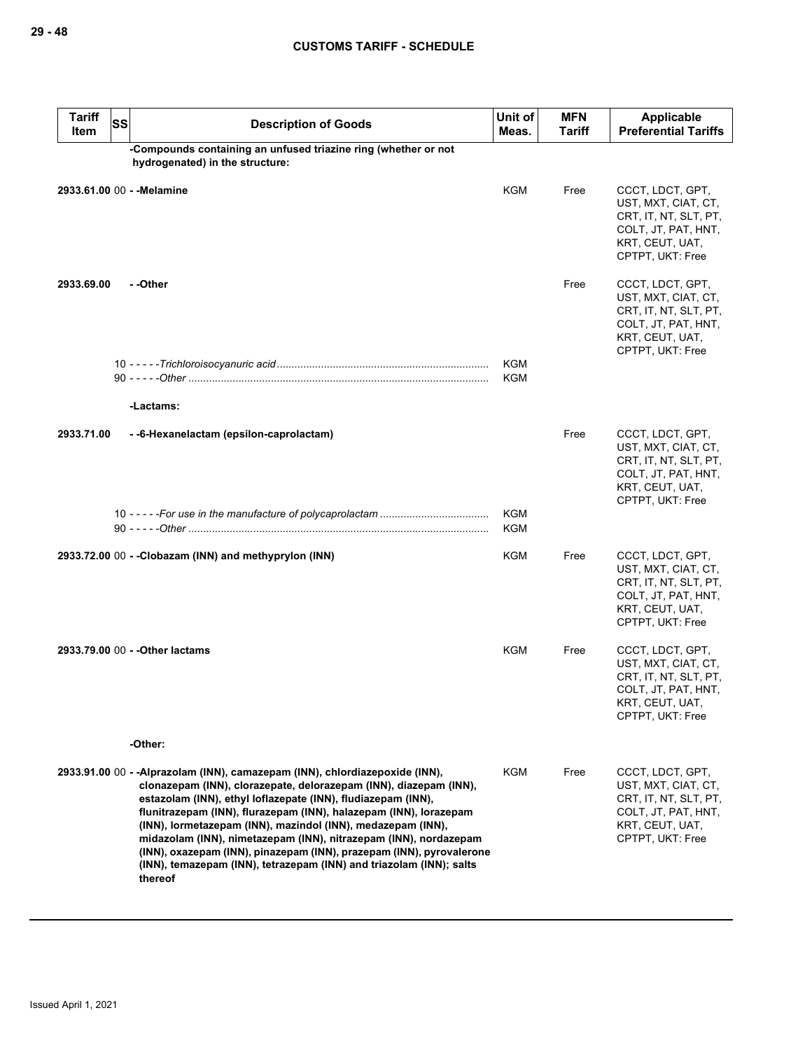| Tariff Item | SS | Description of Goods | Unit of Meas. | MFN Tariff | Applicable Preferential Tariffs |
|---|---|---|---|---|---|
| | | **-Compounds containing an unfused triazine ring (whether or not hydrogenated) in the structure:** | | | |
| **2933.61.00** | 00 | **- -Melamine** | KGM | Free | CCCT, LDCT, GPT, UST, MXT, CIAT, CT, CRT, IT, NT, SLT, PT, COLT, JT, PAT, HNT, KRT, CEUT, UAT, CPTPT, UKT: Free |
| **2933.69.00** | | **- -Other** | | Free | CCCT, LDCT, GPT, UST, MXT, CIAT, CT, CRT, IT, NT, SLT, PT, COLT, JT, PAT, HNT, KRT, CEUT, UAT, CPTPT, UKT: Free |
| | 10 | - - - - -*Trichloroisocyanuric acid* | KGM | | |
| | 90 | - - - - -*Other* | KGM | | |
| | | **-Lactams:** | | | |
| **2933.71.00** | | **- -6-Hexanelactam (epsilon-caprolactam)** | | Free | CCCT, LDCT, GPT, UST, MXT, CIAT, CT, CRT, IT, NT, SLT, PT, COLT, JT, PAT, HNT, KRT, CEUT, UAT, CPTPT, UKT: Free |
| | 10 | - - - - -*For use in the manufacture of polycaprolactam* | KGM | | |
| | 90 | - - - - -*Other* | KGM | | |
| **2933.72.00** | 00 | **- -Clobazam (INN) and methyprylon (INN)** | KGM | Free | CCCT, LDCT, GPT, UST, MXT, CIAT, CT, CRT, IT, NT, SLT, PT, COLT, JT, PAT, HNT, KRT, CEUT, UAT, CPTPT, UKT: Free |
| **2933.79.00** | 00 | **- -Other lactams** | KGM | Free | CCCT, LDCT, GPT, UST, MXT, CIAT, CT, CRT, IT, NT, SLT, PT, COLT, JT, PAT, HNT, KRT, CEUT, UAT, CPTPT, UKT: Free |
| | | **-Other:** | | | |
| **2933.91.00** | 00 | **- -Alprazolam (INN), camazepam (INN), chlordiazepoxide (INN), clonazepam (INN), clorazepate, delorazepam (INN), diazepam (INN), estazolam (INN), ethyl loflazepate (INN), fludiazepam (INN), flunitrazepam (INN), flurazepam (INN), halazepam (INN), lorazepam (INN), lormetazepam (INN), mazindol (INN), medazepam (INN), midazolam (INN), nimetazepam (INN), nitrazepam (INN), nordazepam (INN), oxazepam (INN), pinazepam (INN), prazepam (INN), pyrovalerone (INN), temazepam (INN), tetrazepam (INN) and triazolam (INN); salts thereof** | KGM | Free | CCCT, LDCT, GPT, UST, MXT, CIAT, CT, CRT, IT, NT, SLT, PT, COLT, JT, PAT, HNT, KRT, CEUT, UAT, CPTPT, UKT: Free |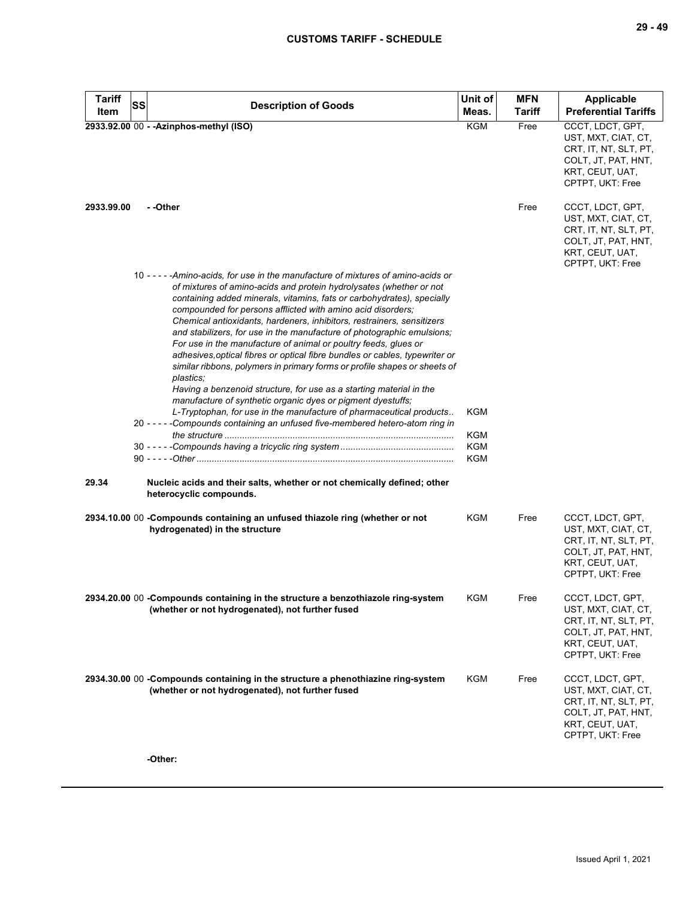| Tariff Item | SS | Description of Goods | Unit of Meas. | MFN Tariff | Applicable Preferential Tariffs |
|---|---|---|---|---|---|
| **2933.92.00** | 00 | **- -Azinphos-methyl (ISO)** | KGM | Free | CCCT, LDCT, GPT, UST, MXT, CIAT, CT, CRT, IT, NT, SLT, PT, COLT, JT, PAT, HNT, KRT, CEUT, UAT, CPTPT, UKT: Free |
| **2933.99.00** | | **- -Other** | | Free | CCCT, LDCT, GPT, UST, MXT, CIAT, CT, CRT, IT, NT, SLT, PT, COLT, JT, PAT, HNT, KRT, CEUT, UAT, CPTPT, UKT: Free |
| | 10 | - - - - -*Amino-acids, for use in the manufacture of mixtures of amino-acids or of mixtures of amino-acids and protein hydrolysates (whether or not containing added minerals, vitamins, fats or carbohydrates), specially compounded for persons afflicted with amino acid disorders;*<br>*Chemical antioxidants, hardeners, inhibitors, restrainers, sensitizers and stabilizers, for use in the manufacture of photographic emulsions;*<br>*For use in the manufacture of animal or poultry feeds, glues or adhesives,optical fibres or optical fibre bundles or cables, typewriter or similar ribbons, polymers in primary forms or profile shapes or sheets of plastics;*<br>*Having a benzenoid structure, for use as a starting material in the manufacture of synthetic organic dyes or pigment dyestuffs;*<br>*L-Tryptophan, for use in the manufacture of pharmaceutical products* | KGM | | |
| | 20 | - - - - -*Compounds containing an unfused five-membered hetero-atom ring in the structure* | KGM | | |
| | 30 | - - - - -*Compounds having a tricyclic ring system* | KGM | | |
| | 90 | - - - - -*Other* | KGM | | |
| **29.34** | | **Nucleic acids and their salts, whether or not chemically defined; other heterocyclic compounds.** | | | |
| **2934.10.00** | 00 | **-Compounds containing an unfused thiazole ring (whether or not hydrogenated) in the structure** | KGM | Free | CCCT, LDCT, GPT, UST, MXT, CIAT, CT, CRT, IT, NT, SLT, PT, COLT, JT, PAT, HNT, KRT, CEUT, UAT, CPTPT, UKT: Free |
| **2934.20.00** | 00 | **-Compounds containing in the structure a benzothiazole ring-system (whether or not hydrogenated), not further fused** | KGM | Free | CCCT, LDCT, GPT, UST, MXT, CIAT, CT, CRT, IT, NT, SLT, PT, COLT, JT, PAT, HNT, KRT, CEUT, UAT, CPTPT, UKT: Free |
| **2934.30.00** | 00 | **-Compounds containing in the structure a phenothiazine ring-system (whether or not hydrogenated), not further fused** | KGM | Free | CCCT, LDCT, GPT, UST, MXT, CIAT, CT, CRT, IT, NT, SLT, PT, COLT, JT, PAT, HNT, KRT, CEUT, UAT, CPTPT, UKT: Free |
| | | **-Other:** | | | |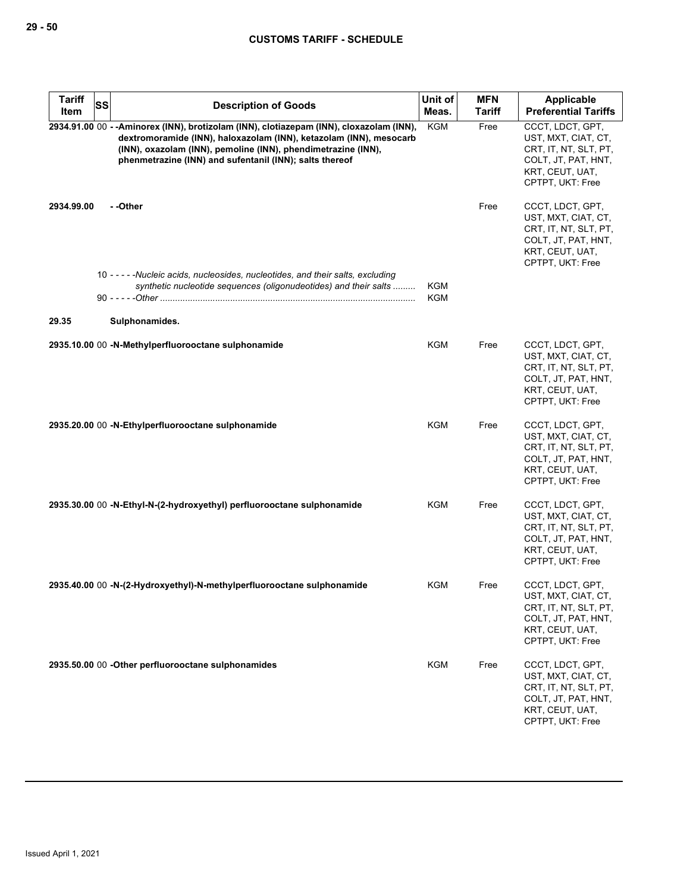| Tariff Item | SS | Description of Goods | Unit of Meas. | MFN Tariff | Applicable Preferential Tariffs |
|---|---|---|---|---|---|
| **2934.91.00** | 00 | **- -Aminorex (INN), brotizolam (INN), clotiazepam (INN), cloxazolam (INN), dextromoramide (INN), haloxazolam (INN), ketazolam (INN), mesocarb (INN), oxazolam (INN), pemoline (INN), phendimetrazine (INN), phenmetrazine (INN) and sufentanil (INN); salts thereof** | KGM | Free | CCCT, LDCT, GPT, UST, MXT, CIAT, CT, CRT, IT, NT, SLT, PT, COLT, JT, PAT, HNT, KRT, CEUT, UAT, CPTPT, UKT: Free |
| **2934.99.00** | | **- -Other** | | Free | CCCT, LDCT, GPT, UST, MXT, CIAT, CT, CRT, IT, NT, SLT, PT, COLT, JT, PAT, HNT, KRT, CEUT, UAT, CPTPT, UKT: Free |
| | 10 | - - - - -*Nucleic acids, nucleosides, nucleotides, and their salts, excluding synthetic nucleotide sequences (oligonudeotides) and their salts* | KGM | | |
| | 90 | - - - - -*Other* | KGM | | |
| **29.35** | | **Sulphonamides.** | | | |
| **2935.10.00** | 00 | **-N-Methylperfluorooctane sulphonamide** | KGM | Free | CCCT, LDCT, GPT, UST, MXT, CIAT, CT, CRT, IT, NT, SLT, PT, COLT, JT, PAT, HNT, KRT, CEUT, UAT, CPTPT, UKT: Free |
| **2935.20.00** | 00 | **-N-Ethylperfluorooctane sulphonamide** | KGM | Free | CCCT, LDCT, GPT, UST, MXT, CIAT, CT, CRT, IT, NT, SLT, PT, COLT, JT, PAT, HNT, KRT, CEUT, UAT, CPTPT, UKT: Free |
| **2935.30.00** | 00 | **-N-Ethyl-N-(2-hydroxyethyl) perfluorooctane sulphonamide** | KGM | Free | CCCT, LDCT, GPT, UST, MXT, CIAT, CT, CRT, IT, NT, SLT, PT, COLT, JT, PAT, HNT, KRT, CEUT, UAT, CPTPT, UKT: Free |
| **2935.40.00** | 00 | **-N-(2-Hydroxyethyl)-N-methylperfluorooctane sulphonamide** | KGM | Free | CCCT, LDCT, GPT, UST, MXT, CIAT, CT, CRT, IT, NT, SLT, PT, COLT, JT, PAT, HNT, KRT, CEUT, UAT, CPTPT, UKT: Free |
| **2935.50.00** | 00 | **-Other perfluorooctane sulphonamides** | KGM | Free | CCCT, LDCT, GPT, UST, MXT, CIAT, CT, CRT, IT, NT, SLT, PT, COLT, JT, PAT, HNT, KRT, CEUT, UAT, CPTPT, UKT: Free |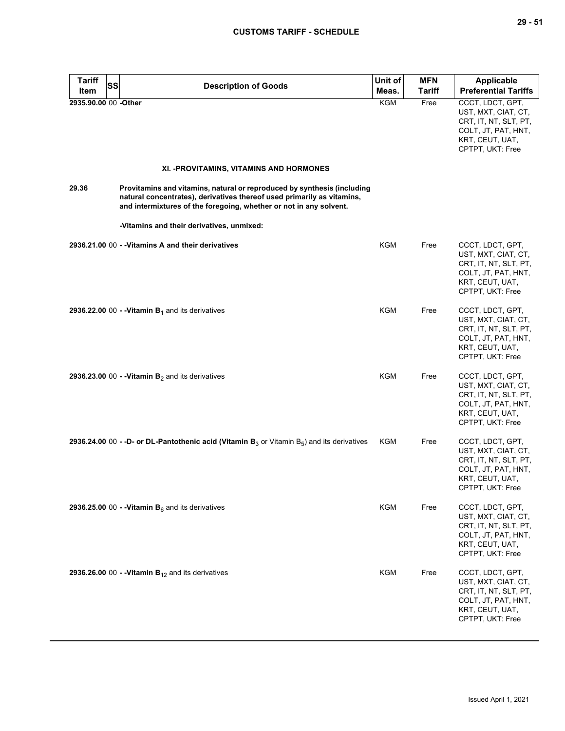| Tariff Item | SS | Description of Goods | Unit of Meas. | MFN Tariff | Applicable Preferential Tariffs |
|---|---|---|---|---|---|
| 2935.90.00 | 00 | -Other | KGM | Free | CCCT, LDCT, GPT, UST, MXT, CIAT, CT, CRT, IT, NT, SLT, PT, COLT, JT, PAT, HNT, KRT, CEUT, UAT, CPTPT, UKT: Free |
| | | **XI. -PROVITAMINS, VITAMINS AND HORMONES** | | | |
| 29.36 | | **Provitamins and vitamins, natural or reproduced by synthesis (including natural concentrates), derivatives thereof used primarily as vitamins, and intermixtures of the foregoing, whether or not in any solvent.** | | | |
| | | **-Vitamins and their derivatives, unmixed:** | | | |
| 2936.21.00 | 00 | **- -Vitamins A and their derivatives** | KGM | Free | CCCT, LDCT, GPT, UST, MXT, CIAT, CT, CRT, IT, NT, SLT, PT, COLT, JT, PAT, HNT, KRT, CEUT, UAT, CPTPT, UKT: Free |
| 2936.22.00 | 00 | **- -Vitamin $B_1$** and its derivatives | KGM | Free | CCCT, LDCT, GPT, UST, MXT, CIAT, CT, CRT, IT, NT, SLT, PT, COLT, JT, PAT, HNT, KRT, CEUT, UAT, CPTPT, UKT: Free |
| 2936.23.00 | 00 | **- -Vitamin $B_2$** and its derivatives | KGM | Free | CCCT, LDCT, GPT, UST, MXT, CIAT, CT, CRT, IT, NT, SLT, PT, COLT, JT, PAT, HNT, KRT, CEUT, UAT, CPTPT, UKT: Free |
| 2936.24.00 | 00 | **- -D- or DL-Pantothenic acid (Vitamin $B_3$** or Vitamin $B_5$) and its derivatives | KGM | Free | CCCT, LDCT, GPT, UST, MXT, CIAT, CT, CRT, IT, NT, SLT, PT, COLT, JT, PAT, HNT, KRT, CEUT, UAT, CPTPT, UKT: Free |
| 2936.25.00 | 00 | **- -Vitamin $B_6$** and its derivatives | KGM | Free | CCCT, LDCT, GPT, UST, MXT, CIAT, CT, CRT, IT, NT, SLT, PT, COLT, JT, PAT, HNT, KRT, CEUT, UAT, CPTPT, UKT: Free |
| 2936.26.00 | 00 | **- -Vitamin $B_{12}$** and its derivatives | KGM | Free | CCCT, LDCT, GPT, UST, MXT, CIAT, CT, CRT, IT, NT, SLT, PT, COLT, JT, PAT, HNT, KRT, CEUT, UAT, CPTPT, UKT: Free |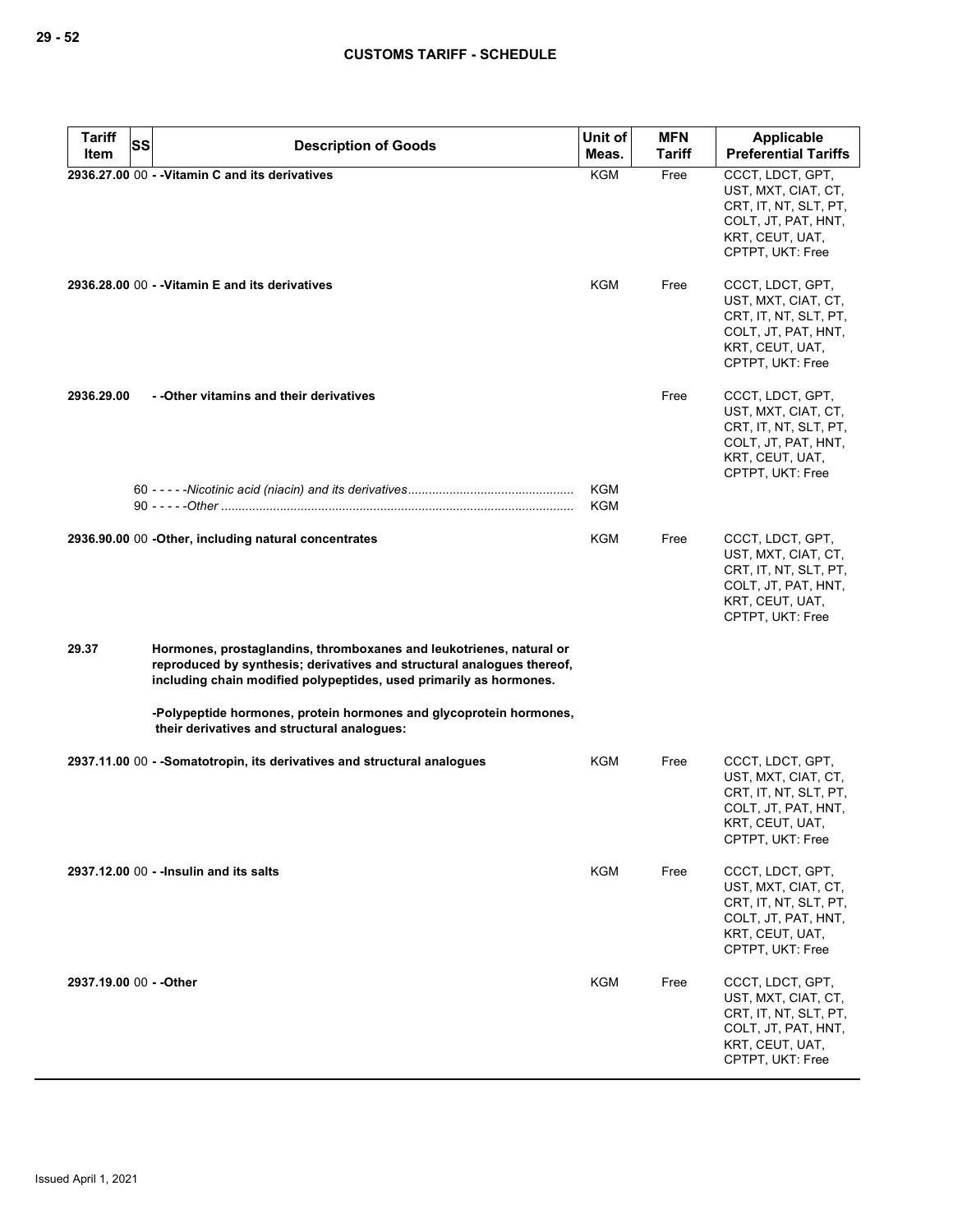| Tariff Item | SS | Description of Goods | Unit of Meas. | MFN Tariff | Applicable Preferential Tariffs |
|---|---|---|---|---|---|
| 2936.27.00 | 00 | - -Vitamin C and its derivatives | KGM | Free | CCCT, LDCT, GPT, UST, MXT, CIAT, CT, CRT, IT, NT, SLT, PT, COLT, JT, PAT, HNT, KRT, CEUT, UAT, CPTPT, UKT: Free |
| 2936.28.00 | 00 | - -Vitamin E and its derivatives | KGM | Free | CCCT, LDCT, GPT, UST, MXT, CIAT, CT, CRT, IT, NT, SLT, PT, COLT, JT, PAT, HNT, KRT, CEUT, UAT, CPTPT, UKT: Free |
| 2936.29.00 | | - -Other vitamins and their derivatives | | Free | CCCT, LDCT, GPT, UST, MXT, CIAT, CT, CRT, IT, NT, SLT, PT, COLT, JT, PAT, HNT, KRT, CEUT, UAT, CPTPT, UKT: Free |
| | 60 | - - - - -*Nicotinic acid (niacin) and its derivatives* | KGM | | |
| | 90 | - - - - -*Other* | KGM | | |
| 2936.90.00 | 00 | -Other, including natural concentrates | KGM | Free | CCCT, LDCT, GPT, UST, MXT, CIAT, CT, CRT, IT, NT, SLT, PT, COLT, JT, PAT, HNT, KRT, CEUT, UAT, CPTPT, UKT: Free |
| 29.37 | | **Hormones, prostaglandins, thromboxanes and leukotrienes, natural or reproduced by synthesis; derivatives and structural analogues thereof, including chain modified polypeptides, used primarily as hormones.** | | | |
| | | -Polypeptide hormones, protein hormones and glycoprotein hormones, their derivatives and structural analogues: | | | |
| 2937.11.00 | 00 | - -Somatotropin, its derivatives and structural analogues | KGM | Free | CCCT, LDCT, GPT, UST, MXT, CIAT, CT, CRT, IT, NT, SLT, PT, COLT, JT, PAT, HNT, KRT, CEUT, UAT, CPTPT, UKT: Free |
| 2937.12.00 | 00 | - -Insulin and its salts | KGM | Free | CCCT, LDCT, GPT, UST, MXT, CIAT, CT, CRT, IT, NT, SLT, PT, COLT, JT, PAT, HNT, KRT, CEUT, UAT, CPTPT, UKT: Free |
| 2937.19.00 | 00 | - -Other | KGM | Free | CCCT, LDCT, GPT, UST, MXT, CIAT, CT, CRT, IT, NT, SLT, PT, COLT, JT, PAT, HNT, KRT, CEUT, UAT, CPTPT, UKT: Free |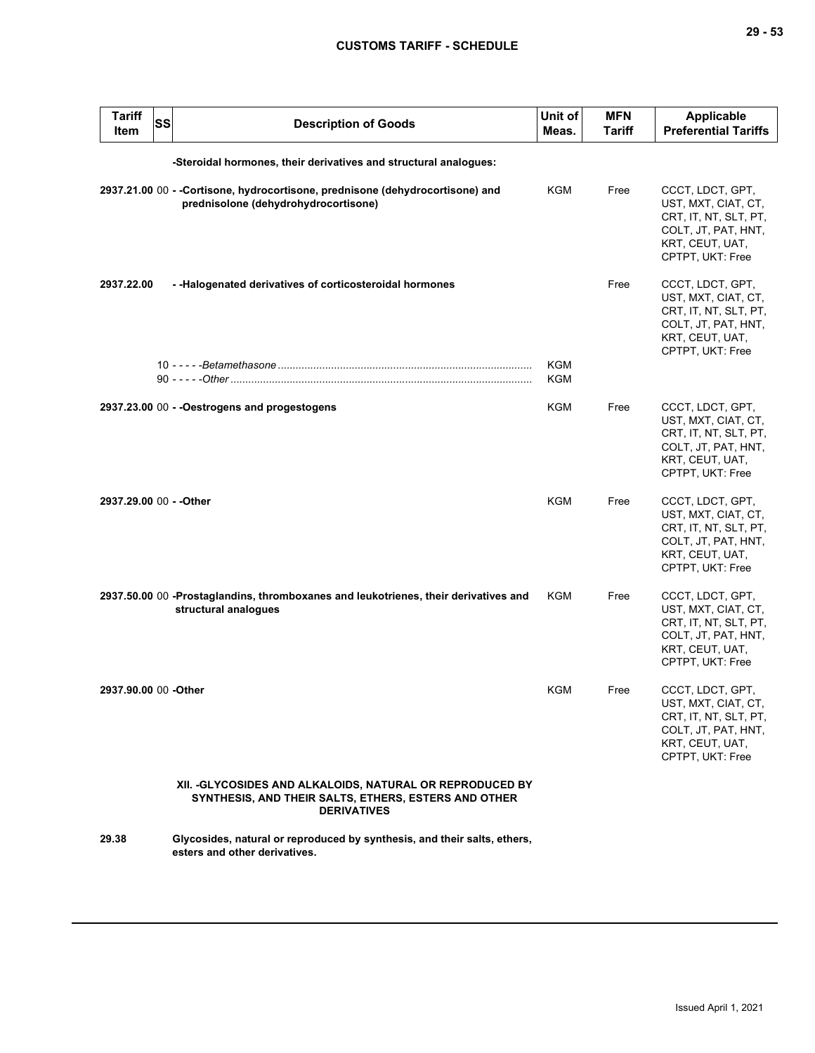| Tariff Item | SS | Description of Goods | Unit of Meas. | MFN Tariff | Applicable Preferential Tariffs |
|---|---|---|---|---|---|
| | | **-Steroidal hormones, their derivatives and structural analogues:** | | | |
| **2937.21.00** | 00 | **- -Cortisone, hydrocortisone, prednisone (dehydrocortisone) and prednisolone (dehydrohydrocortisone)** | KGM | Free | CCCT, LDCT, GPT, UST, MXT, CIAT, CT, CRT, IT, NT, SLT, PT, COLT, JT, PAT, HNT, KRT, CEUT, UAT, CPTPT, UKT: Free |
| **2937.22.00** | | **- -Halogenated derivatives of corticosteroidal hormones** | | Free | CCCT, LDCT, GPT, UST, MXT, CIAT, CT, CRT, IT, NT, SLT, PT, COLT, JT, PAT, HNT, KRT, CEUT, UAT, CPTPT, UKT: Free |
| | 10 | - - - - -*Betamethasone* | KGM | | |
| | 90 | - - - - -*Other* | KGM | | |
| **2937.23.00** | 00 | **- -Oestrogens and progestogens** | KGM | Free | CCCT, LDCT, GPT, UST, MXT, CIAT, CT, CRT, IT, NT, SLT, PT, COLT, JT, PAT, HNT, KRT, CEUT, UAT, CPTPT, UKT: Free |
| **2937.29.00** | 00 | **- -Other** | KGM | Free | CCCT, LDCT, GPT, UST, MXT, CIAT, CT, CRT, IT, NT, SLT, PT, COLT, JT, PAT, HNT, KRT, CEUT, UAT, CPTPT, UKT: Free |
| **2937.50.00** | 00 | **-Prostaglandins, thromboxanes and leukotrienes, their derivatives and structural analogues** | KGM | Free | CCCT, LDCT, GPT, UST, MXT, CIAT, CT, CRT, IT, NT, SLT, PT, COLT, JT, PAT, HNT, KRT, CEUT, UAT, CPTPT, UKT: Free |
| **2937.90.00** | 00 | **-Other** | KGM | Free | CCCT, LDCT, GPT, UST, MXT, CIAT, CT, CRT, IT, NT, SLT, PT, COLT, JT, PAT, HNT, KRT, CEUT, UAT, CPTPT, UKT: Free |
| | | **XII. -GLYCOSIDES AND ALKALOIDS, NATURAL OR REPRODUCED BY SYNTHESIS, AND THEIR SALTS, ETHERS, ESTERS AND OTHER DERIVATIVES** | | | |
| **29.38** | | **Glycosides, natural or reproduced by synthesis, and their salts, ethers, esters and other derivatives.** | | | |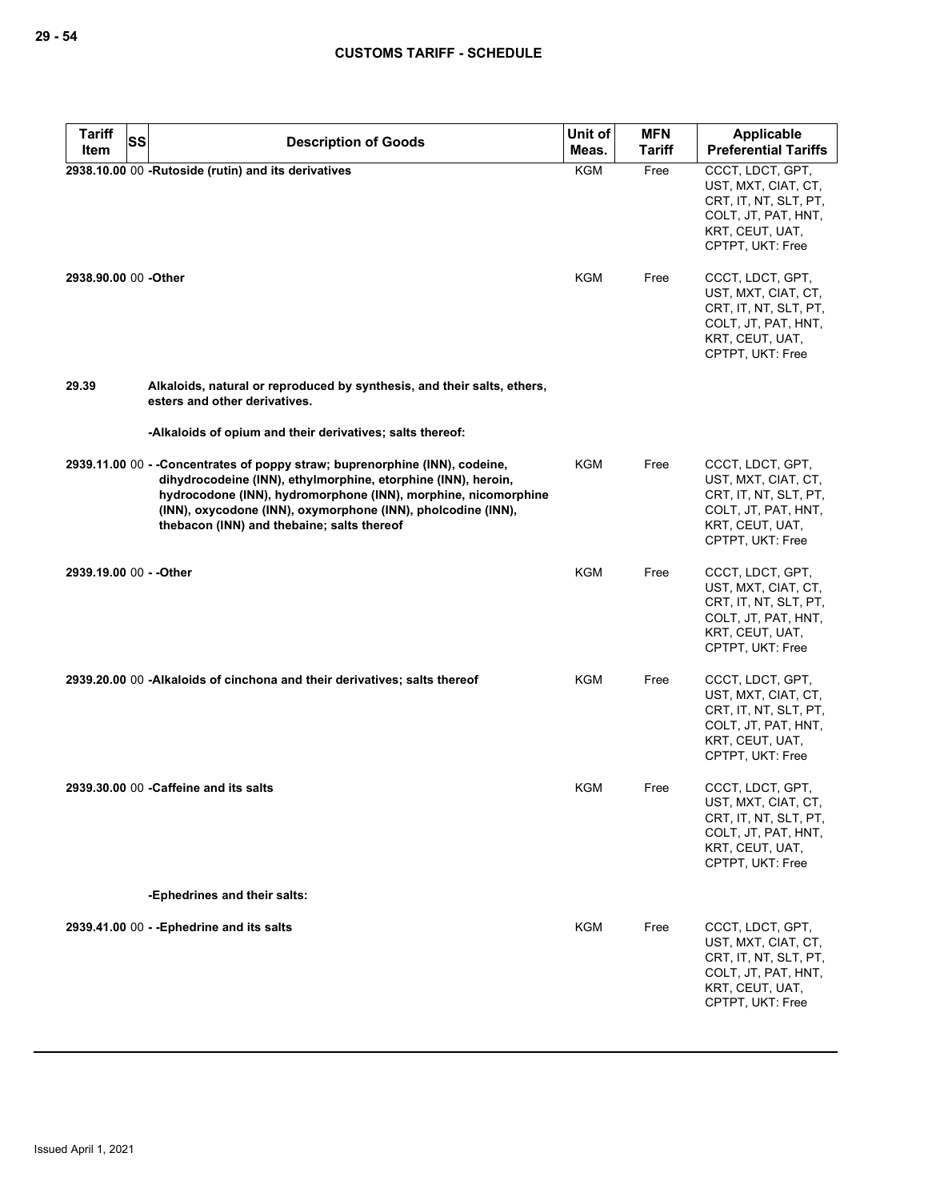## CUSTOMS TARIFF - SCHEDULE

| Tariff Item | SS | Description of Goods | Unit of Meas. | MFN Tariff | Applicable Preferential Tariffs |
|---|---|---|---|---|---|
| 2938.10.00 | 00 | -Rutoside (rutin) and its derivatives | KGM | Free | CCCT, LDCT, GPT, UST, MXT, CIAT, CT, CRT, IT, NT, SLT, PT, COLT, JT, PAT, HNT, KRT, CEUT, UAT, CPTPT, UKT: Free |
| 2938.90.00 | 00 | -Other | KGM | Free | CCCT, LDCT, GPT, UST, MXT, CIAT, CT, CRT, IT, NT, SLT, PT, COLT, JT, PAT, HNT, KRT, CEUT, UAT, CPTPT, UKT: Free |
| 29.39 | | Alkaloids, natural or reproduced by synthesis, and their salts, ethers, esters and other derivatives. | | | |
| | | -Alkaloids of opium and their derivatives; salts thereof: | | | |
| 2939.11.00 | 00 | - -Concentrates of poppy straw; buprenorphine (INN), codeine, dihydrocodeine (INN), ethylmorphine, etorphine (INN), heroin, hydrocodone (INN), hydromorphone (INN), morphine, nicomorphine (INN), oxycodone (INN), oxymorphone (INN), pholcodine (INN), thebacon (INN) and thebaine; salts thereof | KGM | Free | CCCT, LDCT, GPT, UST, MXT, CIAT, CT, CRT, IT, NT, SLT, PT, COLT, JT, PAT, HNT, KRT, CEUT, UAT, CPTPT, UKT: Free |
| 2939.19.00 | 00 | - -Other | KGM | Free | CCCT, LDCT, GPT, UST, MXT, CIAT, CT, CRT, IT, NT, SLT, PT, COLT, JT, PAT, HNT, KRT, CEUT, UAT, CPTPT, UKT: Free |
| 2939.20.00 | 00 | -Alkaloids of cinchona and their derivatives; salts thereof | KGM | Free | CCCT, LDCT, GPT, UST, MXT, CIAT, CT, CRT, IT, NT, SLT, PT, COLT, JT, PAT, HNT, KRT, CEUT, UAT, CPTPT, UKT: Free |
| 2939.30.00 | 00 | -Caffeine and its salts | KGM | Free | CCCT, LDCT, GPT, UST, MXT, CIAT, CT, CRT, IT, NT, SLT, PT, COLT, JT, PAT, HNT, KRT, CEUT, UAT, CPTPT, UKT: Free |
| | | -Ephedrines and their salts: | | | |
| 2939.41.00 | 00 | - -Ephedrine and its salts | KGM | Free | CCCT, LDCT, GPT, UST, MXT, CIAT, CT, CRT, IT, NT, SLT, PT, COLT, JT, PAT, HNT, KRT, CEUT, UAT, CPTPT, UKT: Free |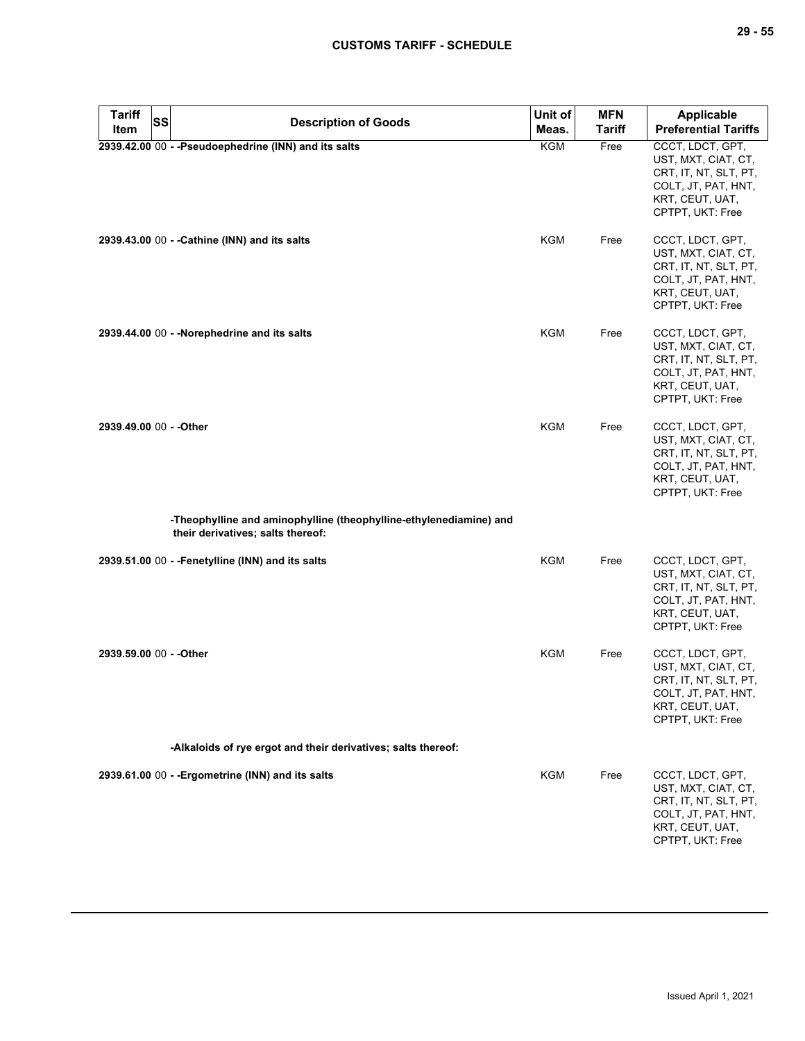| Tariff Item | SS | Description of Goods | Unit of Meas. | MFN Tariff | Applicable Preferential Tariffs |
|---|---|---|---|---|---|
| 2939.42.00 | 00 | - -Pseudoephedrine (INN) and its salts | KGM | Free | CCCT, LDCT, GPT, UST, MXT, CIAT, CT, CRT, IT, NT, SLT, PT, COLT, JT, PAT, HNT, KRT, CEUT, UAT, CPTPT, UKT: Free |
| 2939.43.00 | 00 | - -Cathine (INN) and its salts | KGM | Free | CCCT, LDCT, GPT, UST, MXT, CIAT, CT, CRT, IT, NT, SLT, PT, COLT, JT, PAT, HNT, KRT, CEUT, UAT, CPTPT, UKT: Free |
| 2939.44.00 | 00 | - -Norephedrine and its salts | KGM | Free | CCCT, LDCT, GPT, UST, MXT, CIAT, CT, CRT, IT, NT, SLT, PT, COLT, JT, PAT, HNT, KRT, CEUT, UAT, CPTPT, UKT: Free |
| 2939.49.00 | 00 | - -Other | KGM | Free | CCCT, LDCT, GPT, UST, MXT, CIAT, CT, CRT, IT, NT, SLT, PT, COLT, JT, PAT, HNT, KRT, CEUT, UAT, CPTPT, UKT: Free |
| | | -Theophylline and aminophylline (theophylline-ethylenediamine) and their derivatives; salts thereof: | | | |
| 2939.51.00 | 00 | - -Fenetylline (INN) and its salts | KGM | Free | CCCT, LDCT, GPT, UST, MXT, CIAT, CT, CRT, IT, NT, SLT, PT, COLT, JT, PAT, HNT, KRT, CEUT, UAT, CPTPT, UKT: Free |
| 2939.59.00 | 00 | - -Other | KGM | Free | CCCT, LDCT, GPT, UST, MXT, CIAT, CT, CRT, IT, NT, SLT, PT, COLT, JT, PAT, HNT, KRT, CEUT, UAT, CPTPT, UKT: Free |
| | | -Alkaloids of rye ergot and their derivatives; salts thereof: | | | |
| 2939.61.00 | 00 | - -Ergometrine (INN) and its salts | KGM | Free | CCCT, LDCT, GPT, UST, MXT, CIAT, CT, CRT, IT, NT, SLT, PT, COLT, JT, PAT, HNT, KRT, CEUT, UAT, CPTPT, UKT: Free |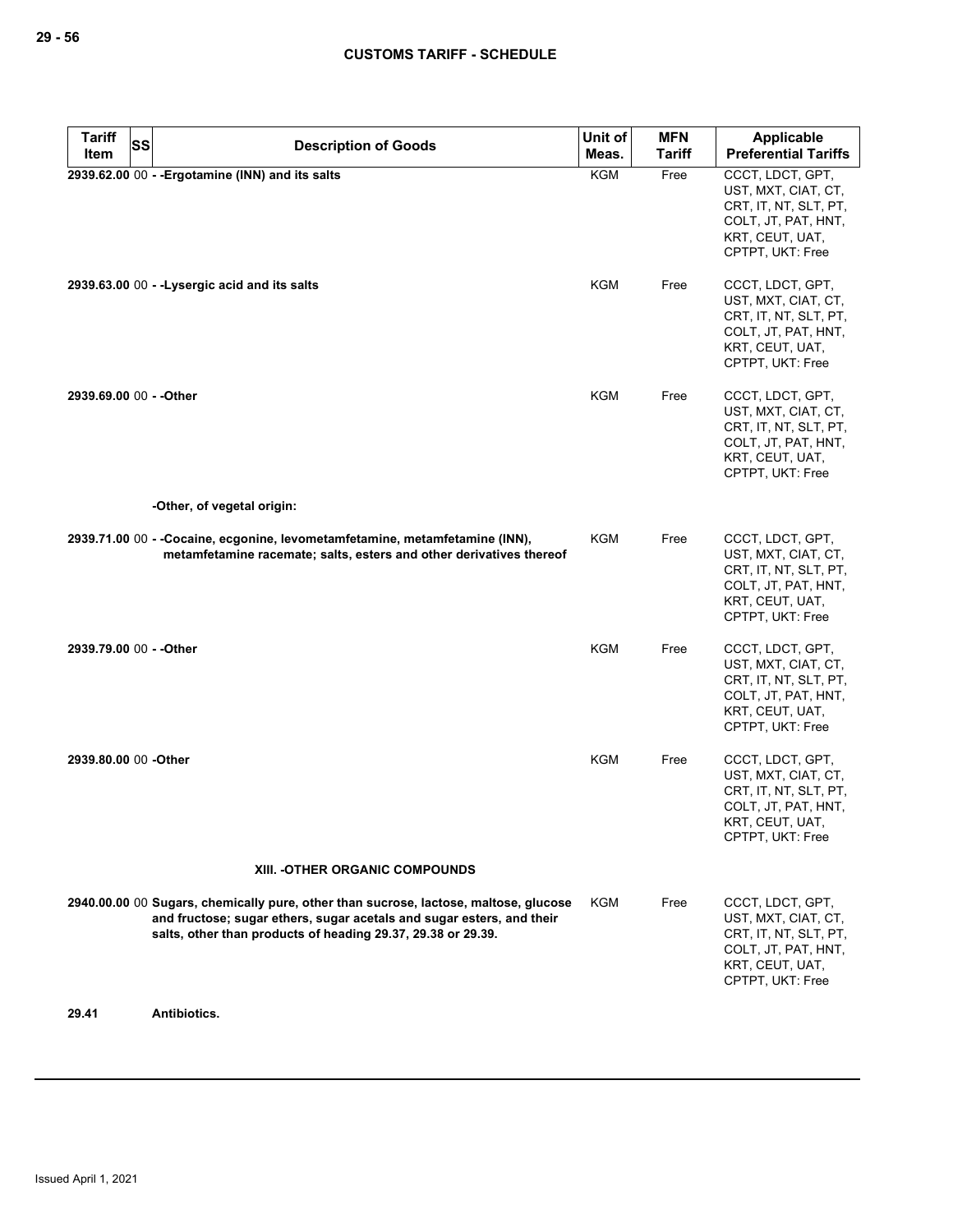| Tariff Item | SS | Description of Goods | Unit of Meas. | MFN Tariff | Applicable Preferential Tariffs |
|---|---|---|---|---|---|
| 2939.62.00 | 00 | - -Ergotamine (INN) and its salts | KGM | Free | CCCT, LDCT, GPT, UST, MXT, CIAT, CT, CRT, IT, NT, SLT, PT, COLT, JT, PAT, HNT, KRT, CEUT, UAT, CPTPT, UKT: Free |
| 2939.63.00 | 00 | - -Lysergic acid and its salts | KGM | Free | CCCT, LDCT, GPT, UST, MXT, CIAT, CT, CRT, IT, NT, SLT, PT, COLT, JT, PAT, HNT, KRT, CEUT, UAT, CPTPT, UKT: Free |
| 2939.69.00 | 00 | - -Other | KGM | Free | CCCT, LDCT, GPT, UST, MXT, CIAT, CT, CRT, IT, NT, SLT, PT, COLT, JT, PAT, HNT, KRT, CEUT, UAT, CPTPT, UKT: Free |
| | | -Other, of vegetal origin: | | | |
| 2939.71.00 | 00 | - -Cocaine, ecgonine, levometamfetamine, metamfetamine (INN), metamfetamine racemate; salts, esters and other derivatives thereof | KGM | Free | CCCT, LDCT, GPT, UST, MXT, CIAT, CT, CRT, IT, NT, SLT, PT, COLT, JT, PAT, HNT, KRT, CEUT, UAT, CPTPT, UKT: Free |
| 2939.79.00 | 00 | - -Other | KGM | Free | CCCT, LDCT, GPT, UST, MXT, CIAT, CT, CRT, IT, NT, SLT, PT, COLT, JT, PAT, HNT, KRT, CEUT, UAT, CPTPT, UKT: Free |
| 2939.80.00 | 00 | -Other | KGM | Free | CCCT, LDCT, GPT, UST, MXT, CIAT, CT, CRT, IT, NT, SLT, PT, COLT, JT, PAT, HNT, KRT, CEUT, UAT, CPTPT, UKT: Free |
| | | XIII. -OTHER ORGANIC COMPOUNDS | | | |
| 2940.00.00 | 00 | Sugars, chemically pure, other than sucrose, lactose, maltose, glucose and fructose; sugar ethers, sugar acetals and sugar esters, and their salts, other than products of heading 29.37, 29.38 or 29.39. | KGM | Free | CCCT, LDCT, GPT, UST, MXT, CIAT, CT, CRT, IT, NT, SLT, PT, COLT, JT, PAT, HNT, KRT, CEUT, UAT, CPTPT, UKT: Free |
| 29.41 | | Antibiotics. | | | |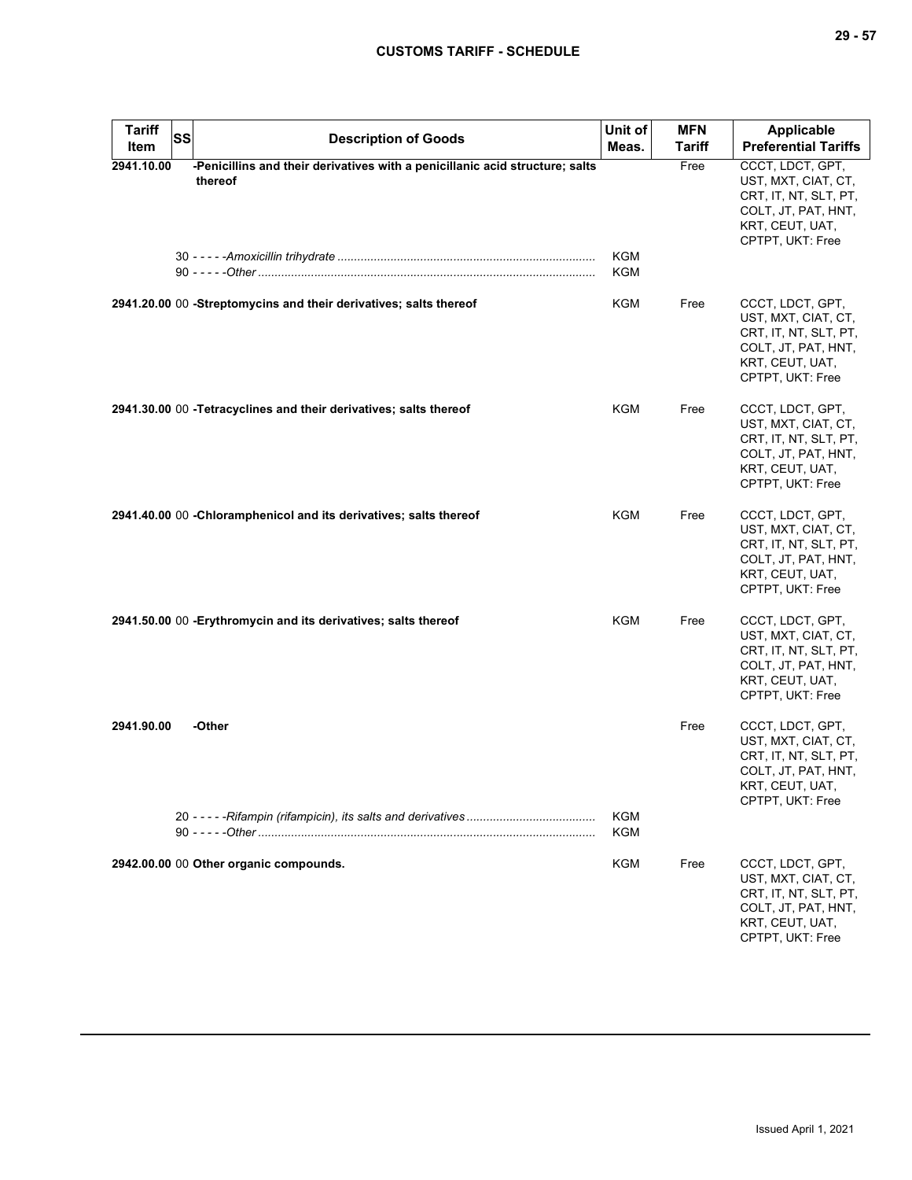| Tariff Item | SS | Description of Goods | Unit of Meas. | MFN Tariff | Applicable Preferential Tariffs |
|---|---|---|---|---|---|
| 2941.10.00 | | **-Penicillins and their derivatives with a penicillanic acid structure; salts thereof** | | Free | CCCT, LDCT, GPT, UST, MXT, CIAT, CT, CRT, IT, NT, SLT, PT, COLT, JT, PAT, HNT, KRT, CEUT, UAT, CPTPT, UKT: Free |
| | 30 | - - - - -*Amoxicillin trihydrate* | KGM | | |
| | 90 | - - - - -*Other* | KGM | | |
| 2941.20.00 | 00 | **-Streptomycins and their derivatives; salts thereof** | KGM | Free | CCCT, LDCT, GPT, UST, MXT, CIAT, CT, CRT, IT, NT, SLT, PT, COLT, JT, PAT, HNT, KRT, CEUT, UAT, CPTPT, UKT: Free |
| 2941.30.00 | 00 | **-Tetracyclines and their derivatives; salts thereof** | KGM | Free | CCCT, LDCT, GPT, UST, MXT, CIAT, CT, CRT, IT, NT, SLT, PT, COLT, JT, PAT, HNT, KRT, CEUT, UAT, CPTPT, UKT: Free |
| 2941.40.00 | 00 | **-Chloramphenicol and its derivatives; salts thereof** | KGM | Free | CCCT, LDCT, GPT, UST, MXT, CIAT, CT, CRT, IT, NT, SLT, PT, COLT, JT, PAT, HNT, KRT, CEUT, UAT, CPTPT, UKT: Free |
| 2941.50.00 | 00 | **-Erythromycin and its derivatives; salts thereof** | KGM | Free | CCCT, LDCT, GPT, UST, MXT, CIAT, CT, CRT, IT, NT, SLT, PT, COLT, JT, PAT, HNT, KRT, CEUT, UAT, CPTPT, UKT: Free |
| 2941.90.00 | | **-Other** | | Free | CCCT, LDCT, GPT, UST, MXT, CIAT, CT, CRT, IT, NT, SLT, PT, COLT, JT, PAT, HNT, KRT, CEUT, UAT, CPTPT, UKT: Free |
| | 20 | - - - - -*Rifampin (rifampicin), its salts and derivatives* | KGM | | |
| | 90 | - - - - -*Other* | KGM | | |
| 2942.00.00 | 00 | **Other organic compounds.** | KGM | Free | CCCT, LDCT, GPT, UST, MXT, CIAT, CT, CRT, IT, NT, SLT, PT, COLT, JT, PAT, HNT, KRT, CEUT, UAT, CPTPT, UKT: Free |